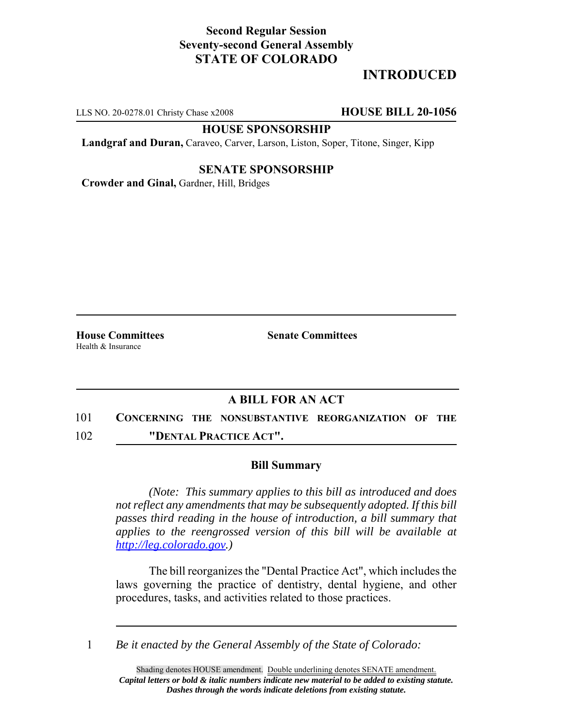**Second Regular Session**
**Seventy-second General Assembly**
**STATE OF COLORADO**

# INTRODUCED

LLS NO. 20-0278.01 Christy Chase x2008 **HOUSE BILL 20-1056**

**HOUSE SPONSORSHIP**

**Landgraf and Duran,** Caraveo, Carver, Larson, Liston, Soper, Titone, Singer, Kipp

**SENATE SPONSORSHIP**

**Crowder and Ginal,** Gardner, Hill, Bridges

**House Committees**
Health & Insurance

**Senate Committees**

## A BILL FOR AN ACT

101 **CONCERNING THE NONSUBSTANTIVE REORGANIZATION OF THE**
102 **"DENTAL PRACTICE ACT".**

### Bill Summary

*(Note: This summary applies to this bill as introduced and does not reflect any amendments that may be subsequently adopted. If this bill passes third reading in the house of introduction, a bill summary that applies to the reengrossed version of this bill will be available at http://leg.colorado.gov.)*

The bill reorganizes the "Dental Practice Act", which includes the laws governing the practice of dentistry, dental hygiene, and other procedures, tasks, and activities related to those practices.

1 *Be it enacted by the General Assembly of the State of Colorado:*

Shading denotes HOUSE amendment. Double underlining denotes SENATE amendment.
***Capital letters or bold & italic numbers indicate new material to be added to existing statute.***
***Dashes through the words indicate deletions from existing statute.***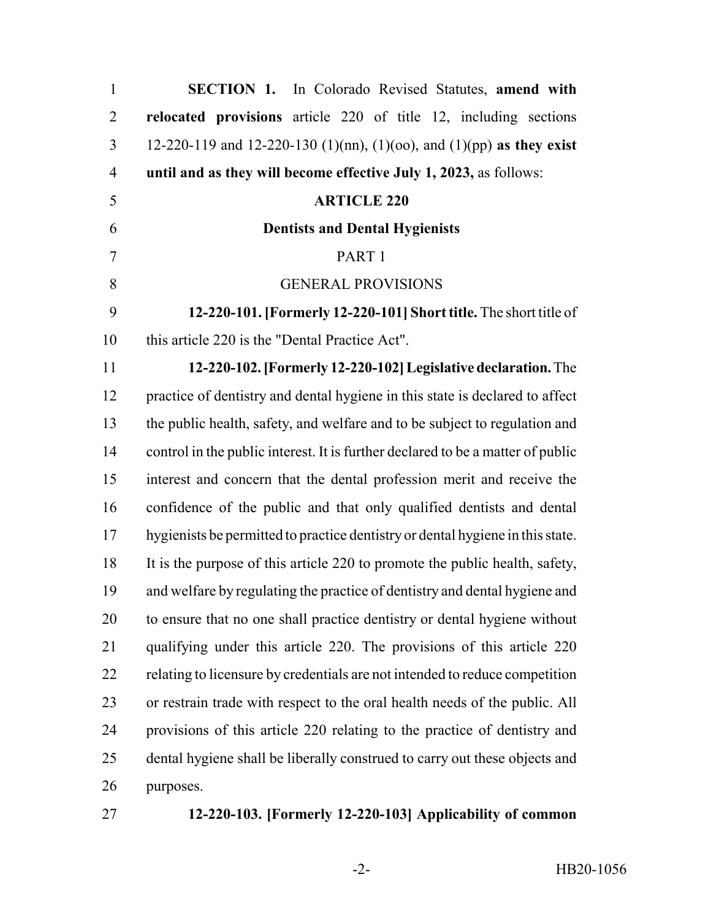**SECTION 1.** In Colorado Revised Statutes, **amend with relocated provisions** article 220 of title 12, including sections 12-220-119 and 12-220-130 (1)(nn), (1)(oo), and (1)(pp) **as they exist until and as they will become effective July 1, 2023,** as follows:

**ARTICLE 220**

**Dentists and Dental Hygienists**

PART 1

GENERAL PROVISIONS

**12-220-101. [Formerly 12-220-101] Short title.** The short title of this article 220 is the "Dental Practice Act".

**12-220-102. [Formerly 12-220-102] Legislative declaration.** The practice of dentistry and dental hygiene in this state is declared to affect the public health, safety, and welfare and to be subject to regulation and control in the public interest. It is further declared to be a matter of public interest and concern that the dental profession merit and receive the confidence of the public and that only qualified dentists and dental hygienists be permitted to practice dentistry or dental hygiene in this state. It is the purpose of this article 220 to promote the public health, safety, and welfare by regulating the practice of dentistry and dental hygiene and to ensure that no one shall practice dentistry or dental hygiene without qualifying under this article 220. The provisions of this article 220 relating to licensure by credentials are not intended to reduce competition or restrain trade with respect to the oral health needs of the public. All provisions of this article 220 relating to the practice of dentistry and dental hygiene shall be liberally construed to carry out these objects and purposes.

**12-220-103. [Formerly 12-220-103] Applicability of common**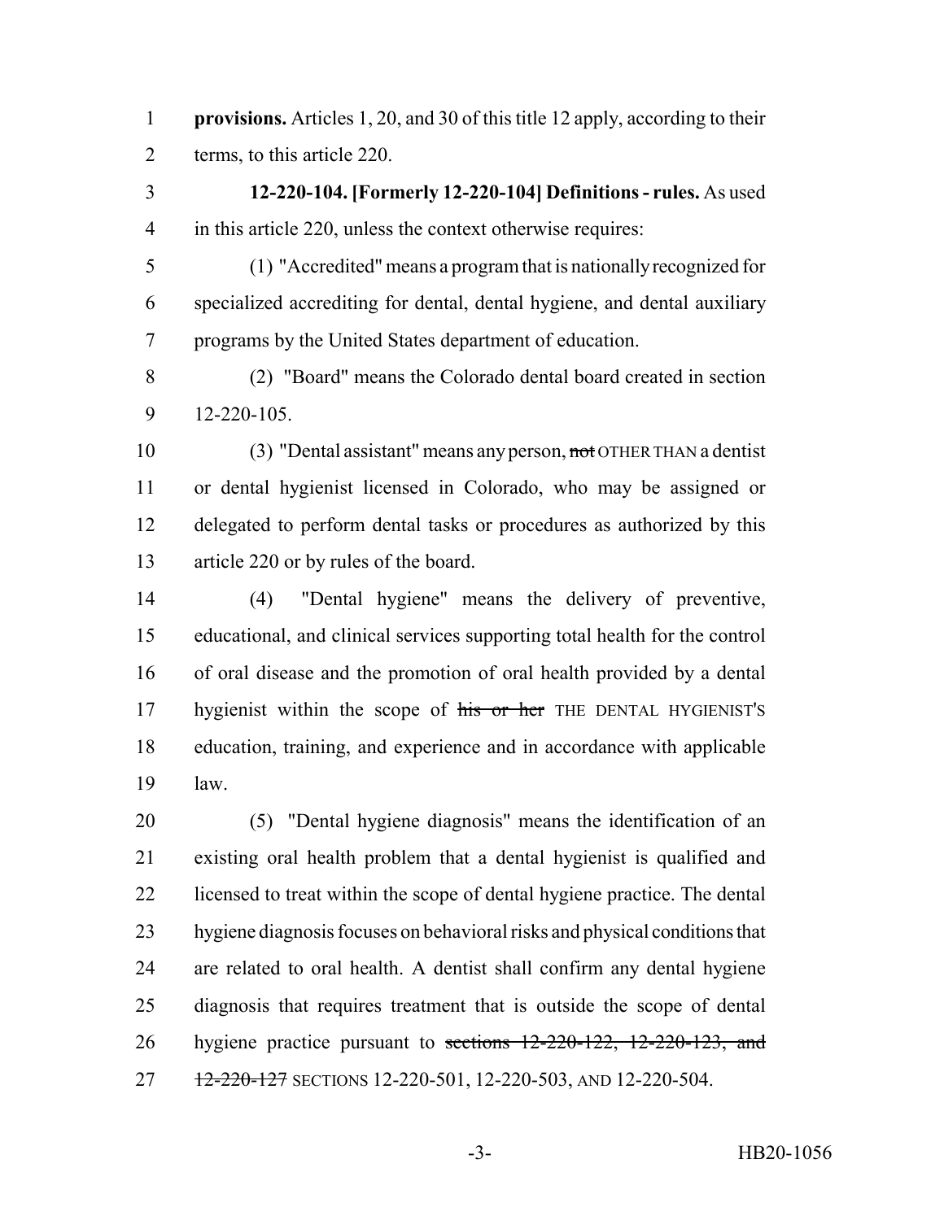**provisions.** Articles 1, 20, and 30 of this title 12 apply, according to their terms, to this article 220.

**12-220-104. [Formerly 12-220-104] Definitions - rules.** As used in this article 220, unless the context otherwise requires:

(1) "Accredited" means a program that is nationally recognized for specialized accrediting for dental, dental hygiene, and dental auxiliary programs by the United States department of education.

(2) "Board" means the Colorado dental board created in section 12-220-105.

(3) "Dental assistant" means any person, ~~not~~ OTHER THAN a dentist or dental hygienist licensed in Colorado, who may be assigned or delegated to perform dental tasks or procedures as authorized by this article 220 or by rules of the board.

(4) "Dental hygiene" means the delivery of preventive, educational, and clinical services supporting total health for the control of oral disease and the promotion of oral health provided by a dental hygienist within the scope of ~~his or her~~ THE DENTAL HYGIENIST'S education, training, and experience and in accordance with applicable law.

(5) "Dental hygiene diagnosis" means the identification of an existing oral health problem that a dental hygienist is qualified and licensed to treat within the scope of dental hygiene practice. The dental hygiene diagnosis focuses on behavioral risks and physical conditions that are related to oral health. A dentist shall confirm any dental hygiene diagnosis that requires treatment that is outside the scope of dental hygiene practice pursuant to ~~sections 12-220-122, 12-220-123, and 12-220-127~~ SECTIONS 12-220-501, 12-220-503, AND 12-220-504.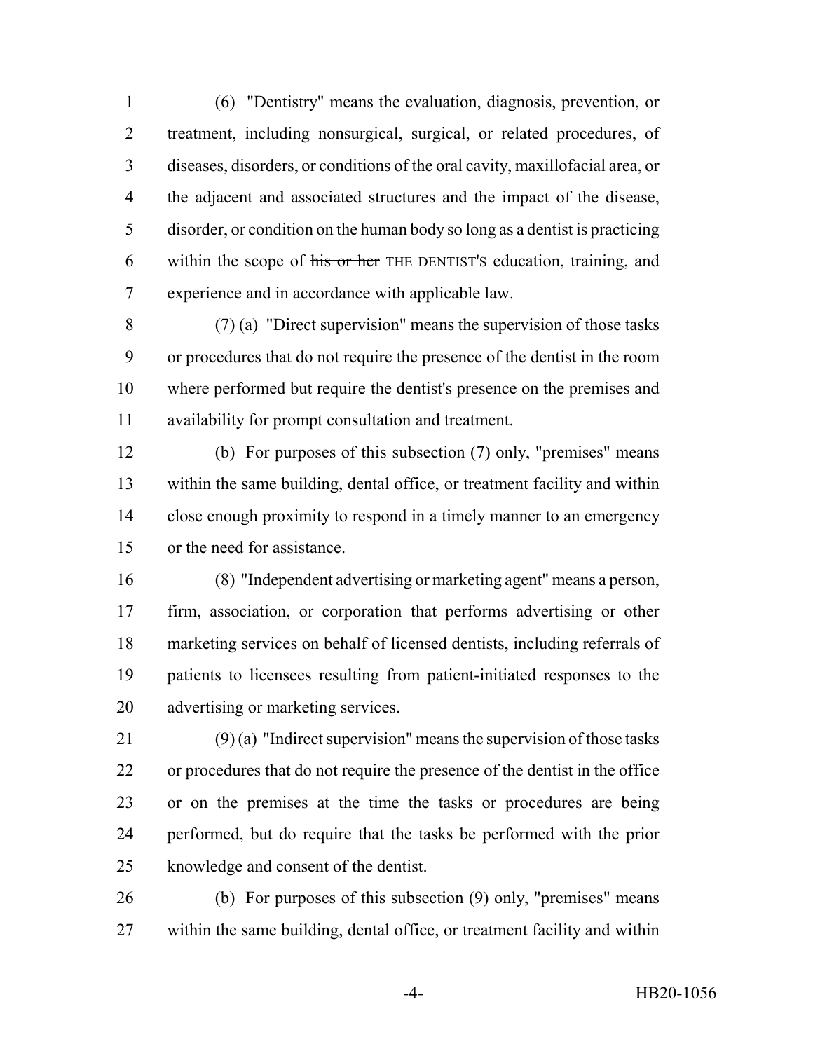(6) "Dentistry" means the evaluation, diagnosis, prevention, or treatment, including nonsurgical, surgical, or related procedures, of diseases, disorders, or conditions of the oral cavity, maxillofacial area, or the adjacent and associated structures and the impact of the disease, disorder, or condition on the human body so long as a dentist is practicing within the scope of ~~his or her~~ THE DENTIST'S education, training, and experience and in accordance with applicable law.

(7) (a) "Direct supervision" means the supervision of those tasks or procedures that do not require the presence of the dentist in the room where performed but require the dentist's presence on the premises and availability for prompt consultation and treatment.

(b) For purposes of this subsection (7) only, "premises" means within the same building, dental office, or treatment facility and within close enough proximity to respond in a timely manner to an emergency or the need for assistance.

(8) "Independent advertising or marketing agent" means a person, firm, association, or corporation that performs advertising or other marketing services on behalf of licensed dentists, including referrals of patients to licensees resulting from patient-initiated responses to the advertising or marketing services.

(9) (a) "Indirect supervision" means the supervision of those tasks or procedures that do not require the presence of the dentist in the office or on the premises at the time the tasks or procedures are being performed, but do require that the tasks be performed with the prior knowledge and consent of the dentist.

(b) For purposes of this subsection (9) only, "premises" means within the same building, dental office, or treatment facility and within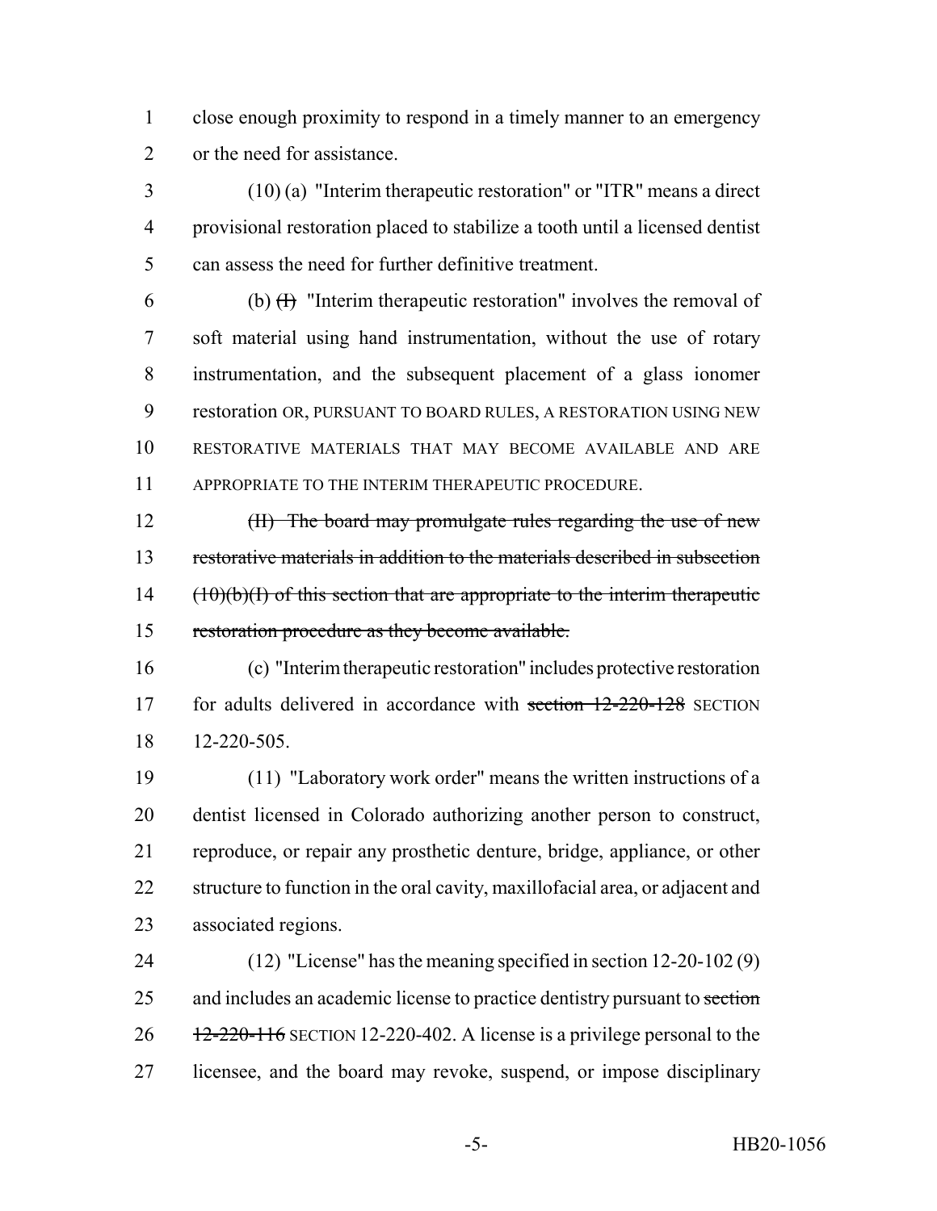close enough proximity to respond in a timely manner to an emergency or the need for assistance.

(10) (a) "Interim therapeutic restoration" or "ITR" means a direct provisional restoration placed to stabilize a tooth until a licensed dentist can assess the need for further definitive treatment.

(b) ~~(I)~~ "Interim therapeutic restoration" involves the removal of soft material using hand instrumentation, without the use of rotary instrumentation, and the subsequent placement of a glass ionomer restoration OR, PURSUANT TO BOARD RULES, A RESTORATION USING NEW RESTORATIVE MATERIALS THAT MAY BECOME AVAILABLE AND ARE APPROPRIATE TO THE INTERIM THERAPEUTIC PROCEDURE.

~~(II) The board may promulgate rules regarding the use of new restorative materials in addition to the materials described in subsection (10)(b)(I) of this section that are appropriate to the interim therapeutic restoration procedure as they become available.~~

(c) "Interim therapeutic restoration" includes protective restoration for adults delivered in accordance with ~~section 12-220-128~~ SECTION 12-220-505.

(11) "Laboratory work order" means the written instructions of a dentist licensed in Colorado authorizing another person to construct, reproduce, or repair any prosthetic denture, bridge, appliance, or other structure to function in the oral cavity, maxillofacial area, or adjacent and associated regions.

(12) "License" has the meaning specified in section 12-20-102 (9) and includes an academic license to practice dentistry pursuant to ~~section 12-220-116~~ SECTION 12-220-402. A license is a privilege personal to the licensee, and the board may revoke, suspend, or impose disciplinary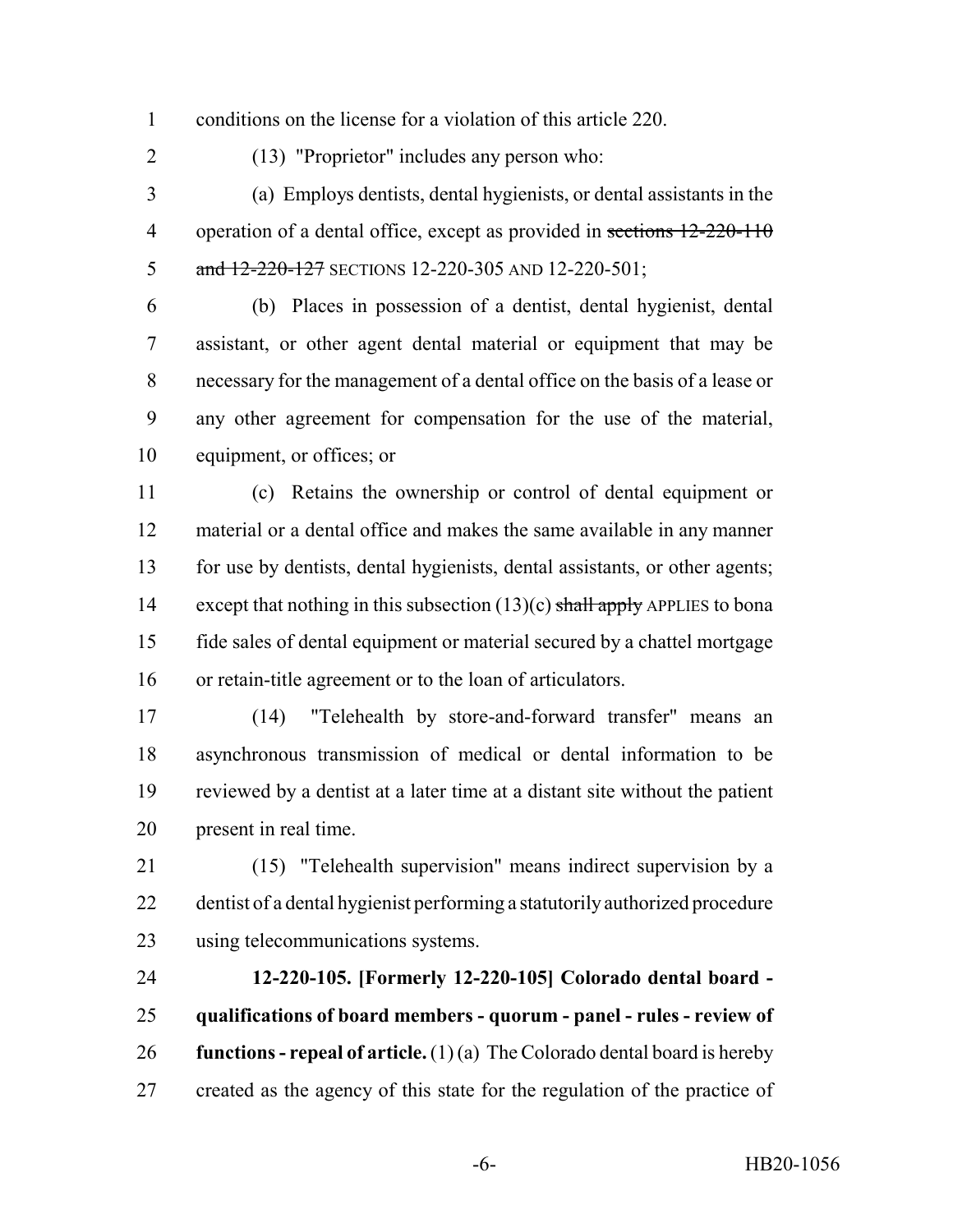conditions on the license for a violation of this article 220.

(13) "Proprietor" includes any person who:

(a) Employs dentists, dental hygienists, or dental assistants in the operation of a dental office, except as provided in ~~sections 12-220-110 and 12-220-127~~ SECTIONS 12-220-305 AND 12-220-501;

(b) Places in possession of a dentist, dental hygienist, dental assistant, or other agent dental material or equipment that may be necessary for the management of a dental office on the basis of a lease or any other agreement for compensation for the use of the material, equipment, or offices; or

(c) Retains the ownership or control of dental equipment or material or a dental office and makes the same available in any manner for use by dentists, dental hygienists, dental assistants, or other agents; except that nothing in this subsection (13)(c) ~~shall apply~~ APPLIES to bona fide sales of dental equipment or material secured by a chattel mortgage or retain-title agreement or to the loan of articulators.

(14) "Telehealth by store-and-forward transfer" means an asynchronous transmission of medical or dental information to be reviewed by a dentist at a later time at a distant site without the patient present in real time.

(15) "Telehealth supervision" means indirect supervision by a dentist of a dental hygienist performing a statutorily authorized procedure using telecommunications systems.

**12-220-105. [Formerly 12-220-105] Colorado dental board - qualifications of board members - quorum - panel - rules - review of functions - repeal of article.** (1) (a) The Colorado dental board is hereby created as the agency of this state for the regulation of the practice of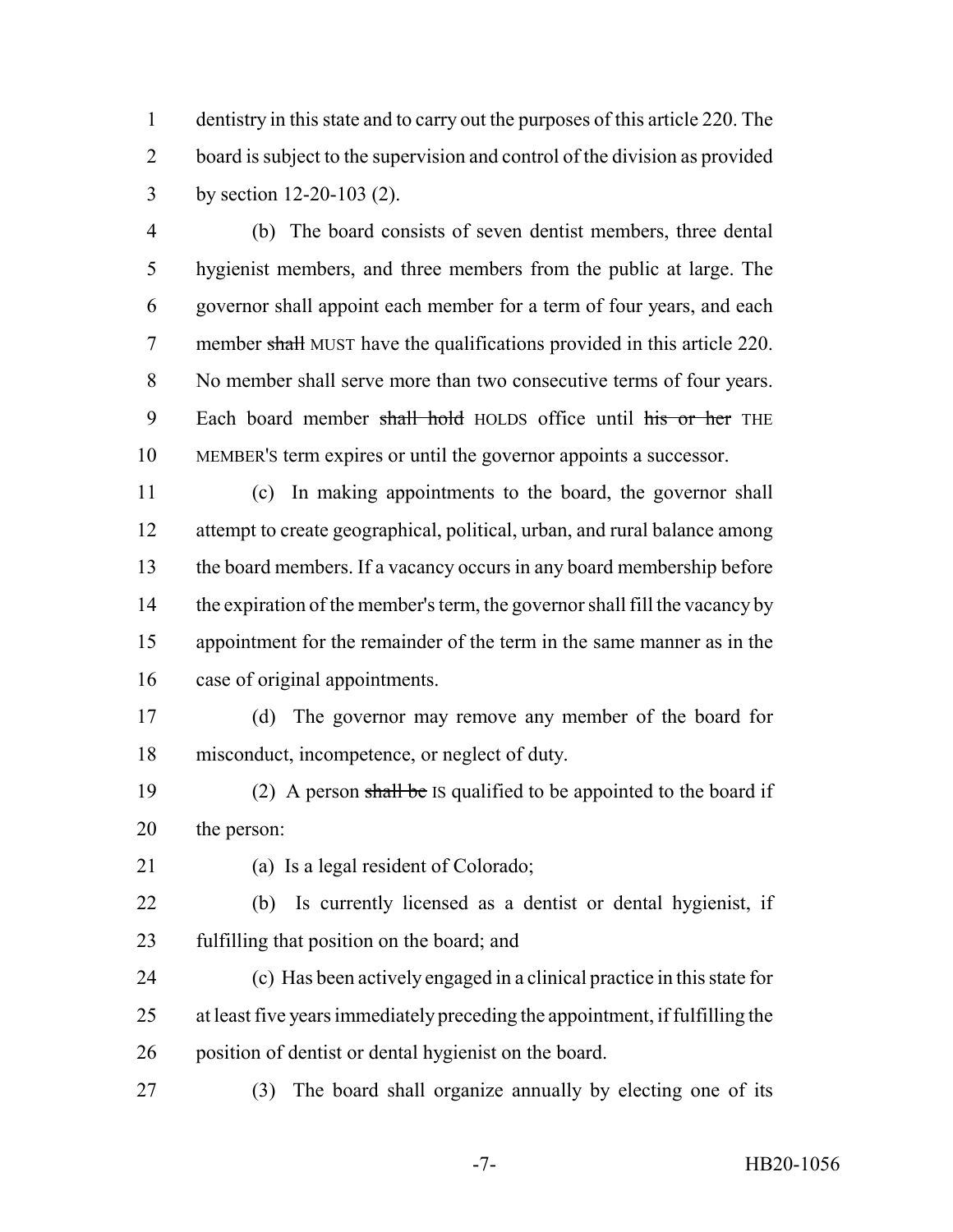dentistry in this state and to carry out the purposes of this article 220. The board is subject to the supervision and control of the division as provided by section 12-20-103 (2).

(b) The board consists of seven dentist members, three dental hygienist members, and three members from the public at large. The governor shall appoint each member for a term of four years, and each member ~~shall~~ MUST have the qualifications provided in this article 220. No member shall serve more than two consecutive terms of four years. Each board member ~~shall hold~~ HOLDS office until ~~his or her~~ THE MEMBER'S term expires or until the governor appoints a successor.

(c) In making appointments to the board, the governor shall attempt to create geographical, political, urban, and rural balance among the board members. If a vacancy occurs in any board membership before the expiration of the member's term, the governor shall fill the vacancy by appointment for the remainder of the term in the same manner as in the case of original appointments.

(d) The governor may remove any member of the board for misconduct, incompetence, or neglect of duty.

(2) A person ~~shall be~~ IS qualified to be appointed to the board if the person:

(a) Is a legal resident of Colorado;

(b) Is currently licensed as a dentist or dental hygienist, if fulfilling that position on the board; and

(c) Has been actively engaged in a clinical practice in this state for at least five years immediately preceding the appointment, if fulfilling the position of dentist or dental hygienist on the board.

(3) The board shall organize annually by electing one of its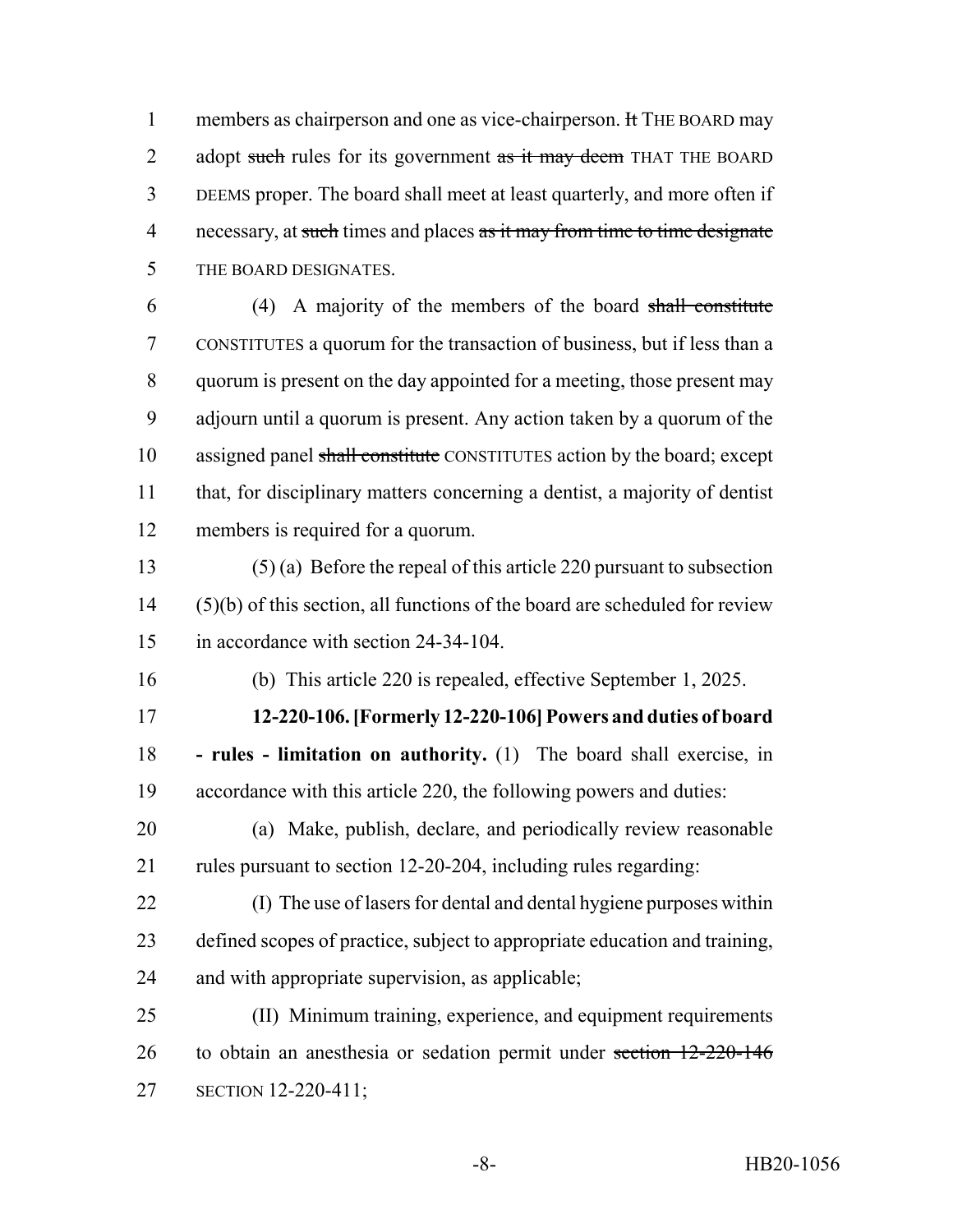members as chairperson and one as vice-chairperson. ~~It~~ THE BOARD may adopt ~~such~~ rules for its government ~~as it may deem~~ THAT THE BOARD DEEMS proper. The board shall meet at least quarterly, and more often if necessary, at ~~such~~ times and places ~~as it may from time to time designate~~ THE BOARD DESIGNATES.

(4) A majority of the members of the board ~~shall constitute~~ CONSTITUTES a quorum for the transaction of business, but if less than a quorum is present on the day appointed for a meeting, those present may adjourn until a quorum is present. Any action taken by a quorum of the assigned panel ~~shall constitute~~ CONSTITUTES action by the board; except that, for disciplinary matters concerning a dentist, a majority of dentist members is required for a quorum.

(5) (a) Before the repeal of this article 220 pursuant to subsection (5)(b) of this section, all functions of the board are scheduled for review in accordance with section 24-34-104.

(b) This article 220 is repealed, effective September 1, 2025.

**12-220-106. [Formerly 12-220-106] Powers and duties of board - rules - limitation on authority.** (1) The board shall exercise, in accordance with this article 220, the following powers and duties:

(a) Make, publish, declare, and periodically review reasonable rules pursuant to section 12-20-204, including rules regarding:

(I) The use of lasers for dental and dental hygiene purposes within defined scopes of practice, subject to appropriate education and training, and with appropriate supervision, as applicable;

(II) Minimum training, experience, and equipment requirements to obtain an anesthesia or sedation permit under ~~section 12-220-146~~ SECTION 12-220-411;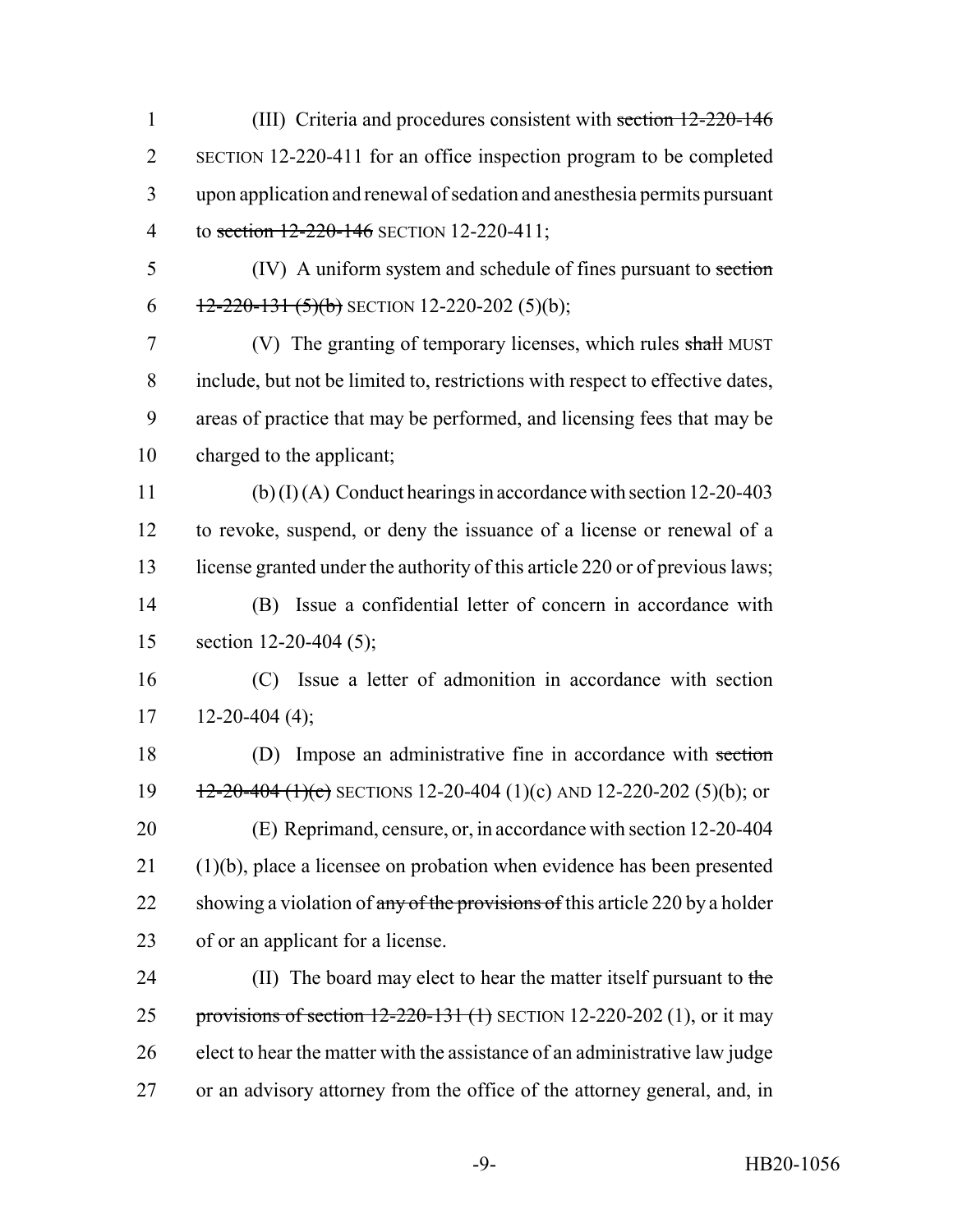(III) Criteria and procedures consistent with ~~section 12-220-146~~ SECTION 12-220-411 for an office inspection program to be completed upon application and renewal of sedation and anesthesia permits pursuant to ~~section 12-220-146~~ SECTION 12-220-411;

(IV) A uniform system and schedule of fines pursuant to ~~section 12-220-131 (5)(b)~~ SECTION 12-220-202 (5)(b);

(V) The granting of temporary licenses, which rules ~~shall~~ MUST include, but not be limited to, restrictions with respect to effective dates, areas of practice that may be performed, and licensing fees that may be charged to the applicant;

(b) (I) (A) Conduct hearings in accordance with section 12-20-403 to revoke, suspend, or deny the issuance of a license or renewal of a license granted under the authority of this article 220 or of previous laws;

(B) Issue a confidential letter of concern in accordance with section 12-20-404 (5);

(C) Issue a letter of admonition in accordance with section 12-20-404 (4);

(D) Impose an administrative fine in accordance with ~~section 12-20-404 (1)(c)~~ SECTIONS 12-20-404 (1)(c) AND 12-220-202 (5)(b); or

(E) Reprimand, censure, or, in accordance with section 12-20-404 (1)(b), place a licensee on probation when evidence has been presented showing a violation of ~~any of the provisions of~~ this article 220 by a holder of or an applicant for a license.

(II) The board may elect to hear the matter itself pursuant to ~~the provisions of section 12-220-131 (1)~~ SECTION 12-220-202 (1), or it may elect to hear the matter with the assistance of an administrative law judge or an advisory attorney from the office of the attorney general, and, in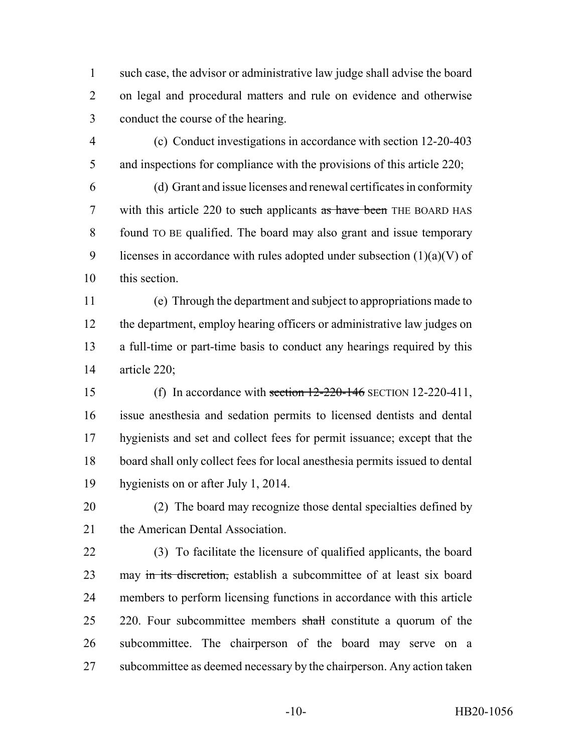such case, the advisor or administrative law judge shall advise the board on legal and procedural matters and rule on evidence and otherwise conduct the course of the hearing.

(c) Conduct investigations in accordance with section 12-20-403 and inspections for compliance with the provisions of this article 220;

(d) Grant and issue licenses and renewal certificates in conformity with this article 220 to ~~such~~ applicants ~~as have been~~ THE BOARD HAS found TO BE qualified. The board may also grant and issue temporary licenses in accordance with rules adopted under subsection (1)(a)(V) of this section.

(e) Through the department and subject to appropriations made to the department, employ hearing officers or administrative law judges on a full-time or part-time basis to conduct any hearings required by this article 220;

(f) In accordance with ~~section 12-220-146~~ SECTION 12-220-411, issue anesthesia and sedation permits to licensed dentists and dental hygienists and set and collect fees for permit issuance; except that the board shall only collect fees for local anesthesia permits issued to dental hygienists on or after July 1, 2014.

(2) The board may recognize those dental specialties defined by the American Dental Association.

(3) To facilitate the licensure of qualified applicants, the board may ~~in its discretion,~~ establish a subcommittee of at least six board members to perform licensing functions in accordance with this article 220. Four subcommittee members ~~shall~~ constitute a quorum of the subcommittee. The chairperson of the board may serve on a subcommittee as deemed necessary by the chairperson. Any action taken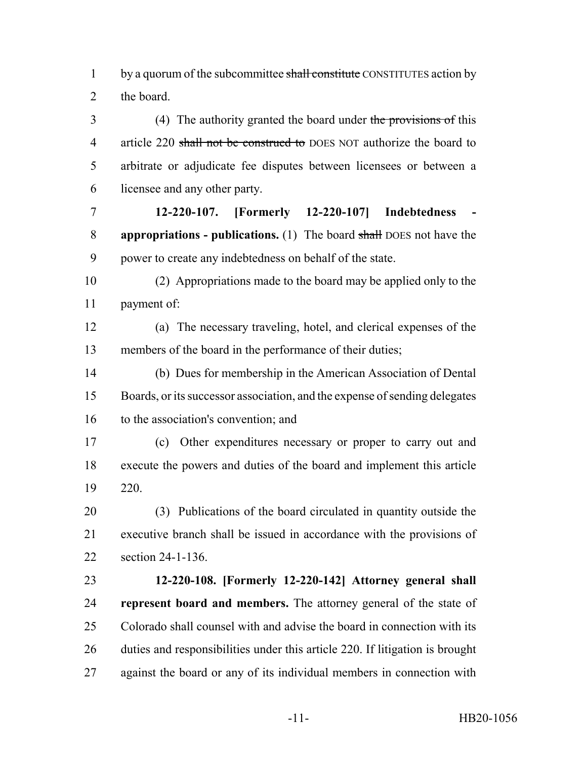by a quorum of the subcommittee ~~shall constitute~~ CONSTITUTES action by the board.

(4) The authority granted the board under ~~the provisions of~~ this article 220 ~~shall not be construed to~~ DOES NOT authorize the board to arbitrate or adjudicate fee disputes between licensees or between a licensee and any other party.

**12-220-107. [Formerly 12-220-107] Indebtedness - appropriations - publications.** (1) The board ~~shall~~ DOES not have the power to create any indebtedness on behalf of the state.

(2) Appropriations made to the board may be applied only to the payment of:

(a) The necessary traveling, hotel, and clerical expenses of the members of the board in the performance of their duties;

(b) Dues for membership in the American Association of Dental Boards, or its successor association, and the expense of sending delegates to the association's convention; and

(c) Other expenditures necessary or proper to carry out and execute the powers and duties of the board and implement this article 220.

(3) Publications of the board circulated in quantity outside the executive branch shall be issued in accordance with the provisions of section 24-1-136.

**12-220-108. [Formerly 12-220-142] Attorney general shall represent board and members.** The attorney general of the state of Colorado shall counsel with and advise the board in connection with its duties and responsibilities under this article 220. If litigation is brought against the board or any of its individual members in connection with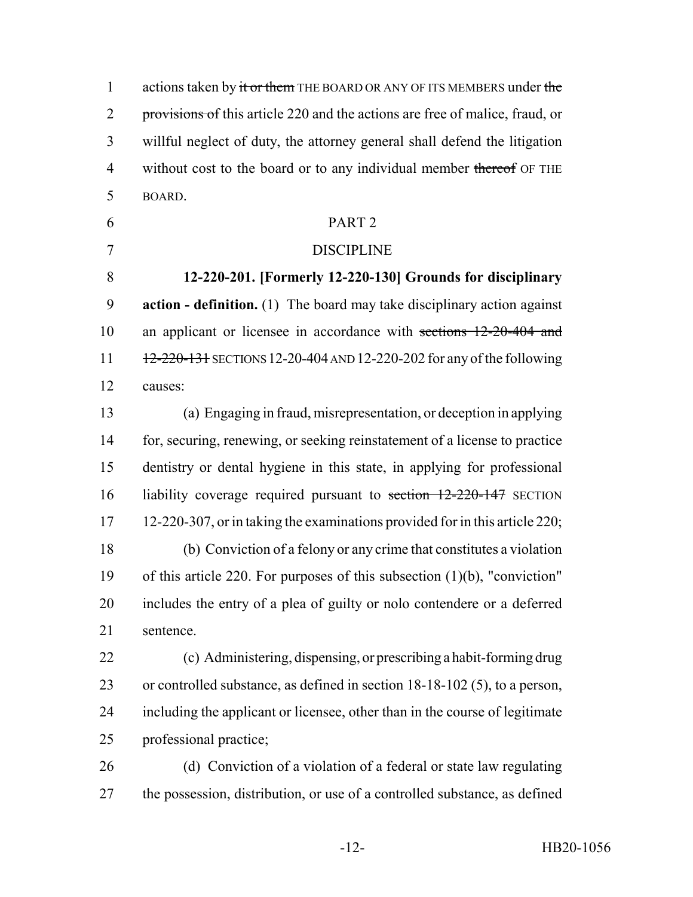actions taken by ~~it or them~~ THE BOARD OR ANY OF ITS MEMBERS under ~~the provisions of~~ this article 220 and the actions are free of malice, fraud, or willful neglect of duty, the attorney general shall defend the litigation without cost to the board or to any individual member ~~thereof~~ OF THE BOARD.

PART 2

DISCIPLINE

**12-220-201. [Formerly 12-220-130] Grounds for disciplinary action - definition.** (1) The board may take disciplinary action against an applicant or licensee in accordance with ~~sections 12-20-404 and 12-220-131~~ SECTIONS 12-20-404 AND 12-220-202 for any of the following causes:

(a) Engaging in fraud, misrepresentation, or deception in applying for, securing, renewing, or seeking reinstatement of a license to practice dentistry or dental hygiene in this state, in applying for professional liability coverage required pursuant to ~~section 12-220-147~~ SECTION 12-220-307, or in taking the examinations provided for in this article 220;

(b) Conviction of a felony or any crime that constitutes a violation of this article 220. For purposes of this subsection (1)(b), "conviction" includes the entry of a plea of guilty or nolo contendere or a deferred sentence.

(c) Administering, dispensing, or prescribing a habit-forming drug or controlled substance, as defined in section 18-18-102 (5), to a person, including the applicant or licensee, other than in the course of legitimate professional practice;

(d) Conviction of a violation of a federal or state law regulating the possession, distribution, or use of a controlled substance, as defined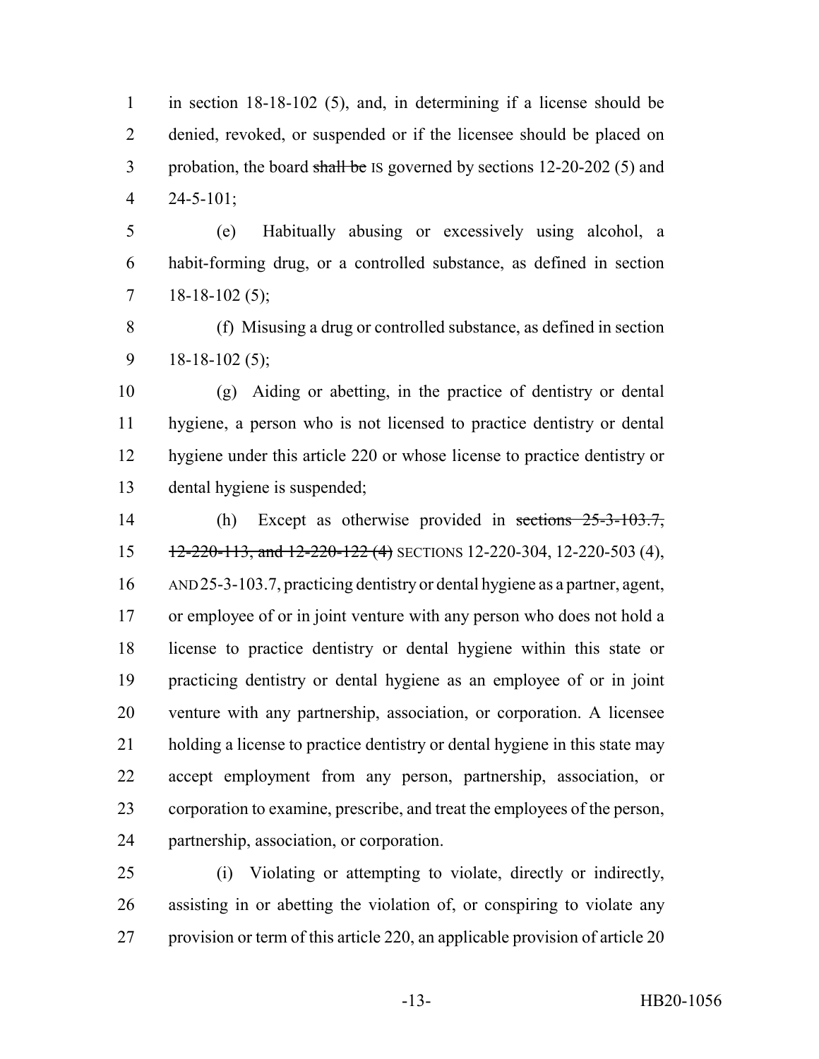in section 18-18-102 (5), and, in determining if a license should be denied, revoked, or suspended or if the licensee should be placed on probation, the board ~~shall be~~ IS governed by sections 12-20-202 (5) and 24-5-101;

(e) Habitually abusing or excessively using alcohol, a habit-forming drug, or a controlled substance, as defined in section 18-18-102 (5);

(f) Misusing a drug or controlled substance, as defined in section 18-18-102 (5);

(g) Aiding or abetting, in the practice of dentistry or dental hygiene, a person who is not licensed to practice dentistry or dental hygiene under this article 220 or whose license to practice dentistry or dental hygiene is suspended;

(h) Except as otherwise provided in ~~sections 25-3-103.7, 12-220-113, and 12-220-122 (4)~~ SECTIONS 12-220-304, 12-220-503 (4), AND 25-3-103.7, practicing dentistry or dental hygiene as a partner, agent, or employee of or in joint venture with any person who does not hold a license to practice dentistry or dental hygiene within this state or practicing dentistry or dental hygiene as an employee of or in joint venture with any partnership, association, or corporation. A licensee holding a license to practice dentistry or dental hygiene in this state may accept employment from any person, partnership, association, or corporation to examine, prescribe, and treat the employees of the person, partnership, association, or corporation.

(i) Violating or attempting to violate, directly or indirectly, assisting in or abetting the violation of, or conspiring to violate any provision or term of this article 220, an applicable provision of article 20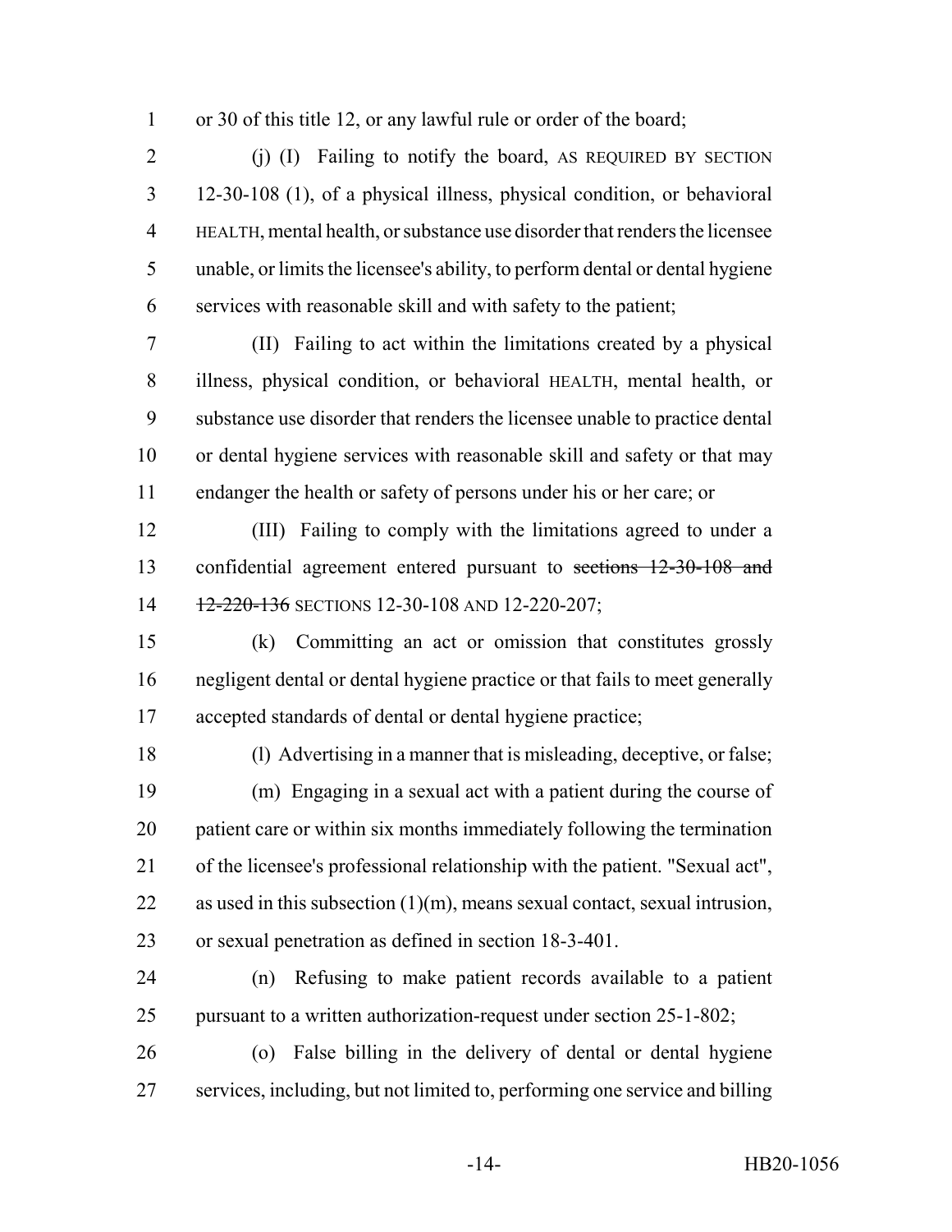or 30 of this title 12, or any lawful rule or order of the board;

(j) (I) Failing to notify the board, AS REQUIRED BY SECTION 12-30-108 (1), of a physical illness, physical condition, or behavioral HEALTH, mental health, or substance use disorder that renders the licensee unable, or limits the licensee's ability, to perform dental or dental hygiene services with reasonable skill and with safety to the patient;

(II) Failing to act within the limitations created by a physical illness, physical condition, or behavioral HEALTH, mental health, or substance use disorder that renders the licensee unable to practice dental or dental hygiene services with reasonable skill and safety or that may endanger the health or safety of persons under his or her care; or

(III) Failing to comply with the limitations agreed to under a confidential agreement entered pursuant to ~~sections 12-30-108 and 12-220-136~~ SECTIONS 12-30-108 AND 12-220-207;

(k) Committing an act or omission that constitutes grossly negligent dental or dental hygiene practice or that fails to meet generally accepted standards of dental or dental hygiene practice;

(l) Advertising in a manner that is misleading, deceptive, or false;

(m) Engaging in a sexual act with a patient during the course of patient care or within six months immediately following the termination of the licensee's professional relationship with the patient. "Sexual act", as used in this subsection (1)(m), means sexual contact, sexual intrusion, or sexual penetration as defined in section 18-3-401.

(n) Refusing to make patient records available to a patient pursuant to a written authorization-request under section 25-1-802;

(o) False billing in the delivery of dental or dental hygiene services, including, but not limited to, performing one service and billing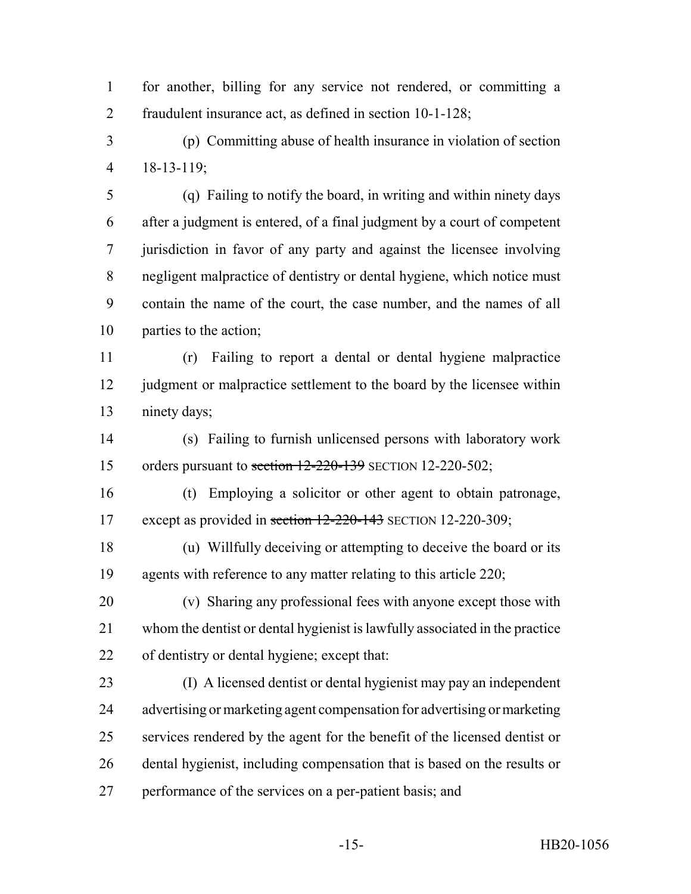for another, billing for any service not rendered, or committing a fraudulent insurance act, as defined in section 10-1-128;

(p) Committing abuse of health insurance in violation of section 18-13-119;

(q) Failing to notify the board, in writing and within ninety days after a judgment is entered, of a final judgment by a court of competent jurisdiction in favor of any party and against the licensee involving negligent malpractice of dentistry or dental hygiene, which notice must contain the name of the court, the case number, and the names of all parties to the action;

(r) Failing to report a dental or dental hygiene malpractice judgment or malpractice settlement to the board by the licensee within ninety days;

(s) Failing to furnish unlicensed persons with laboratory work orders pursuant to ~~section 12-220-139~~ SECTION 12-220-502;

(t) Employing a solicitor or other agent to obtain patronage, except as provided in ~~section 12-220-143~~ SECTION 12-220-309;

(u) Willfully deceiving or attempting to deceive the board or its agents with reference to any matter relating to this article 220;

(v) Sharing any professional fees with anyone except those with whom the dentist or dental hygienist is lawfully associated in the practice of dentistry or dental hygiene; except that:

(I) A licensed dentist or dental hygienist may pay an independent advertising or marketing agent compensation for advertising or marketing services rendered by the agent for the benefit of the licensed dentist or dental hygienist, including compensation that is based on the results or performance of the services on a per-patient basis; and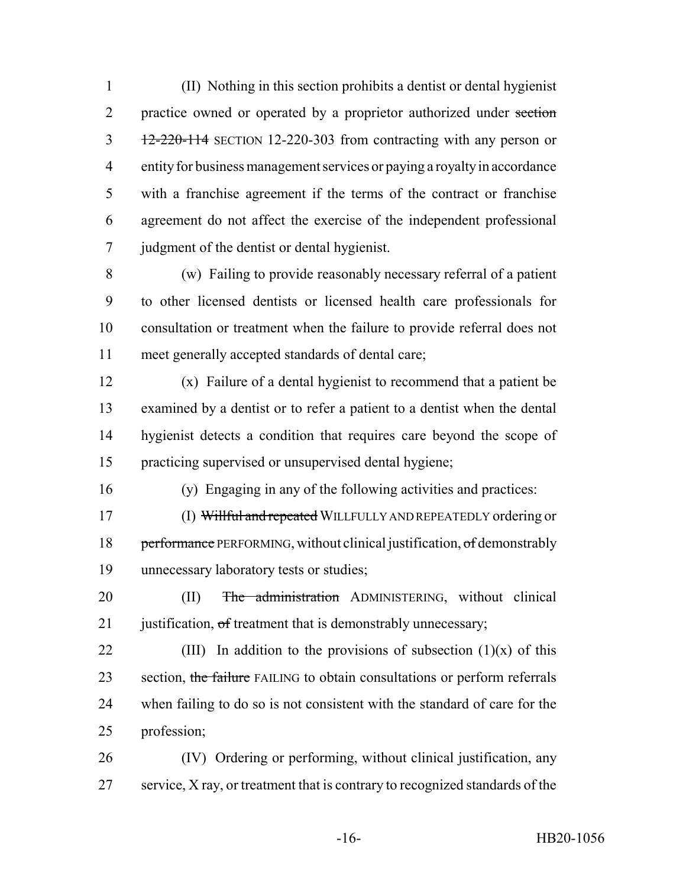(II) Nothing in this section prohibits a dentist or dental hygienist practice owned or operated by a proprietor authorized under ~~section 12-220-114~~ SECTION 12-220-303 from contracting with any person or entity for business management services or paying a royalty in accordance with a franchise agreement if the terms of the contract or franchise agreement do not affect the exercise of the independent professional judgment of the dentist or dental hygienist.

(w) Failing to provide reasonably necessary referral of a patient to other licensed dentists or licensed health care professionals for consultation or treatment when the failure to provide referral does not meet generally accepted standards of dental care;

(x) Failure of a dental hygienist to recommend that a patient be examined by a dentist or to refer a patient to a dentist when the dental hygienist detects a condition that requires care beyond the scope of practicing supervised or unsupervised dental hygiene;

(y) Engaging in any of the following activities and practices:

(I) ~~Willful and repeated~~ WILLFULLY AND REPEATEDLY ordering or ~~performance~~ PERFORMING, without clinical justification, ~~of~~ demonstrably unnecessary laboratory tests or studies;

(II) ~~The administration~~ ADMINISTERING, without clinical justification, ~~of~~ treatment that is demonstrably unnecessary;

(III) In addition to the provisions of subsection (1)(x) of this section, ~~the failure~~ FAILING to obtain consultations or perform referrals when failing to do so is not consistent with the standard of care for the profession;

(IV) Ordering or performing, without clinical justification, any service, X ray, or treatment that is contrary to recognized standards of the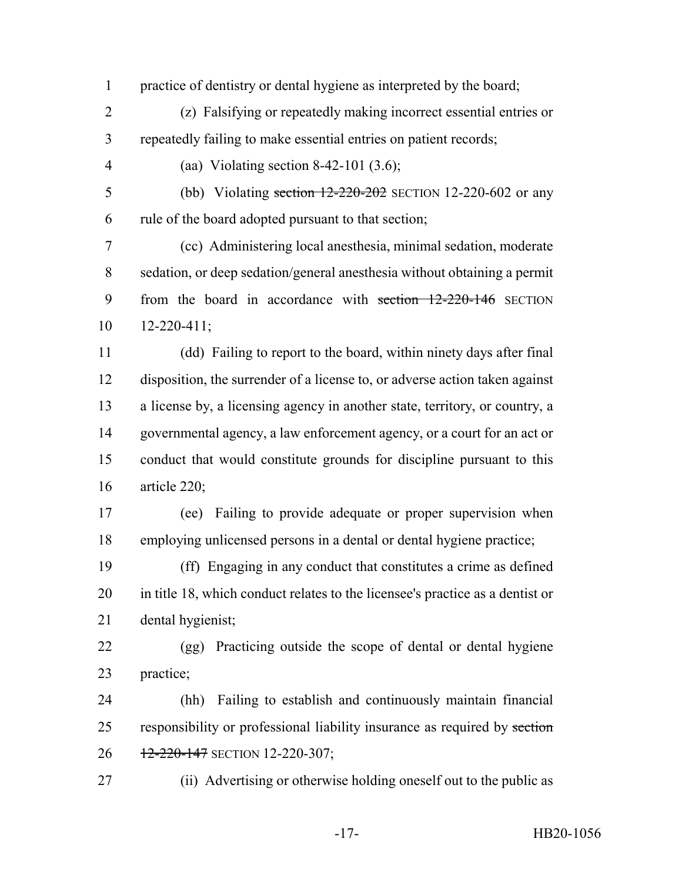practice of dentistry or dental hygiene as interpreted by the board;

(z) Falsifying or repeatedly making incorrect essential entries or repeatedly failing to make essential entries on patient records;

(aa) Violating section 8-42-101 (3.6);

(bb) Violating ~~section 12-220-202~~ SECTION 12-220-602 or any rule of the board adopted pursuant to that section;

(cc) Administering local anesthesia, minimal sedation, moderate sedation, or deep sedation/general anesthesia without obtaining a permit from the board in accordance with ~~section 12-220-146~~ SECTION 12-220-411;

(dd) Failing to report to the board, within ninety days after final disposition, the surrender of a license to, or adverse action taken against a license by, a licensing agency in another state, territory, or country, a governmental agency, a law enforcement agency, or a court for an act or conduct that would constitute grounds for discipline pursuant to this article 220;

(ee) Failing to provide adequate or proper supervision when employing unlicensed persons in a dental or dental hygiene practice;

(ff) Engaging in any conduct that constitutes a crime as defined in title 18, which conduct relates to the licensee's practice as a dentist or dental hygienist;

(gg) Practicing outside the scope of dental or dental hygiene practice;

(hh) Failing to establish and continuously maintain financial responsibility or professional liability insurance as required by ~~section 12-220-147~~ SECTION 12-220-307;

(ii) Advertising or otherwise holding oneself out to the public as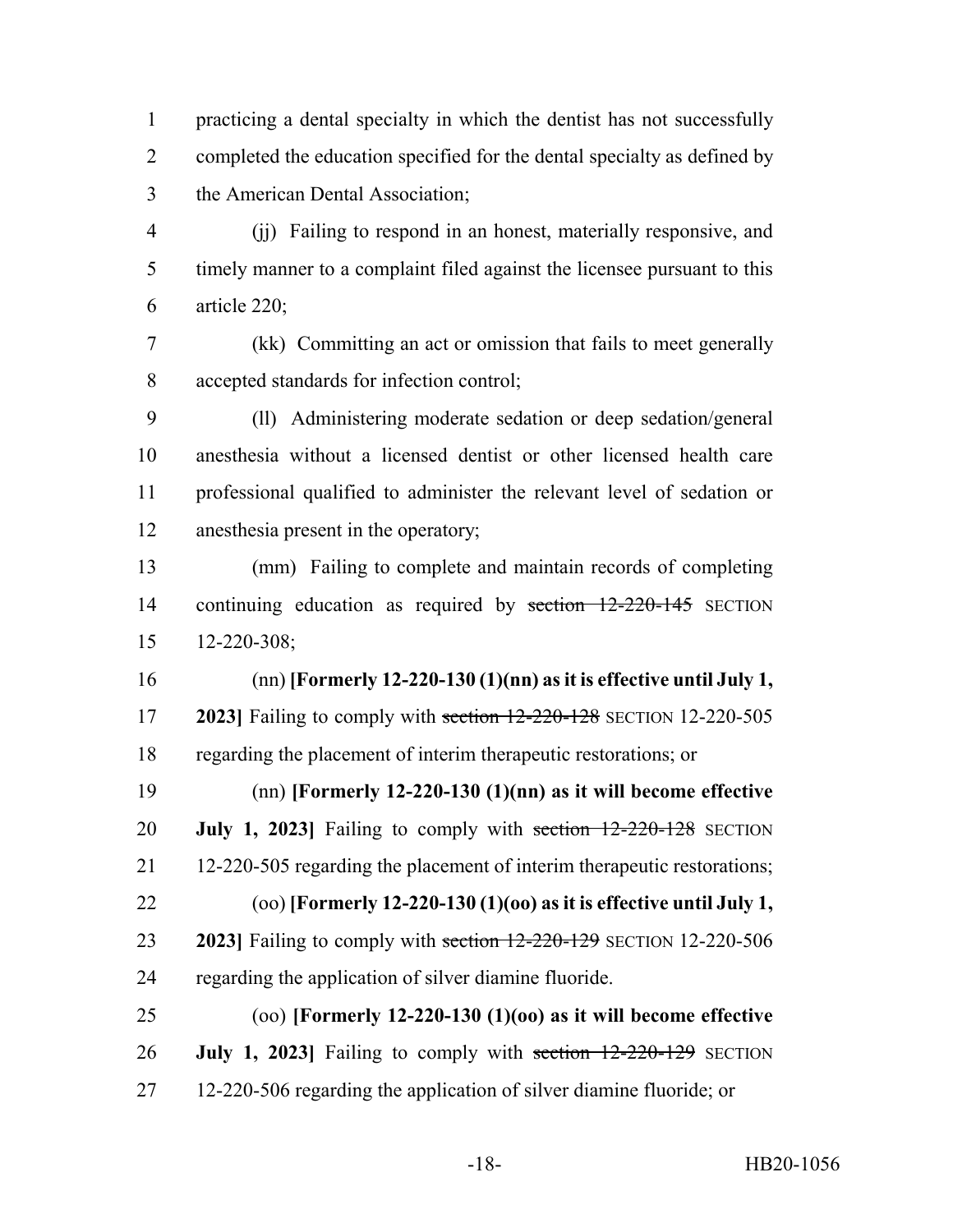practicing a dental specialty in which the dentist has not successfully completed the education specified for the dental specialty as defined by the American Dental Association;

(jj) Failing to respond in an honest, materially responsive, and timely manner to a complaint filed against the licensee pursuant to this article 220;

(kk) Committing an act or omission that fails to meet generally accepted standards for infection control;

(ll) Administering moderate sedation or deep sedation/general anesthesia without a licensed dentist or other licensed health care professional qualified to administer the relevant level of sedation or anesthesia present in the operatory;

(mm) Failing to complete and maintain records of completing continuing education as required by ~~section 12-220-145~~ SECTION 12-220-308;

(nn) **[Formerly 12-220-130 (1)(nn) as it is effective until July 1, 2023]** Failing to comply with ~~section 12-220-128~~ SECTION 12-220-505 regarding the placement of interim therapeutic restorations; or

(nn) **[Formerly 12-220-130 (1)(nn) as it will become effective July 1, 2023]** Failing to comply with ~~section 12-220-128~~ SECTION 12-220-505 regarding the placement of interim therapeutic restorations;

(oo) **[Formerly 12-220-130 (1)(oo) as it is effective until July 1, 2023]** Failing to comply with ~~section 12-220-129~~ SECTION 12-220-506 regarding the application of silver diamine fluoride.

(oo) **[Formerly 12-220-130 (1)(oo) as it will become effective July 1, 2023]** Failing to comply with ~~section 12-220-129~~ SECTION 12-220-506 regarding the application of silver diamine fluoride; or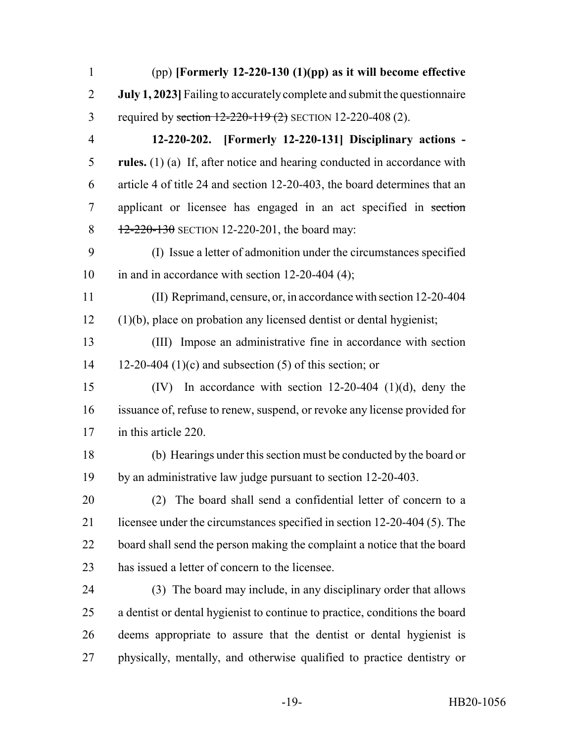(pp) **[Formerly 12-220-130 (1)(pp) as it will become effective July 1, 2023]** Failing to accurately complete and submit the questionnaire required by ~~section 12-220-119 (2)~~ SECTION 12-220-408 (2).

**12-220-202. [Formerly 12-220-131] Disciplinary actions - rules.** (1) (a) If, after notice and hearing conducted in accordance with article 4 of title 24 and section 12-20-403, the board determines that an applicant or licensee has engaged in an act specified in ~~section 12-220-130~~ SECTION 12-220-201, the board may:

(I) Issue a letter of admonition under the circumstances specified in and in accordance with section 12-20-404 (4);

(II) Reprimand, censure, or, in accordance with section 12-20-404 (1)(b), place on probation any licensed dentist or dental hygienist;

(III) Impose an administrative fine in accordance with section 12-20-404 (1)(c) and subsection (5) of this section; or

(IV) In accordance with section 12-20-404 (1)(d), deny the issuance of, refuse to renew, suspend, or revoke any license provided for in this article 220.

(b) Hearings under this section must be conducted by the board or by an administrative law judge pursuant to section 12-20-403.

(2) The board shall send a confidential letter of concern to a licensee under the circumstances specified in section 12-20-404 (5). The board shall send the person making the complaint a notice that the board has issued a letter of concern to the licensee.

(3) The board may include, in any disciplinary order that allows a dentist or dental hygienist to continue to practice, conditions the board deems appropriate to assure that the dentist or dental hygienist is physically, mentally, and otherwise qualified to practice dentistry or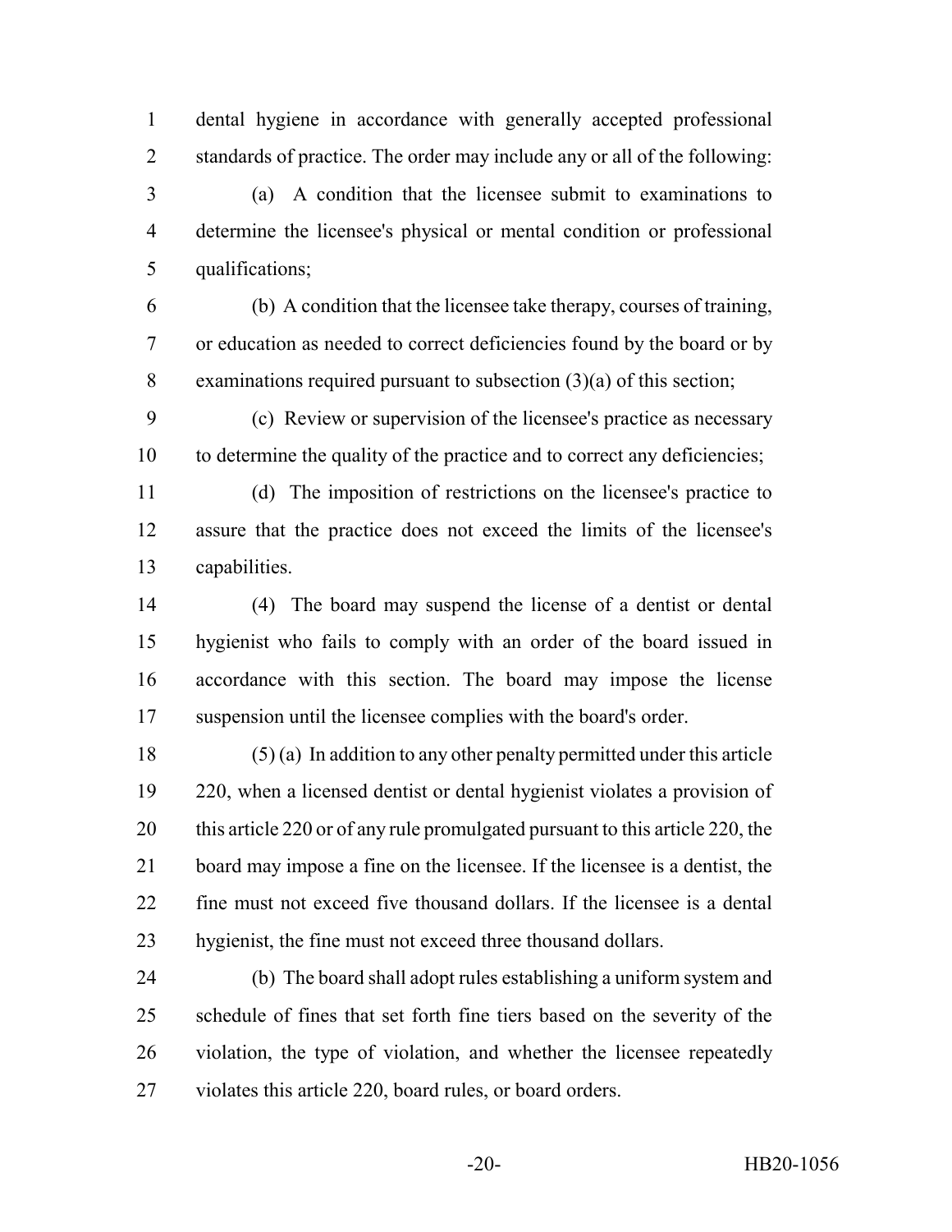dental hygiene in accordance with generally accepted professional standards of practice. The order may include any or all of the following:

(a) A condition that the licensee submit to examinations to determine the licensee's physical or mental condition or professional qualifications;

(b) A condition that the licensee take therapy, courses of training, or education as needed to correct deficiencies found by the board or by examinations required pursuant to subsection (3)(a) of this section;

(c) Review or supervision of the licensee's practice as necessary to determine the quality of the practice and to correct any deficiencies;

(d) The imposition of restrictions on the licensee's practice to assure that the practice does not exceed the limits of the licensee's capabilities.

(4) The board may suspend the license of a dentist or dental hygienist who fails to comply with an order of the board issued in accordance with this section. The board may impose the license suspension until the licensee complies with the board's order.

(5) (a) In addition to any other penalty permitted under this article 220, when a licensed dentist or dental hygienist violates a provision of this article 220 or of any rule promulgated pursuant to this article 220, the board may impose a fine on the licensee. If the licensee is a dentist, the fine must not exceed five thousand dollars. If the licensee is a dental hygienist, the fine must not exceed three thousand dollars.

(b) The board shall adopt rules establishing a uniform system and schedule of fines that set forth fine tiers based on the severity of the violation, the type of violation, and whether the licensee repeatedly violates this article 220, board rules, or board orders.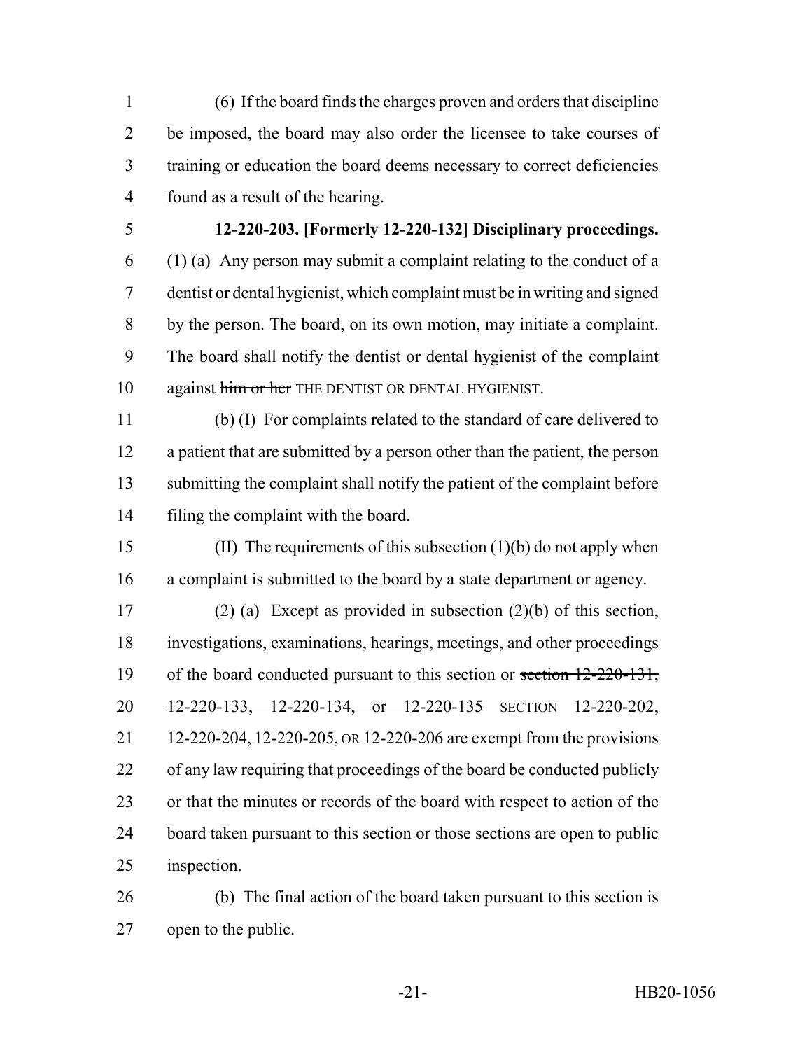(6) If the board finds the charges proven and orders that discipline be imposed, the board may also order the licensee to take courses of training or education the board deems necessary to correct deficiencies found as a result of the hearing.

**12-220-203. [Formerly 12-220-132] Disciplinary proceedings.** (1) (a) Any person may submit a complaint relating to the conduct of a dentist or dental hygienist, which complaint must be in writing and signed by the person. The board, on its own motion, may initiate a complaint. The board shall notify the dentist or dental hygienist of the complaint against ~~him or her~~ THE DENTIST OR DENTAL HYGIENIST.

(b) (I) For complaints related to the standard of care delivered to a patient that are submitted by a person other than the patient, the person submitting the complaint shall notify the patient of the complaint before filing the complaint with the board.

(II) The requirements of this subsection (1)(b) do not apply when a complaint is submitted to the board by a state department or agency.

(2) (a) Except as provided in subsection (2)(b) of this section, investigations, examinations, hearings, meetings, and other proceedings of the board conducted pursuant to this section or ~~section 12-220-131, 12-220-133, 12-220-134, or 12-220-135~~ SECTION 12-220-202, 12-220-204, 12-220-205, OR 12-220-206 are exempt from the provisions of any law requiring that proceedings of the board be conducted publicly or that the minutes or records of the board with respect to action of the board taken pursuant to this section or those sections are open to public inspection.

(b) The final action of the board taken pursuant to this section is open to the public.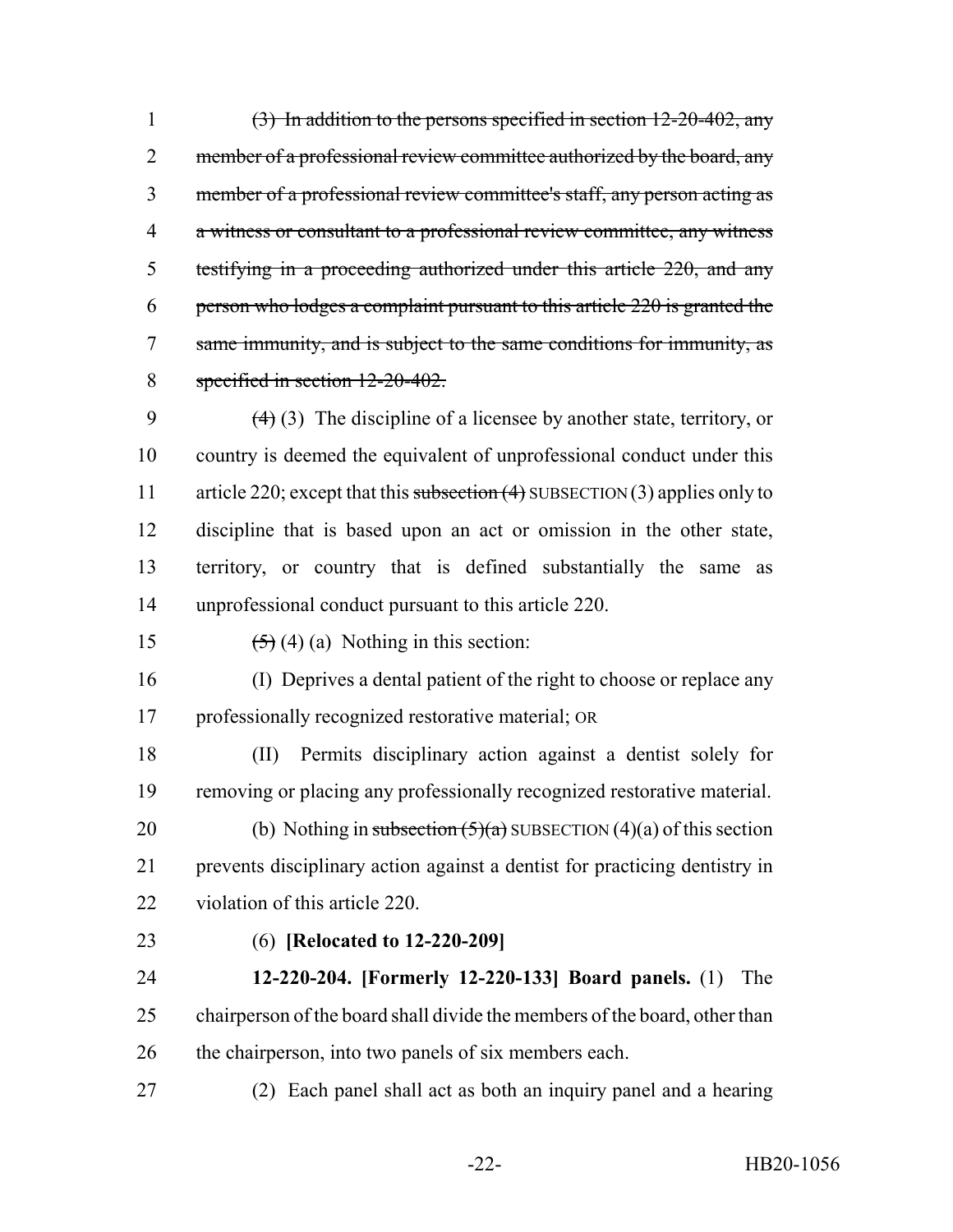1 ~~(3) In addition to the persons specified in section 12-20-402, any~~
2 ~~member of a professional review committee authorized by the board, any~~
3 ~~member of a professional review committee's staff, any person acting as~~
4 ~~a witness or consultant to a professional review committee, any witness~~
5 ~~testifying in a proceeding authorized under this article 220, and any~~
6 ~~person who lodges a complaint pursuant to this article 220 is granted the~~
7 ~~same immunity, and is subject to the same conditions for immunity, as~~
8 ~~specified in section 12-20-402.~~

9 ~~(4)~~ (3) The discipline of a licensee by another state, territory, or
10 country is deemed the equivalent of unprofessional conduct under this
11 article 220; except that this ~~subsection (4)~~ SUBSECTION (3) applies only to
12 discipline that is based upon an act or omission in the other state,
13 territory, or country that is defined substantially the same as
14 unprofessional conduct pursuant to this article 220.

15 ~~(5)~~ (4) (a) Nothing in this section:

16 (I) Deprives a dental patient of the right to choose or replace any
17 professionally recognized restorative material; OR

18 (II) Permits disciplinary action against a dentist solely for
19 removing or placing any professionally recognized restorative material.

20 (b) Nothing in ~~subsection (5)(a)~~ SUBSECTION (4)(a) of this section
21 prevents disciplinary action against a dentist for practicing dentistry in
22 violation of this article 220.

23 (6) **[Relocated to 12-220-209]**

24 **12-220-204. [Formerly 12-220-133] Board panels.** (1) The
25 chairperson of the board shall divide the members of the board, other than
26 the chairperson, into two panels of six members each.

27 (2) Each panel shall act as both an inquiry panel and a hearing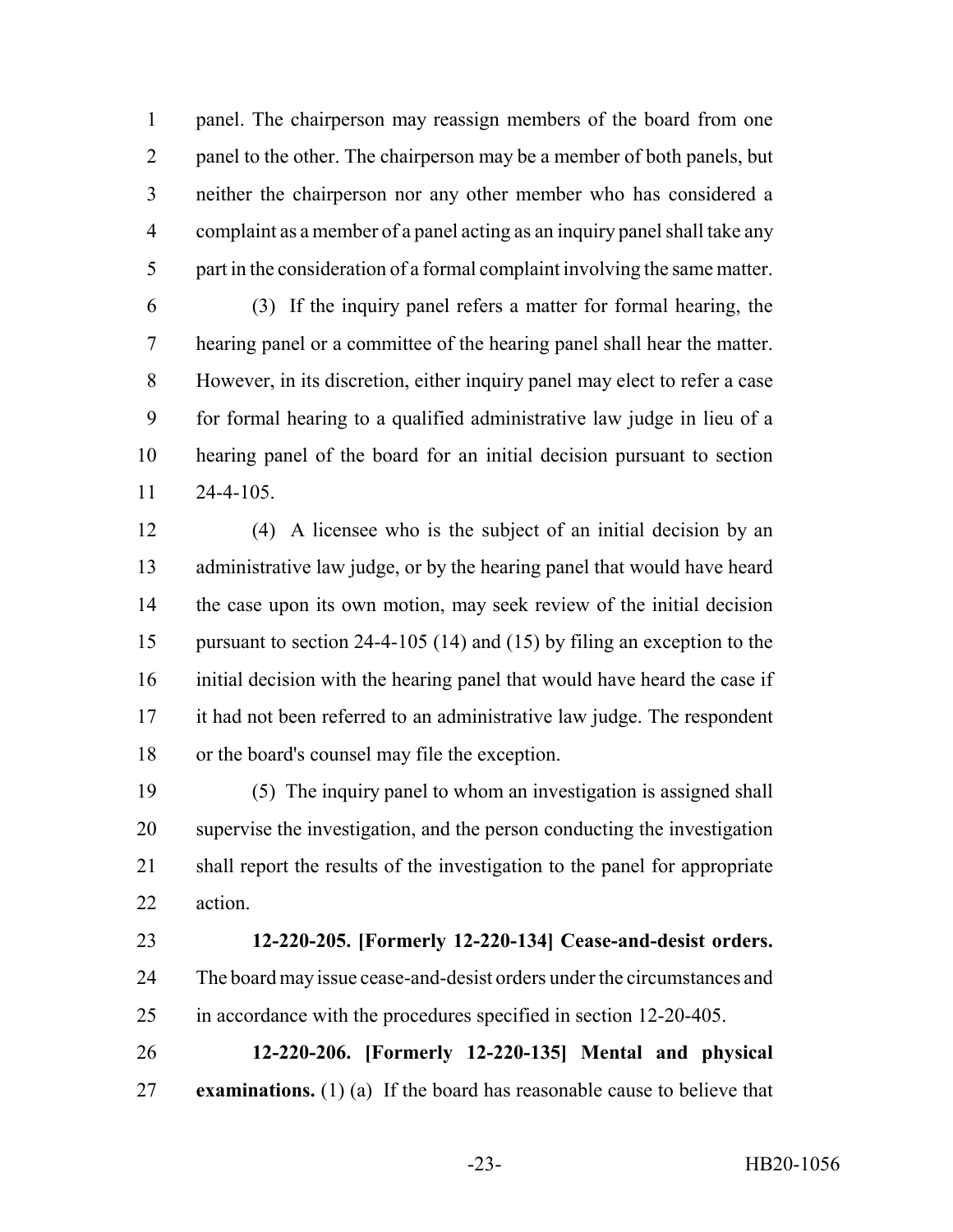panel. The chairperson may reassign members of the board from one panel to the other. The chairperson may be a member of both panels, but neither the chairperson nor any other member who has considered a complaint as a member of a panel acting as an inquiry panel shall take any part in the consideration of a formal complaint involving the same matter.

(3) If the inquiry panel refers a matter for formal hearing, the hearing panel or a committee of the hearing panel shall hear the matter. However, in its discretion, either inquiry panel may elect to refer a case for formal hearing to a qualified administrative law judge in lieu of a hearing panel of the board for an initial decision pursuant to section 24-4-105.

(4) A licensee who is the subject of an initial decision by an administrative law judge, or by the hearing panel that would have heard the case upon its own motion, may seek review of the initial decision pursuant to section 24-4-105 (14) and (15) by filing an exception to the initial decision with the hearing panel that would have heard the case if it had not been referred to an administrative law judge. The respondent or the board's counsel may file the exception.

(5) The inquiry panel to whom an investigation is assigned shall supervise the investigation, and the person conducting the investigation shall report the results of the investigation to the panel for appropriate action.

**12-220-205. [Formerly 12-220-134] Cease-and-desist orders.** The board may issue cease-and-desist orders under the circumstances and in accordance with the procedures specified in section 12-20-405.

**12-220-206. [Formerly 12-220-135] Mental and physical examinations.** (1) (a) If the board has reasonable cause to believe that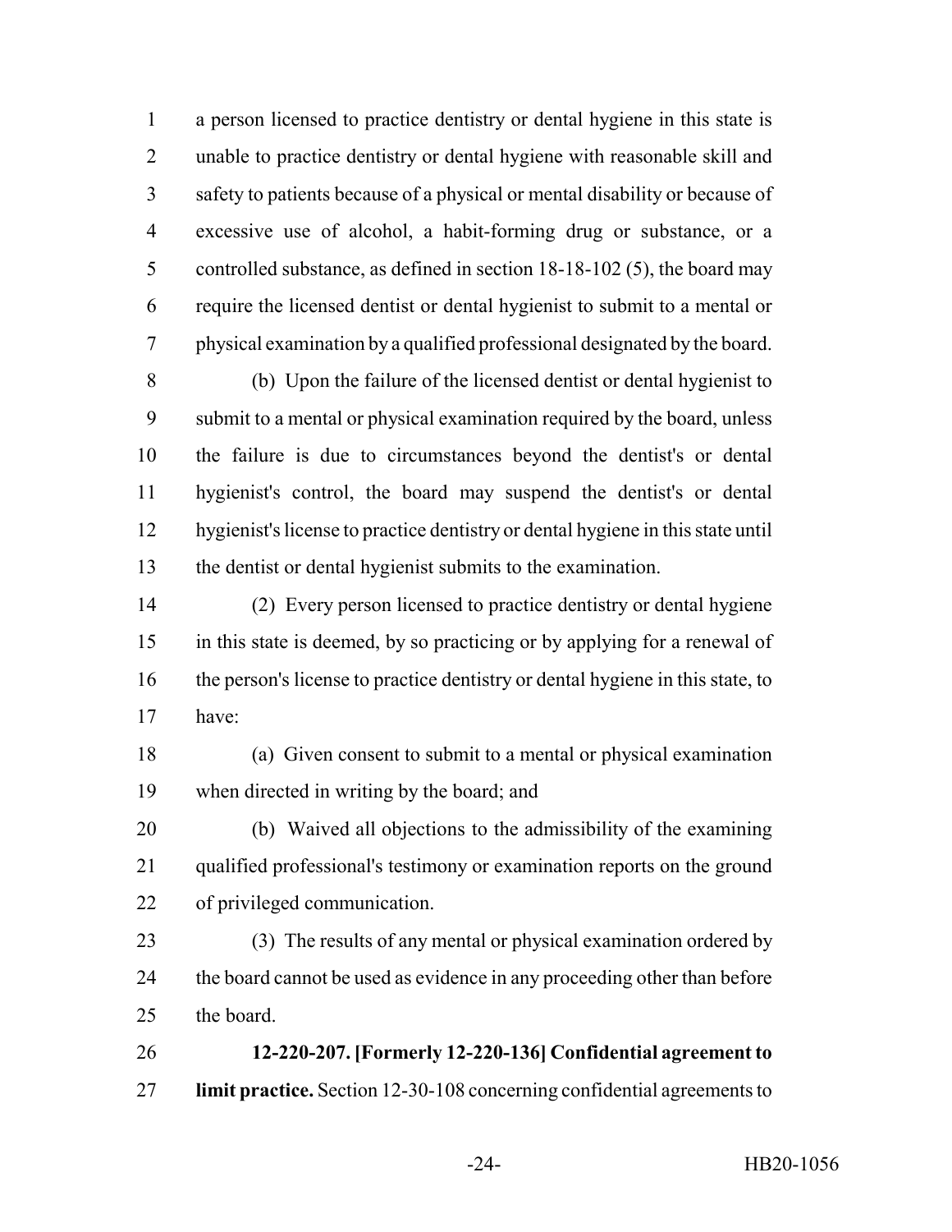a person licensed to practice dentistry or dental hygiene in this state is unable to practice dentistry or dental hygiene with reasonable skill and safety to patients because of a physical or mental disability or because of excessive use of alcohol, a habit-forming drug or substance, or a controlled substance, as defined in section 18-18-102 (5), the board may require the licensed dentist or dental hygienist to submit to a mental or physical examination by a qualified professional designated by the board.

(b) Upon the failure of the licensed dentist or dental hygienist to submit to a mental or physical examination required by the board, unless the failure is due to circumstances beyond the dentist's or dental hygienist's control, the board may suspend the dentist's or dental hygienist's license to practice dentistry or dental hygiene in this state until the dentist or dental hygienist submits to the examination.

(2) Every person licensed to practice dentistry or dental hygiene in this state is deemed, by so practicing or by applying for a renewal of the person's license to practice dentistry or dental hygiene in this state, to have:

(a) Given consent to submit to a mental or physical examination when directed in writing by the board; and

(b) Waived all objections to the admissibility of the examining qualified professional's testimony or examination reports on the ground of privileged communication.

(3) The results of any mental or physical examination ordered by the board cannot be used as evidence in any proceeding other than before the board.

**12-220-207. [Formerly 12-220-136] Confidential agreement to limit practice.** Section 12-30-108 concerning confidential agreements to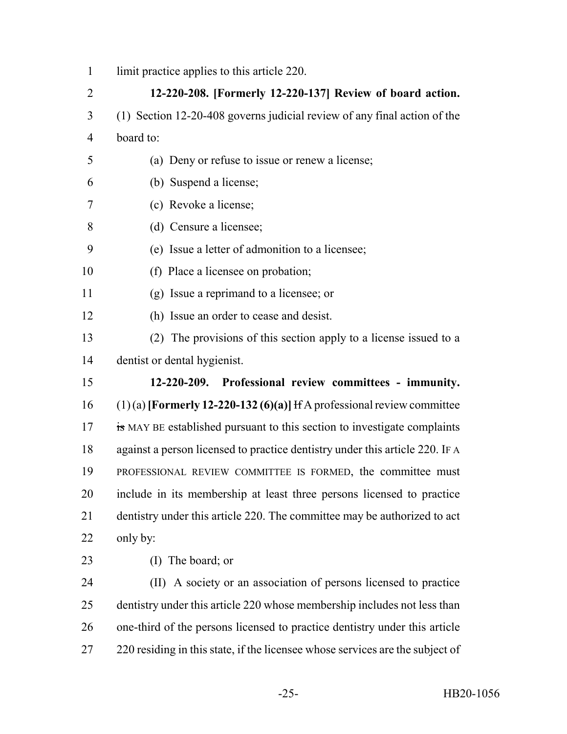limit practice applies to this article 220.

**12-220-208. [Formerly 12-220-137] Review of board action.** (1) Section 12-20-408 governs judicial review of any final action of the board to:

(a) Deny or refuse to issue or renew a license;

(b) Suspend a license;

(c) Revoke a license;

(d) Censure a licensee;

(e) Issue a letter of admonition to a licensee;

(f) Place a licensee on probation;

(g) Issue a reprimand to a licensee; or

(h) Issue an order to cease and desist.

(2) The provisions of this section apply to a license issued to a dentist or dental hygienist.

**12-220-209. Professional review committees - immunity.** (1) (a) **[Formerly 12-220-132 (6)(a)]** ~~If~~ A professional review committee ~~is~~ MAY BE established pursuant to this section to investigate complaints against a person licensed to practice dentistry under this article 220. IF A PROFESSIONAL REVIEW COMMITTEE IS FORMED, the committee must include in its membership at least three persons licensed to practice dentistry under this article 220. The committee may be authorized to act only by:

(I) The board; or

(II) A society or an association of persons licensed to practice dentistry under this article 220 whose membership includes not less than one-third of the persons licensed to practice dentistry under this article 220 residing in this state, if the licensee whose services are the subject of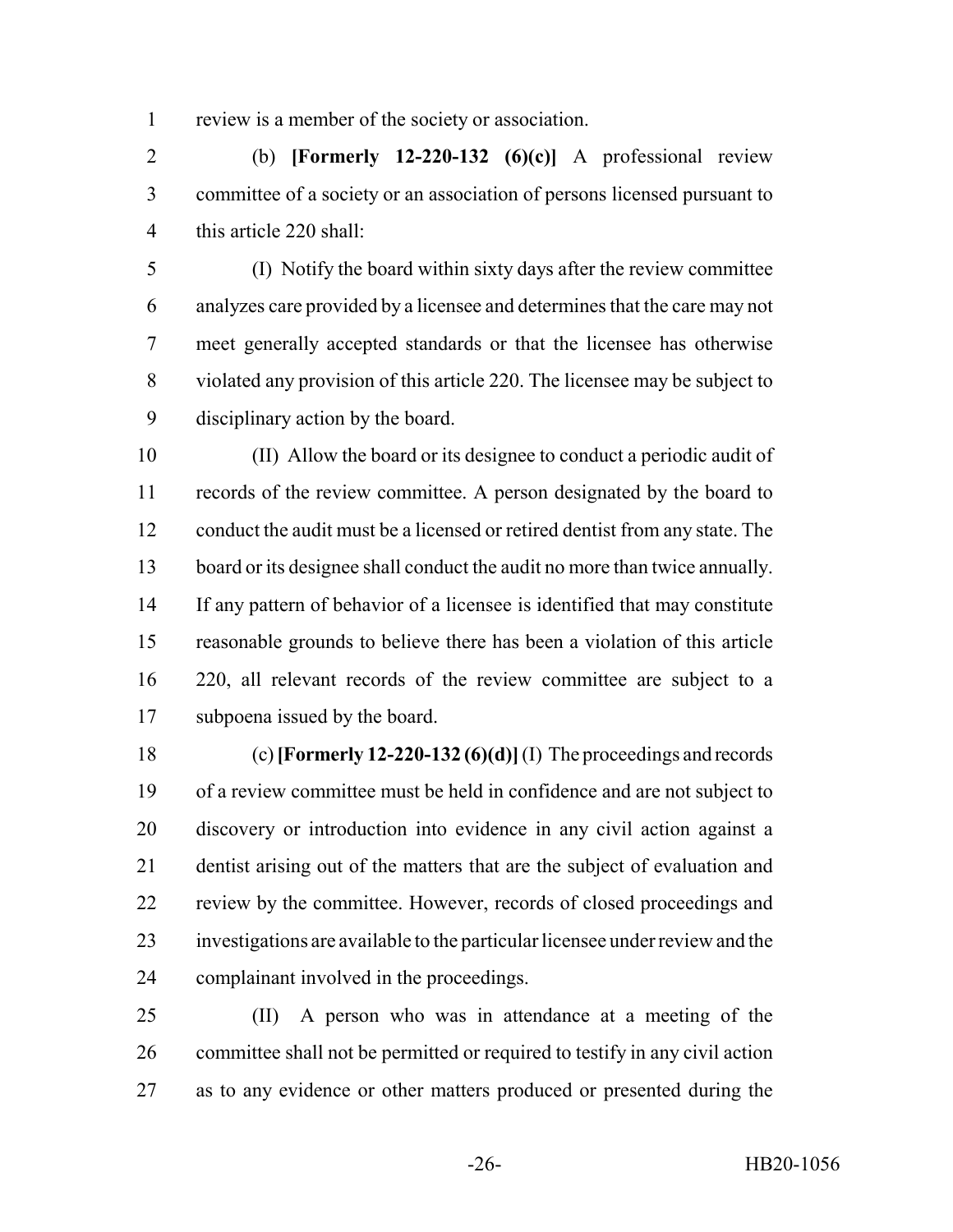review is a member of the society or association.

(b) **[Formerly 12-220-132 (6)(c)]** A professional review committee of a society or an association of persons licensed pursuant to this article 220 shall:

(I) Notify the board within sixty days after the review committee analyzes care provided by a licensee and determines that the care may not meet generally accepted standards or that the licensee has otherwise violated any provision of this article 220. The licensee may be subject to disciplinary action by the board.

(II) Allow the board or its designee to conduct a periodic audit of records of the review committee. A person designated by the board to conduct the audit must be a licensed or retired dentist from any state. The board or its designee shall conduct the audit no more than twice annually. If any pattern of behavior of a licensee is identified that may constitute reasonable grounds to believe there has been a violation of this article 220, all relevant records of the review committee are subject to a subpoena issued by the board.

(c) **[Formerly 12-220-132 (6)(d)]** (I) The proceedings and records of a review committee must be held in confidence and are not subject to discovery or introduction into evidence in any civil action against a dentist arising out of the matters that are the subject of evaluation and review by the committee. However, records of closed proceedings and investigations are available to the particular licensee under review and the complainant involved in the proceedings.

(II) A person who was in attendance at a meeting of the committee shall not be permitted or required to testify in any civil action as to any evidence or other matters produced or presented during the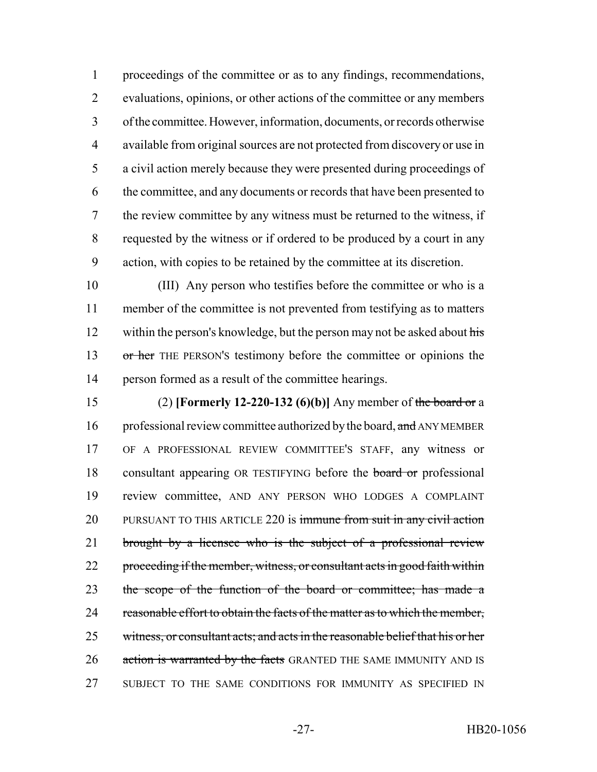proceedings of the committee or as to any findings, recommendations, evaluations, opinions, or other actions of the committee or any members of the committee. However, information, documents, or records otherwise available from original sources are not protected from discovery or use in a civil action merely because they were presented during proceedings of the committee, and any documents or records that have been presented to the review committee by any witness must be returned to the witness, if requested by the witness or if ordered to be produced by a court in any action, with copies to be retained by the committee at its discretion.

(III) Any person who testifies before the committee or who is a member of the committee is not prevented from testifying as to matters within the person's knowledge, but the person may not be asked about ~~his or her~~ THE PERSON'S testimony before the committee or opinions the person formed as a result of the committee hearings.

(2) **[Formerly 12-220-132 (6)(b)]** Any member of ~~the board or~~ a professional review committee authorized by the board, ~~and~~ ANY MEMBER OF A PROFESSIONAL REVIEW COMMITTEE'S STAFF, any witness or consultant appearing OR TESTIFYING before the ~~board or~~ professional review committee, AND ANY PERSON WHO LODGES A COMPLAINT PURSUANT TO THIS ARTICLE 220 is ~~immune from suit in any civil action brought by a licensee who is the subject of a professional review proceeding if the member, witness, or consultant acts in good faith within the scope of the function of the board or committee; has made a reasonable effort to obtain the facts of the matter as to which the member, witness, or consultant acts; and acts in the reasonable belief that his or her action is warranted by the facts~~ GRANTED THE SAME IMMUNITY AND IS SUBJECT TO THE SAME CONDITIONS FOR IMMUNITY AS SPECIFIED IN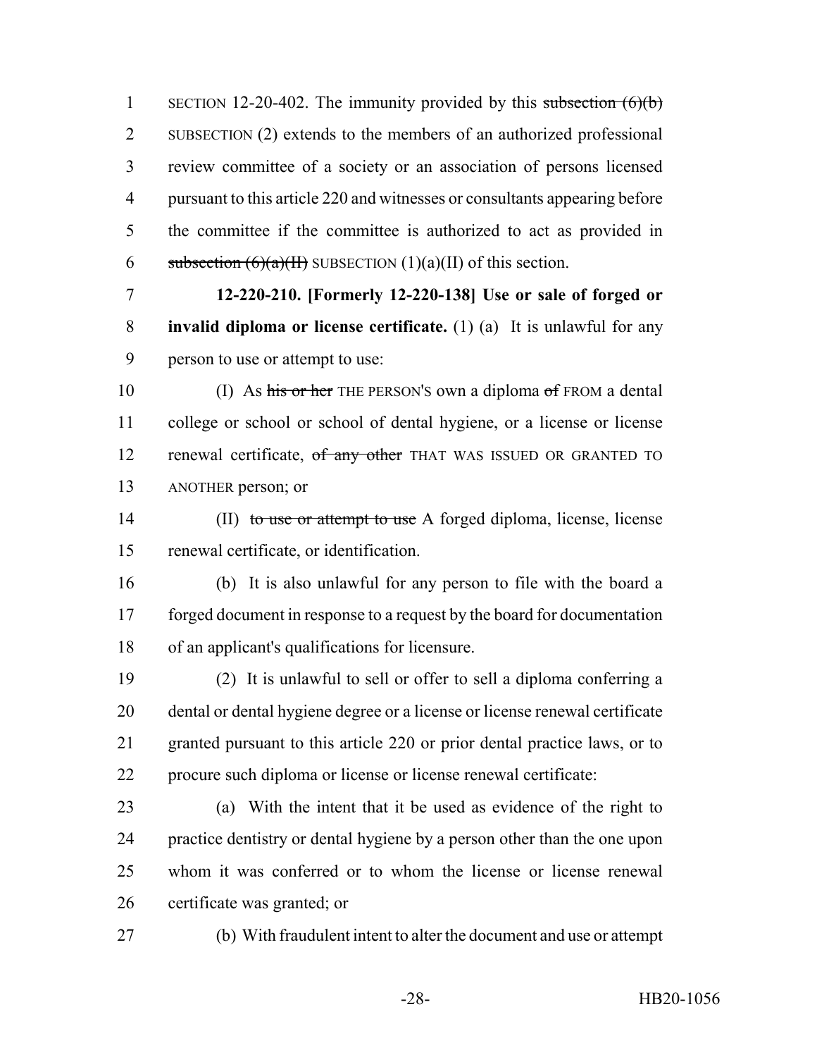SECTION 12-20-402. The immunity provided by this ~~subsection (6)(b)~~ SUBSECTION (2) extends to the members of an authorized professional review committee of a society or an association of persons licensed pursuant to this article 220 and witnesses or consultants appearing before the committee if the committee is authorized to act as provided in ~~subsection (6)(a)(II)~~ SUBSECTION (1)(a)(II) of this section.

**12-220-210. [Formerly 12-220-138] Use or sale of forged or invalid diploma or license certificate.** (1) (a) It is unlawful for any person to use or attempt to use:

(I) As ~~his or her~~ THE PERSON'S own a diploma ~~of~~ FROM a dental college or school or school of dental hygiene, or a license or license renewal certificate, ~~of any other~~ THAT WAS ISSUED OR GRANTED TO ANOTHER person; or

(II) ~~to use or attempt to use~~ A forged diploma, license, license renewal certificate, or identification.

(b) It is also unlawful for any person to file with the board a forged document in response to a request by the board for documentation of an applicant's qualifications for licensure.

(2) It is unlawful to sell or offer to sell a diploma conferring a dental or dental hygiene degree or a license or license renewal certificate granted pursuant to this article 220 or prior dental practice laws, or to procure such diploma or license or license renewal certificate:

(a) With the intent that it be used as evidence of the right to practice dentistry or dental hygiene by a person other than the one upon whom it was conferred or to whom the license or license renewal certificate was granted; or

(b) With fraudulent intent to alter the document and use or attempt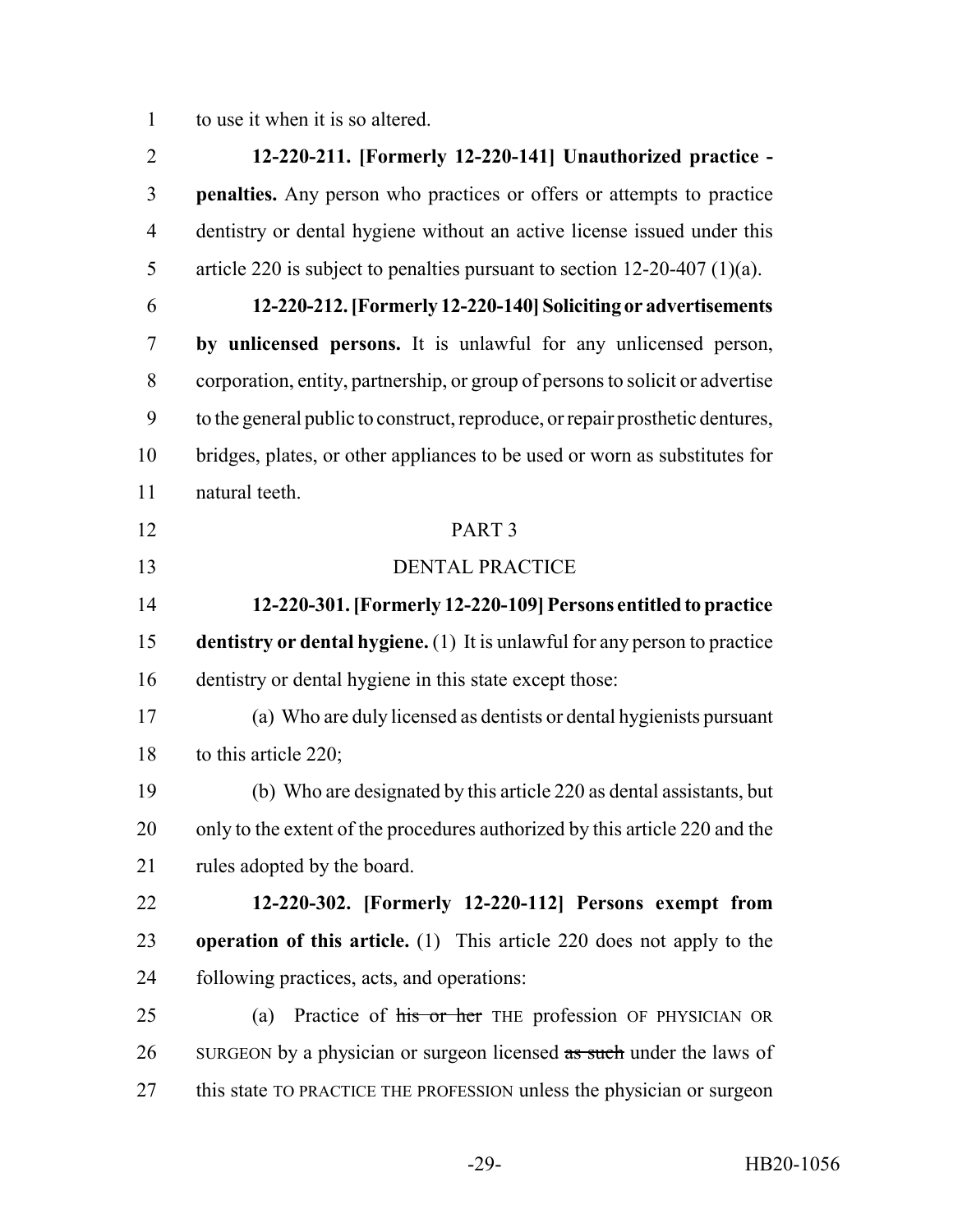to use it when it is so altered.

**12-220-211. [Formerly 12-220-141] Unauthorized practice - penalties.** Any person who practices or offers or attempts to practice dentistry or dental hygiene without an active license issued under this article 220 is subject to penalties pursuant to section 12-20-407 (1)(a).

**12-220-212. [Formerly 12-220-140] Soliciting or advertisements by unlicensed persons.** It is unlawful for any unlicensed person, corporation, entity, partnership, or group of persons to solicit or advertise to the general public to construct, reproduce, or repair prosthetic dentures, bridges, plates, or other appliances to be used or worn as substitutes for natural teeth.

PART 3

DENTAL PRACTICE

**12-220-301. [Formerly 12-220-109] Persons entitled to practice dentistry or dental hygiene.** (1) It is unlawful for any person to practice dentistry or dental hygiene in this state except those:

(a) Who are duly licensed as dentists or dental hygienists pursuant to this article 220;

(b) Who are designated by this article 220 as dental assistants, but only to the extent of the procedures authorized by this article 220 and the rules adopted by the board.

**12-220-302. [Formerly 12-220-112] Persons exempt from operation of this article.** (1) This article 220 does not apply to the following practices, acts, and operations:

(a) Practice of ~~his or her~~ THE profession OF PHYSICIAN OR SURGEON by a physician or surgeon licensed ~~as such~~ under the laws of this state TO PRACTICE THE PROFESSION unless the physician or surgeon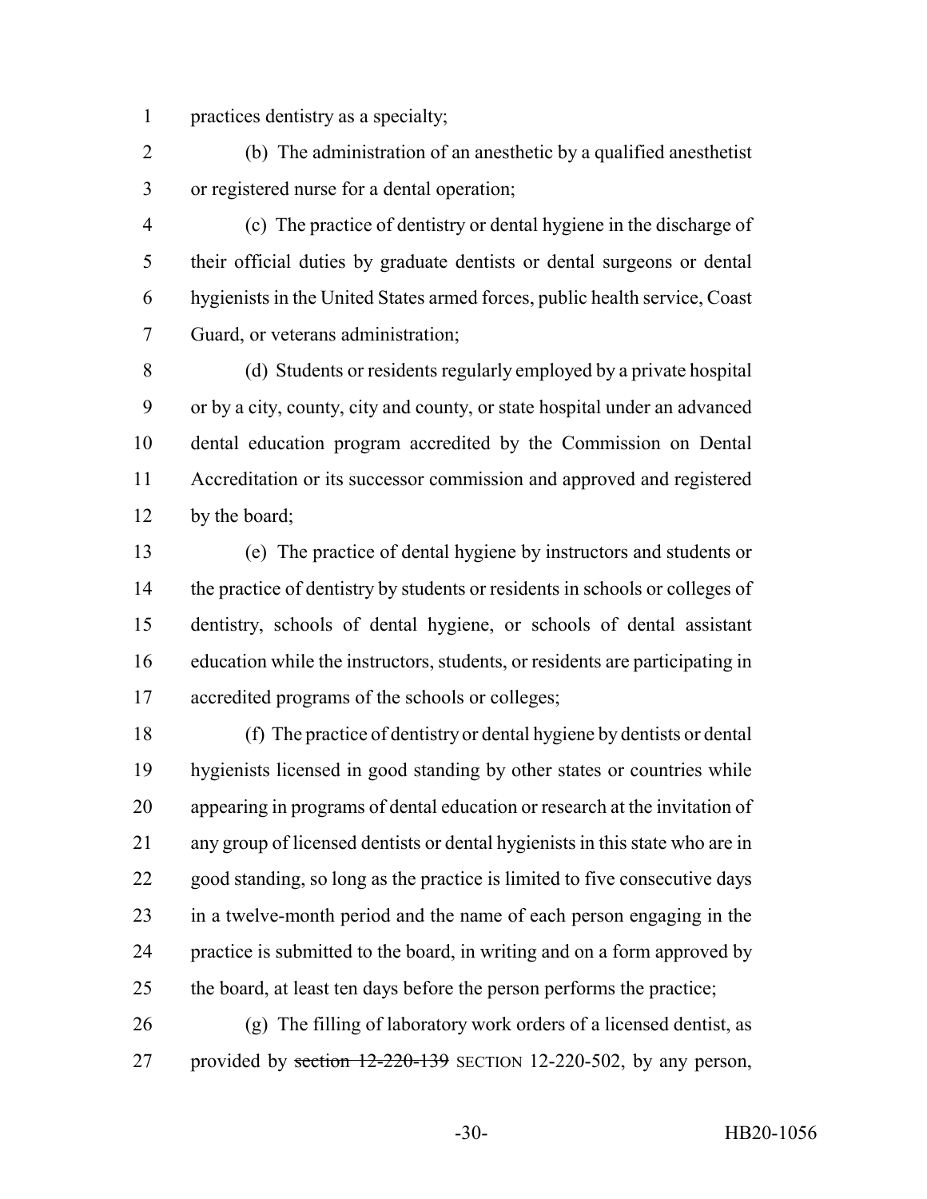practices dentistry as a specialty;

(b) The administration of an anesthetic by a qualified anesthetist or registered nurse for a dental operation;

(c) The practice of dentistry or dental hygiene in the discharge of their official duties by graduate dentists or dental surgeons or dental hygienists in the United States armed forces, public health service, Coast Guard, or veterans administration;

(d) Students or residents regularly employed by a private hospital or by a city, county, city and county, or state hospital under an advanced dental education program accredited by the Commission on Dental Accreditation or its successor commission and approved and registered by the board;

(e) The practice of dental hygiene by instructors and students or the practice of dentistry by students or residents in schools or colleges of dentistry, schools of dental hygiene, or schools of dental assistant education while the instructors, students, or residents are participating in accredited programs of the schools or colleges;

(f) The practice of dentistry or dental hygiene by dentists or dental hygienists licensed in good standing by other states or countries while appearing in programs of dental education or research at the invitation of any group of licensed dentists or dental hygienists in this state who are in good standing, so long as the practice is limited to five consecutive days in a twelve-month period and the name of each person engaging in the practice is submitted to the board, in writing and on a form approved by the board, at least ten days before the person performs the practice;

(g) The filling of laboratory work orders of a licensed dentist, as provided by ~~section 12-220-139~~ SECTION 12-220-502, by any person,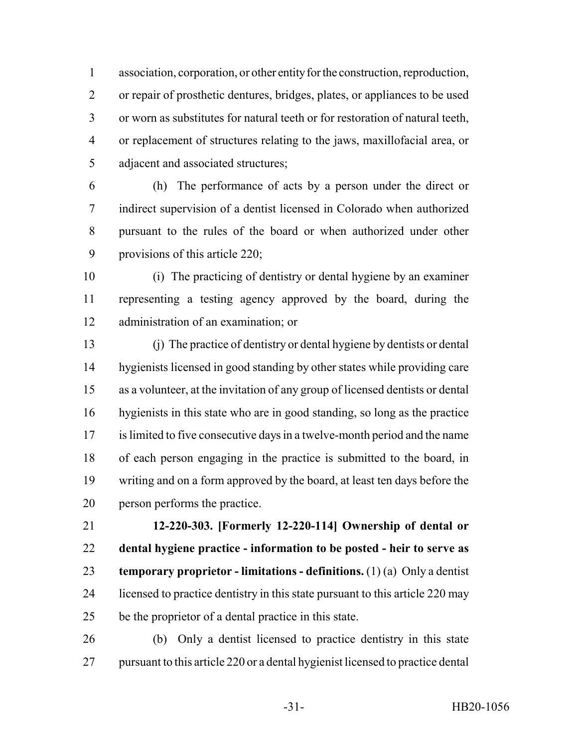association, corporation, or other entity for the construction, reproduction, or repair of prosthetic dentures, bridges, plates, or appliances to be used or worn as substitutes for natural teeth or for restoration of natural teeth, or replacement of structures relating to the jaws, maxillofacial area, or adjacent and associated structures;

(h) The performance of acts by a person under the direct or indirect supervision of a dentist licensed in Colorado when authorized pursuant to the rules of the board or when authorized under other provisions of this article 220;

(i) The practicing of dentistry or dental hygiene by an examiner representing a testing agency approved by the board, during the administration of an examination; or

(j) The practice of dentistry or dental hygiene by dentists or dental hygienists licensed in good standing by other states while providing care as a volunteer, at the invitation of any group of licensed dentists or dental hygienists in this state who are in good standing, so long as the practice is limited to five consecutive days in a twelve-month period and the name of each person engaging in the practice is submitted to the board, in writing and on a form approved by the board, at least ten days before the person performs the practice.

**12-220-303. [Formerly 12-220-114] Ownership of dental or dental hygiene practice - information to be posted - heir to serve as temporary proprietor - limitations - definitions.** (1) (a) Only a dentist licensed to practice dentistry in this state pursuant to this article 220 may be the proprietor of a dental practice in this state.

(b) Only a dentist licensed to practice dentistry in this state pursuant to this article 220 or a dental hygienist licensed to practice dental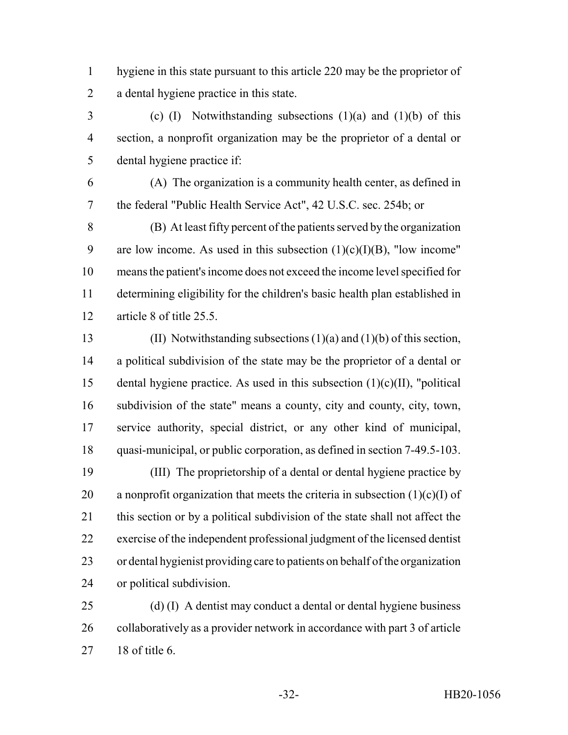hygiene in this state pursuant to this article 220 may be the proprietor of a dental hygiene practice in this state.

(c) (I) Notwithstanding subsections (1)(a) and (1)(b) of this section, a nonprofit organization may be the proprietor of a dental or dental hygiene practice if:

(A) The organization is a community health center, as defined in the federal "Public Health Service Act", 42 U.S.C. sec. 254b; or

(B) At least fifty percent of the patients served by the organization are low income. As used in this subsection (1)(c)(I)(B), "low income" means the patient's income does not exceed the income level specified for determining eligibility for the children's basic health plan established in article 8 of title 25.5.

(II) Notwithstanding subsections (1)(a) and (1)(b) of this section, a political subdivision of the state may be the proprietor of a dental or dental hygiene practice. As used in this subsection (1)(c)(II), "political subdivision of the state" means a county, city and county, city, town, service authority, special district, or any other kind of municipal, quasi-municipal, or public corporation, as defined in section 7-49.5-103.

(III) The proprietorship of a dental or dental hygiene practice by a nonprofit organization that meets the criteria in subsection (1)(c)(I) of this section or by a political subdivision of the state shall not affect the exercise of the independent professional judgment of the licensed dentist or dental hygienist providing care to patients on behalf of the organization or political subdivision.

(d) (I) A dentist may conduct a dental or dental hygiene business collaboratively as a provider network in accordance with part 3 of article 18 of title 6.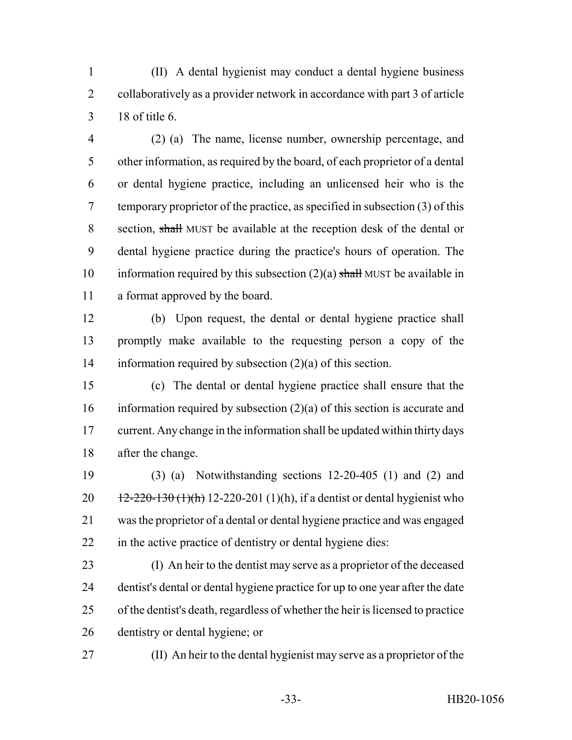(II) A dental hygienist may conduct a dental hygiene business collaboratively as a provider network in accordance with part 3 of article 18 of title 6.

(2) (a) The name, license number, ownership percentage, and other information, as required by the board, of each proprietor of a dental or dental hygiene practice, including an unlicensed heir who is the temporary proprietor of the practice, as specified in subsection (3) of this section, ~~shall~~ MUST be available at the reception desk of the dental or dental hygiene practice during the practice's hours of operation. The information required by this subsection (2)(a) ~~shall~~ MUST be available in a format approved by the board.

(b) Upon request, the dental or dental hygiene practice shall promptly make available to the requesting person a copy of the information required by subsection (2)(a) of this section.

(c) The dental or dental hygiene practice shall ensure that the information required by subsection (2)(a) of this section is accurate and current. Any change in the information shall be updated within thirty days after the change.

(3) (a) Notwithstanding sections 12-20-405 (1) and (2) and ~~12-220-130 (1)(h)~~ 12-220-201 (1)(h), if a dentist or dental hygienist who was the proprietor of a dental or dental hygiene practice and was engaged in the active practice of dentistry or dental hygiene dies:

(I) An heir to the dentist may serve as a proprietor of the deceased dentist's dental or dental hygiene practice for up to one year after the date of the dentist's death, regardless of whether the heir is licensed to practice dentistry or dental hygiene; or

(II) An heir to the dental hygienist may serve as a proprietor of the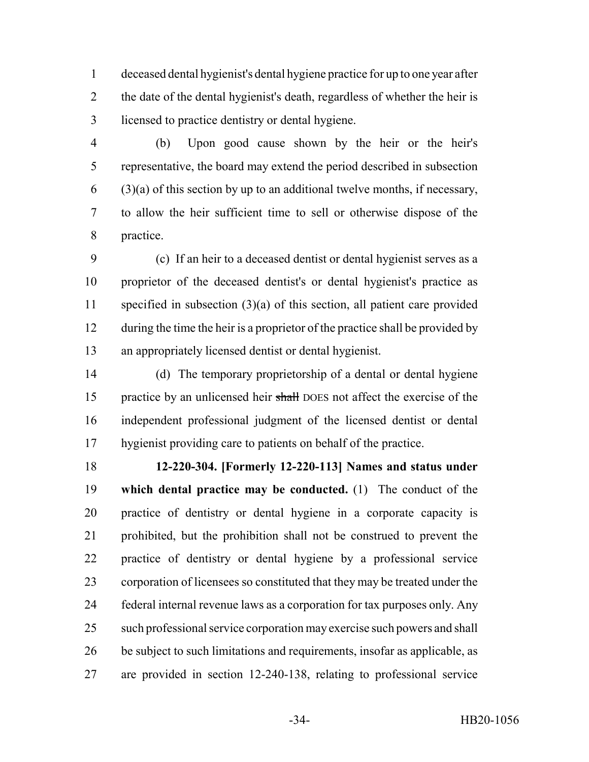deceased dental hygienist's dental hygiene practice for up to one year after the date of the dental hygienist's death, regardless of whether the heir is licensed to practice dentistry or dental hygiene.

(b) Upon good cause shown by the heir or the heir's representative, the board may extend the period described in subsection (3)(a) of this section by up to an additional twelve months, if necessary, to allow the heir sufficient time to sell or otherwise dispose of the practice.

(c) If an heir to a deceased dentist or dental hygienist serves as a proprietor of the deceased dentist's or dental hygienist's practice as specified in subsection (3)(a) of this section, all patient care provided during the time the heir is a proprietor of the practice shall be provided by an appropriately licensed dentist or dental hygienist.

(d) The temporary proprietorship of a dental or dental hygiene practice by an unlicensed heir ~~shall~~ DOES not affect the exercise of the independent professional judgment of the licensed dentist or dental hygienist providing care to patients on behalf of the practice.

**12-220-304. [Formerly 12-220-113] Names and status under which dental practice may be conducted.** (1) The conduct of the practice of dentistry or dental hygiene in a corporate capacity is prohibited, but the prohibition shall not be construed to prevent the practice of dentistry or dental hygiene by a professional service corporation of licensees so constituted that they may be treated under the federal internal revenue laws as a corporation for tax purposes only. Any such professional service corporation may exercise such powers and shall be subject to such limitations and requirements, insofar as applicable, as are provided in section 12-240-138, relating to professional service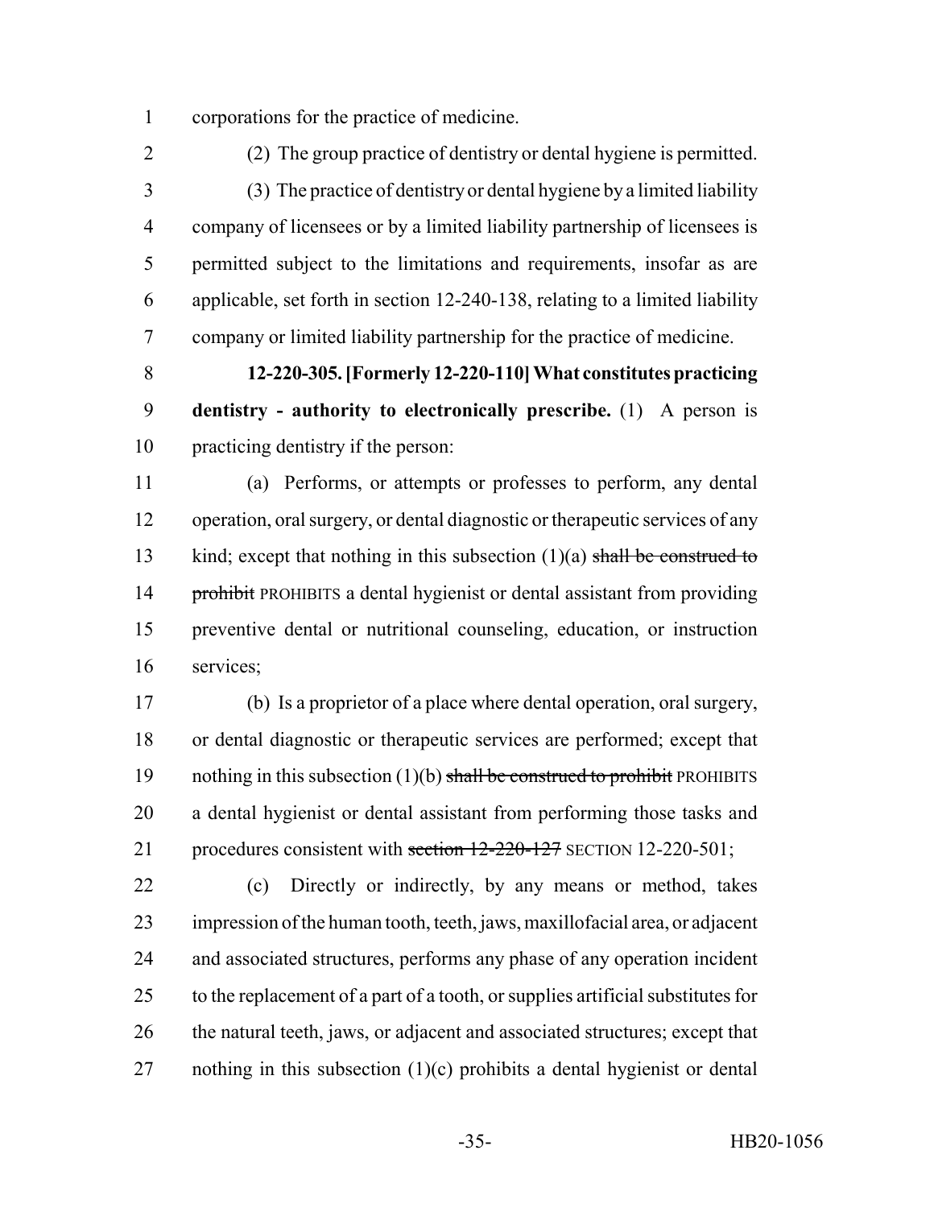corporations for the practice of medicine.

(2) The group practice of dentistry or dental hygiene is permitted.

(3) The practice of dentistry or dental hygiene by a limited liability company of licensees or by a limited liability partnership of licensees is permitted subject to the limitations and requirements, insofar as are applicable, set forth in section 12-240-138, relating to a limited liability company or limited liability partnership for the practice of medicine.

**12-220-305. [Formerly 12-220-110] What constitutes practicing dentistry - authority to electronically prescribe.** (1) A person is practicing dentistry if the person:

(a) Performs, or attempts or professes to perform, any dental operation, oral surgery, or dental diagnostic or therapeutic services of any kind; except that nothing in this subsection (1)(a) ~~shall be construed to prohibit~~ PROHIBITS a dental hygienist or dental assistant from providing preventive dental or nutritional counseling, education, or instruction services;

(b) Is a proprietor of a place where dental operation, oral surgery, or dental diagnostic or therapeutic services are performed; except that nothing in this subsection (1)(b) ~~shall be construed to prohibit~~ PROHIBITS a dental hygienist or dental assistant from performing those tasks and procedures consistent with ~~section 12-220-127~~ SECTION 12-220-501;

(c) Directly or indirectly, by any means or method, takes impression of the human tooth, teeth, jaws, maxillofacial area, or adjacent and associated structures, performs any phase of any operation incident to the replacement of a part of a tooth, or supplies artificial substitutes for the natural teeth, jaws, or adjacent and associated structures; except that nothing in this subsection (1)(c) prohibits a dental hygienist or dental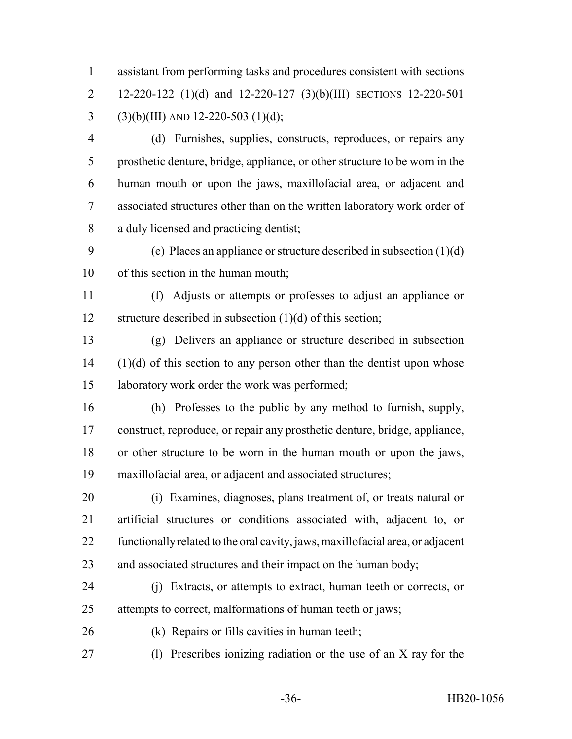assistant from performing tasks and procedures consistent with ~~sections 12-220-122 (1)(d) and 12-220-127 (3)(b)(III)~~ SECTIONS 12-220-501 (3)(b)(III) AND 12-220-503 (1)(d);

(d) Furnishes, supplies, constructs, reproduces, or repairs any prosthetic denture, bridge, appliance, or other structure to be worn in the human mouth or upon the jaws, maxillofacial area, or adjacent and associated structures other than on the written laboratory work order of a duly licensed and practicing dentist;

(e) Places an appliance or structure described in subsection (1)(d) of this section in the human mouth;

(f) Adjusts or attempts or professes to adjust an appliance or structure described in subsection (1)(d) of this section;

(g) Delivers an appliance or structure described in subsection (1)(d) of this section to any person other than the dentist upon whose laboratory work order the work was performed;

(h) Professes to the public by any method to furnish, supply, construct, reproduce, or repair any prosthetic denture, bridge, appliance, or other structure to be worn in the human mouth or upon the jaws, maxillofacial area, or adjacent and associated structures;

(i) Examines, diagnoses, plans treatment of, or treats natural or artificial structures or conditions associated with, adjacent to, or functionally related to the oral cavity, jaws, maxillofacial area, or adjacent and associated structures and their impact on the human body;

(j) Extracts, or attempts to extract, human teeth or corrects, or attempts to correct, malformations of human teeth or jaws;

(k) Repairs or fills cavities in human teeth;

(l) Prescribes ionizing radiation or the use of an X ray for the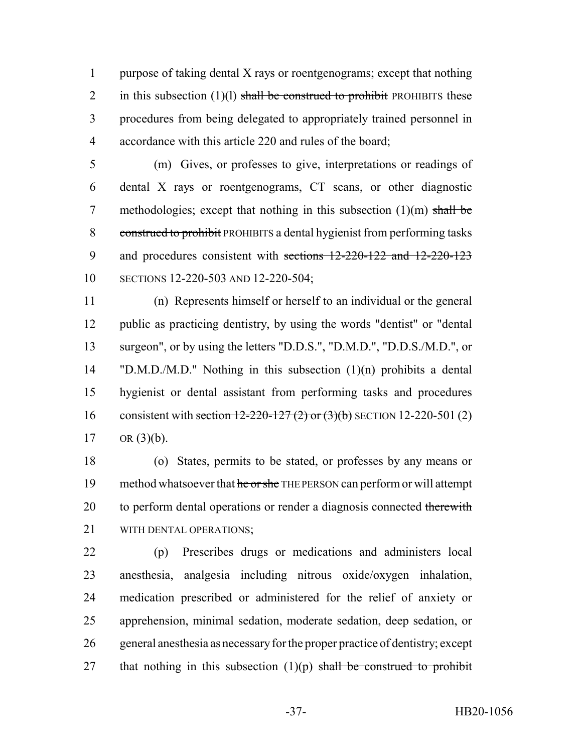purpose of taking dental X rays or roentgenograms; except that nothing in this subsection (1)(l) ~~shall be construed to prohibit~~ PROHIBITS these procedures from being delegated to appropriately trained personnel in accordance with this article 220 and rules of the board;

(m) Gives, or professes to give, interpretations or readings of dental X rays or roentgenograms, CT scans, or other diagnostic methodologies; except that nothing in this subsection (1)(m) ~~shall be construed to prohibit~~ PROHIBITS a dental hygienist from performing tasks and procedures consistent with ~~sections 12-220-122 and 12-220-123~~ SECTIONS 12-220-503 AND 12-220-504;

(n) Represents himself or herself to an individual or the general public as practicing dentistry, by using the words "dentist" or "dental surgeon", or by using the letters "D.D.S.", "D.M.D.", "D.D.S./M.D.", or "D.M.D./M.D." Nothing in this subsection (1)(n) prohibits a dental hygienist or dental assistant from performing tasks and procedures consistent with ~~section 12-220-127 (2) or (3)(b)~~ SECTION 12-220-501 (2) OR (3)(b).

(o) States, permits to be stated, or professes by any means or method whatsoever that ~~he or she~~ THE PERSON can perform or will attempt to perform dental operations or render a diagnosis connected ~~therewith~~ WITH DENTAL OPERATIONS;

(p) Prescribes drugs or medications and administers local anesthesia, analgesia including nitrous oxide/oxygen inhalation, medication prescribed or administered for the relief of anxiety or apprehension, minimal sedation, moderate sedation, deep sedation, or general anesthesia as necessary for the proper practice of dentistry; except that nothing in this subsection (1)(p) ~~shall be construed to prohibit~~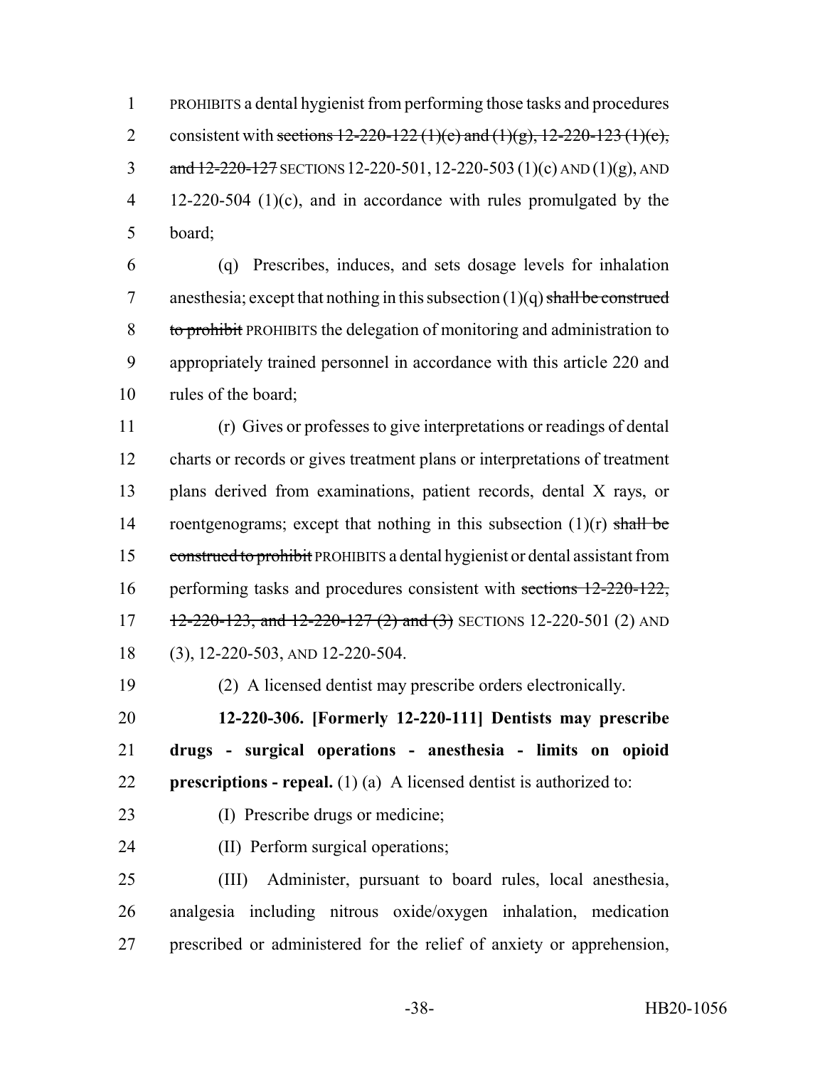PROHIBITS a dental hygienist from performing those tasks and procedures consistent with ~~sections 12-220-122 (1)(e) and (1)(g), 12-220-123 (1)(c), and 12-220-127~~ SECTIONS 12-220-501, 12-220-503 (1)(c) AND (1)(g), AND 12-220-504 (1)(c), and in accordance with rules promulgated by the board;

(q) Prescribes, induces, and sets dosage levels for inhalation anesthesia; except that nothing in this subsection (1)(q) ~~shall be construed to prohibit~~ PROHIBITS the delegation of monitoring and administration to appropriately trained personnel in accordance with this article 220 and rules of the board;

(r) Gives or professes to give interpretations or readings of dental charts or records or gives treatment plans or interpretations of treatment plans derived from examinations, patient records, dental X rays, or roentgenograms; except that nothing in this subsection (1)(r) ~~shall be construed to prohibit~~ PROHIBITS a dental hygienist or dental assistant from performing tasks and procedures consistent with ~~sections 12-220-122, 12-220-123, and 12-220-127 (2) and (3)~~ SECTIONS 12-220-501 (2) AND (3), 12-220-503, AND 12-220-504.

(2) A licensed dentist may prescribe orders electronically.

**12-220-306. [Formerly 12-220-111] Dentists may prescribe drugs - surgical operations - anesthesia - limits on opioid prescriptions - repeal.** (1) (a) A licensed dentist is authorized to:

(I) Prescribe drugs or medicine;

(II) Perform surgical operations;

(III) Administer, pursuant to board rules, local anesthesia, analgesia including nitrous oxide/oxygen inhalation, medication prescribed or administered for the relief of anxiety or apprehension,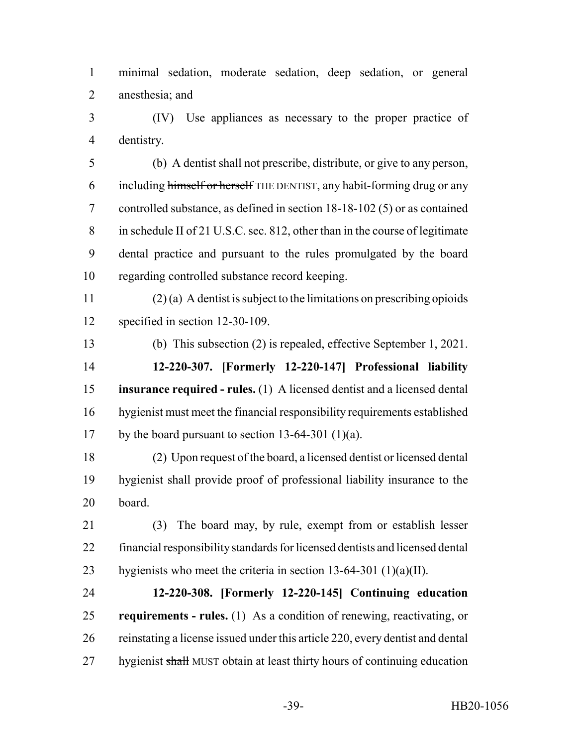minimal sedation, moderate sedation, deep sedation, or general anesthesia; and

(IV) Use appliances as necessary to the proper practice of dentistry.

(b) A dentist shall not prescribe, distribute, or give to any person, including ~~himself or herself~~ THE DENTIST, any habit-forming drug or any controlled substance, as defined in section 18-18-102 (5) or as contained in schedule II of 21 U.S.C. sec. 812, other than in the course of legitimate dental practice and pursuant to the rules promulgated by the board regarding controlled substance record keeping.

(2) (a) A dentist is subject to the limitations on prescribing opioids specified in section 12-30-109.

(b) This subsection (2) is repealed, effective September 1, 2021.

**12-220-307. [Formerly 12-220-147] Professional liability insurance required - rules.** (1) A licensed dentist and a licensed dental hygienist must meet the financial responsibility requirements established by the board pursuant to section 13-64-301 (1)(a).

(2) Upon request of the board, a licensed dentist or licensed dental hygienist shall provide proof of professional liability insurance to the board.

(3) The board may, by rule, exempt from or establish lesser financial responsibility standards for licensed dentists and licensed dental hygienists who meet the criteria in section 13-64-301 (1)(a)(II).

**12-220-308. [Formerly 12-220-145] Continuing education requirements - rules.** (1) As a condition of renewing, reactivating, or reinstating a license issued under this article 220, every dentist and dental hygienist ~~shall~~ MUST obtain at least thirty hours of continuing education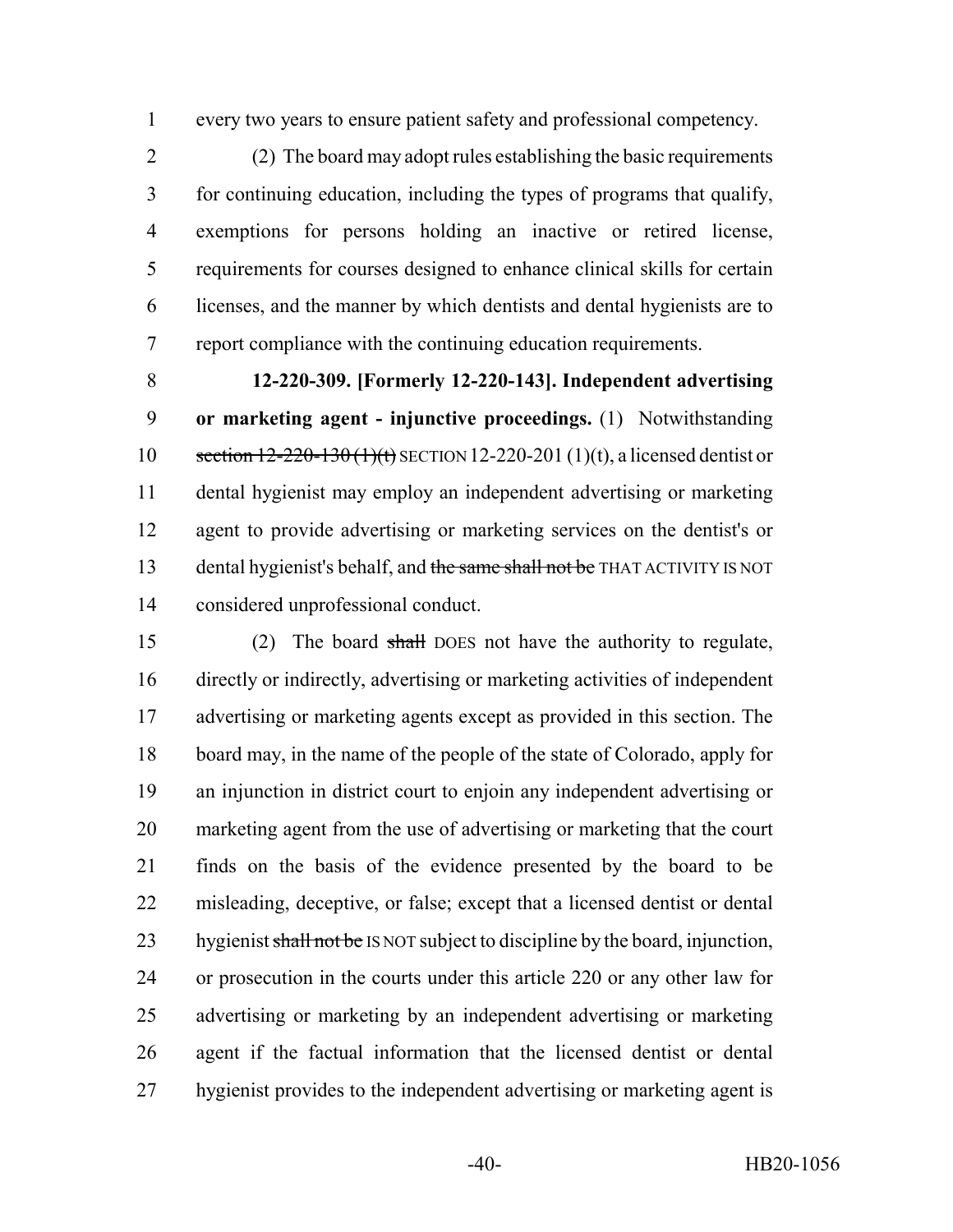every two years to ensure patient safety and professional competency.

(2) The board may adopt rules establishing the basic requirements for continuing education, including the types of programs that qualify, exemptions for persons holding an inactive or retired license, requirements for courses designed to enhance clinical skills for certain licenses, and the manner by which dentists and dental hygienists are to report compliance with the continuing education requirements.

**12-220-309. [Formerly 12-220-143]. Independent advertising or marketing agent - injunctive proceedings.** (1) Notwithstanding ~~section 12-220-130 (1)(t)~~ SECTION 12-220-201 (1)(t), a licensed dentist or dental hygienist may employ an independent advertising or marketing agent to provide advertising or marketing services on the dentist's or dental hygienist's behalf, and ~~the same shall not be~~ THAT ACTIVITY IS NOT considered unprofessional conduct.

(2) The board ~~shall~~ DOES not have the authority to regulate, directly or indirectly, advertising or marketing activities of independent advertising or marketing agents except as provided in this section. The board may, in the name of the people of the state of Colorado, apply for an injunction in district court to enjoin any independent advertising or marketing agent from the use of advertising or marketing that the court finds on the basis of the evidence presented by the board to be misleading, deceptive, or false; except that a licensed dentist or dental hygienist ~~shall not be~~ IS NOT subject to discipline by the board, injunction, or prosecution in the courts under this article 220 or any other law for advertising or marketing by an independent advertising or marketing agent if the factual information that the licensed dentist or dental hygienist provides to the independent advertising or marketing agent is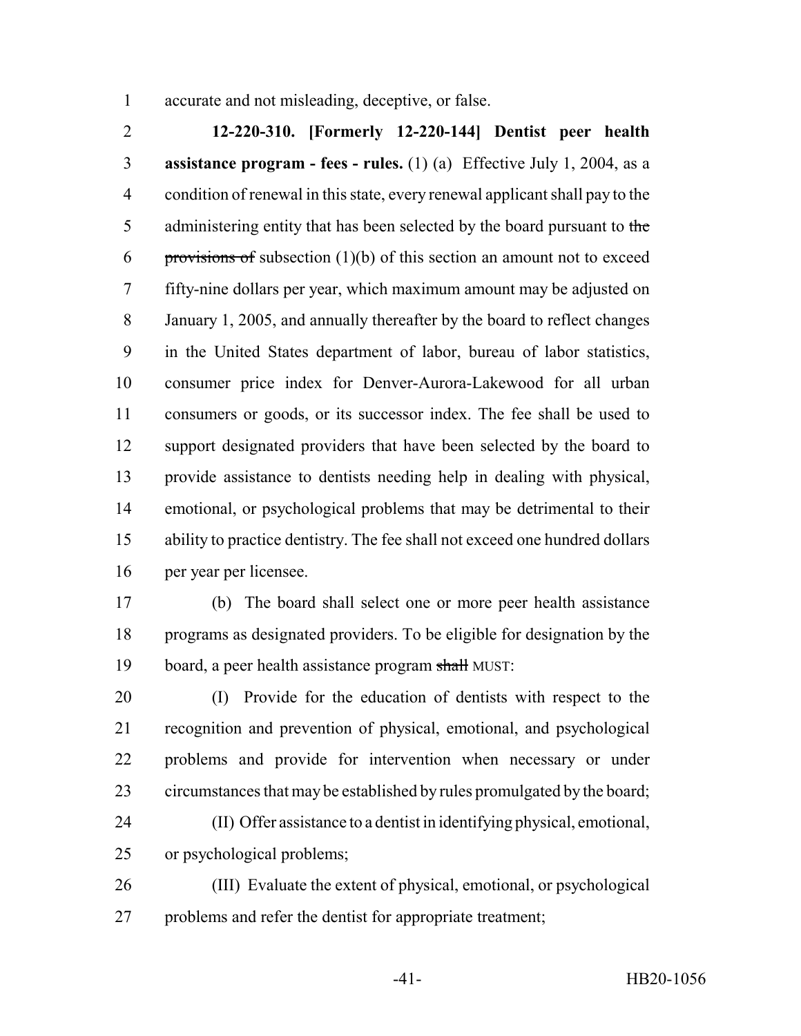accurate and not misleading, deceptive, or false.

**12-220-310. [Formerly 12-220-144] Dentist peer health assistance program - fees - rules.** (1) (a) Effective July 1, 2004, as a condition of renewal in this state, every renewal applicant shall pay to the administering entity that has been selected by the board pursuant to ~~the provisions of~~ subsection (1)(b) of this section an amount not to exceed fifty-nine dollars per year, which maximum amount may be adjusted on January 1, 2005, and annually thereafter by the board to reflect changes in the United States department of labor, bureau of labor statistics, consumer price index for Denver-Aurora-Lakewood for all urban consumers or goods, or its successor index. The fee shall be used to support designated providers that have been selected by the board to provide assistance to dentists needing help in dealing with physical, emotional, or psychological problems that may be detrimental to their ability to practice dentistry. The fee shall not exceed one hundred dollars per year per licensee.

(b) The board shall select one or more peer health assistance programs as designated providers. To be eligible for designation by the board, a peer health assistance program ~~shall~~ MUST:

(I) Provide for the education of dentists with respect to the recognition and prevention of physical, emotional, and psychological problems and provide for intervention when necessary or under circumstances that may be established by rules promulgated by the board;

(II) Offer assistance to a dentist in identifying physical, emotional, or psychological problems;

(III) Evaluate the extent of physical, emotional, or psychological problems and refer the dentist for appropriate treatment;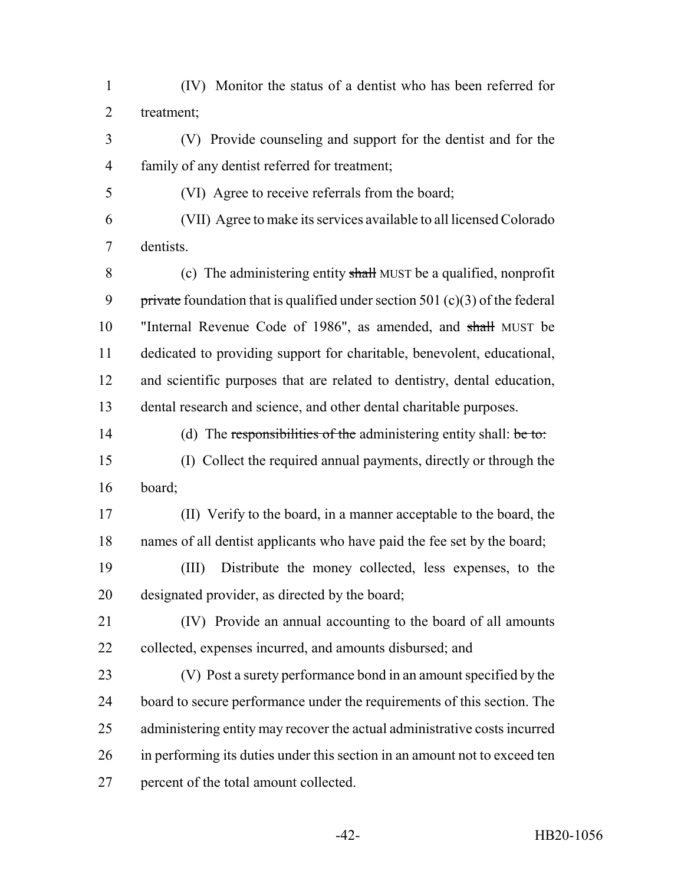(IV) Monitor the status of a dentist who has been referred for treatment;

(V) Provide counseling and support for the dentist and for the family of any dentist referred for treatment;

(VI) Agree to receive referrals from the board;

(VII) Agree to make its services available to all licensed Colorado dentists.

(c) The administering entity ~~shall~~ MUST be a qualified, nonprofit ~~private~~ foundation that is qualified under section 501 (c)(3) of the federal "Internal Revenue Code of 1986", as amended, and ~~shall~~ MUST be dedicated to providing support for charitable, benevolent, educational, and scientific purposes that are related to dentistry, dental education, dental research and science, and other dental charitable purposes.

(d) The ~~responsibilities of the~~ administering entity shall: ~~be to:~~

(I) Collect the required annual payments, directly or through the board;

(II) Verify to the board, in a manner acceptable to the board, the names of all dentist applicants who have paid the fee set by the board;

(III) Distribute the money collected, less expenses, to the designated provider, as directed by the board;

(IV) Provide an annual accounting to the board of all amounts collected, expenses incurred, and amounts disbursed; and

(V) Post a surety performance bond in an amount specified by the board to secure performance under the requirements of this section. The administering entity may recover the actual administrative costs incurred in performing its duties under this section in an amount not to exceed ten percent of the total amount collected.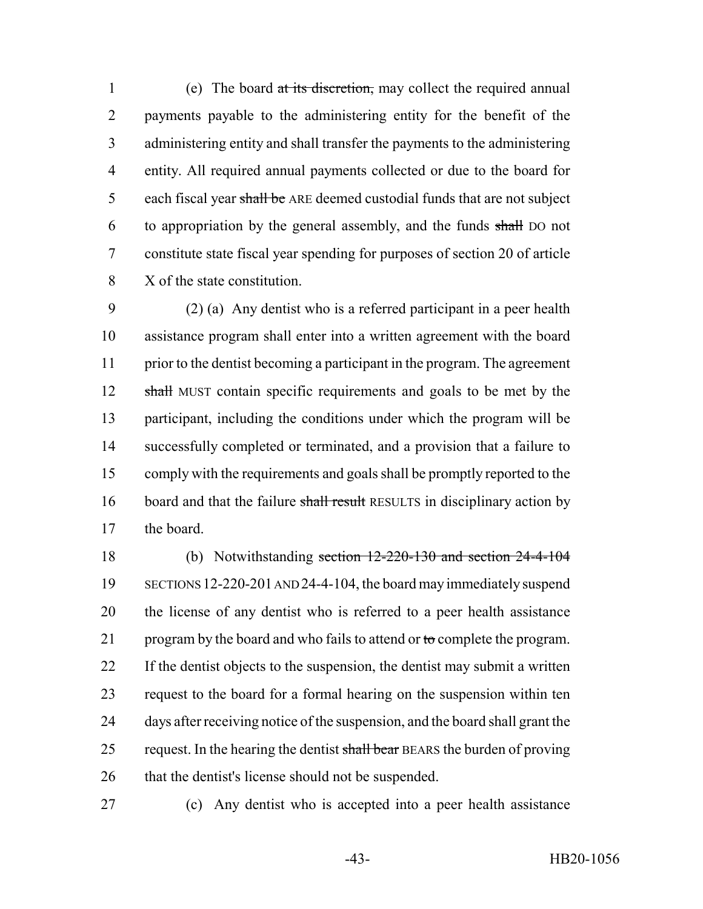(e) The board ~~at its discretion,~~ may collect the required annual payments payable to the administering entity for the benefit of the administering entity and shall transfer the payments to the administering entity. All required annual payments collected or due to the board for each fiscal year ~~shall be~~ ARE deemed custodial funds that are not subject to appropriation by the general assembly, and the funds ~~shall~~ DO not constitute state fiscal year spending for purposes of section 20 of article X of the state constitution.

(2) (a) Any dentist who is a referred participant in a peer health assistance program shall enter into a written agreement with the board prior to the dentist becoming a participant in the program. The agreement ~~shall~~ MUST contain specific requirements and goals to be met by the participant, including the conditions under which the program will be successfully completed or terminated, and a provision that a failure to comply with the requirements and goals shall be promptly reported to the board and that the failure ~~shall result~~ RESULTS in disciplinary action by the board.

(b) Notwithstanding ~~section 12-220-130 and section 24-4-104~~ SECTIONS 12-220-201 AND 24-4-104, the board may immediately suspend the license of any dentist who is referred to a peer health assistance program by the board and who fails to attend or ~~to~~ complete the program. If the dentist objects to the suspension, the dentist may submit a written request to the board for a formal hearing on the suspension within ten days after receiving notice of the suspension, and the board shall grant the request. In the hearing the dentist ~~shall bear~~ BEARS the burden of proving that the dentist's license should not be suspended.

(c) Any dentist who is accepted into a peer health assistance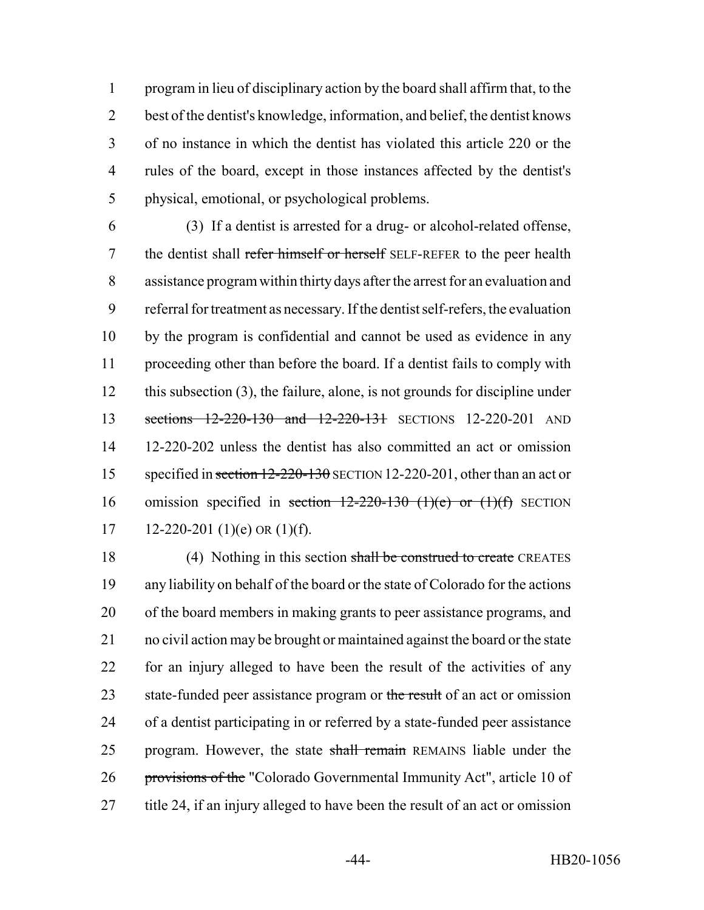program in lieu of disciplinary action by the board shall affirm that, to the best of the dentist's knowledge, information, and belief, the dentist knows of no instance in which the dentist has violated this article 220 or the rules of the board, except in those instances affected by the dentist's physical, emotional, or psychological problems.

(3) If a dentist is arrested for a drug- or alcohol-related offense, the dentist shall ~~refer himself or herself~~ SELF-REFER to the peer health assistance program within thirty days after the arrest for an evaluation and referral for treatment as necessary. If the dentist self-refers, the evaluation by the program is confidential and cannot be used as evidence in any proceeding other than before the board. If a dentist fails to comply with this subsection (3), the failure, alone, is not grounds for discipline under ~~sections 12-220-130 and 12-220-131~~ SECTIONS 12-220-201 AND 12-220-202 unless the dentist has also committed an act or omission specified in ~~section 12-220-130~~ SECTION 12-220-201, other than an act or omission specified in ~~section 12-220-130 (1)(e) or (1)(f)~~ SECTION 12-220-201 (1)(e) OR (1)(f).

(4) Nothing in this section ~~shall be construed to create~~ CREATES any liability on behalf of the board or the state of Colorado for the actions of the board members in making grants to peer assistance programs, and no civil action may be brought or maintained against the board or the state for an injury alleged to have been the result of the activities of any state-funded peer assistance program or ~~the result~~ of an act or omission of a dentist participating in or referred by a state-funded peer assistance program. However, the state ~~shall remain~~ REMAINS liable under the ~~provisions of the~~ "Colorado Governmental Immunity Act", article 10 of title 24, if an injury alleged to have been the result of an act or omission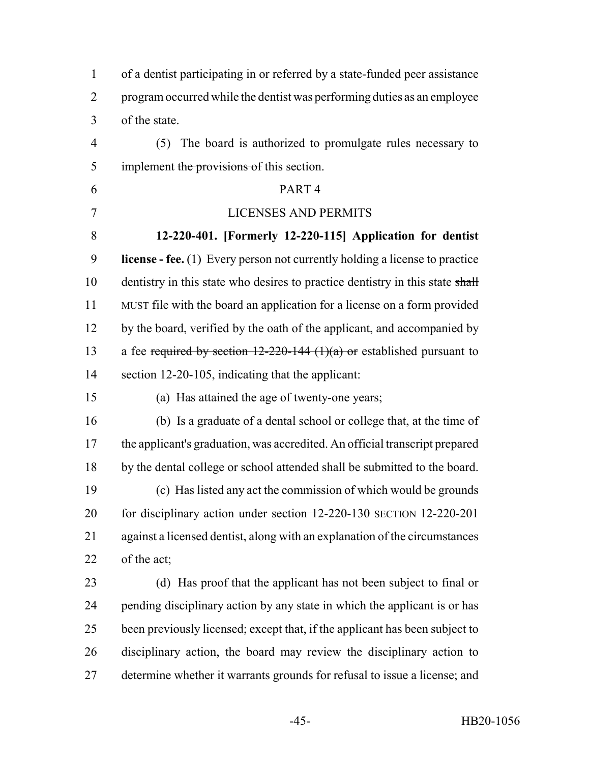of a dentist participating in or referred by a state-funded peer assistance program occurred while the dentist was performing duties as an employee of the state.

(5) The board is authorized to promulgate rules necessary to implement ~~the provisions of~~ this section.

PART 4

LICENSES AND PERMITS

**12-220-401. [Formerly 12-220-115] Application for dentist license - fee.** (1) Every person not currently holding a license to practice dentistry in this state who desires to practice dentistry in this state ~~shall~~ MUST file with the board an application for a license on a form provided by the board, verified by the oath of the applicant, and accompanied by a fee ~~required by section 12-220-144 (1)(a) or~~ established pursuant to section 12-20-105, indicating that the applicant:

(a) Has attained the age of twenty-one years;

(b) Is a graduate of a dental school or college that, at the time of the applicant's graduation, was accredited. An official transcript prepared by the dental college or school attended shall be submitted to the board.

(c) Has listed any act the commission of which would be grounds for disciplinary action under ~~section 12-220-130~~ SECTION 12-220-201 against a licensed dentist, along with an explanation of the circumstances of the act;

(d) Has proof that the applicant has not been subject to final or pending disciplinary action by any state in which the applicant is or has been previously licensed; except that, if the applicant has been subject to disciplinary action, the board may review the disciplinary action to determine whether it warrants grounds for refusal to issue a license; and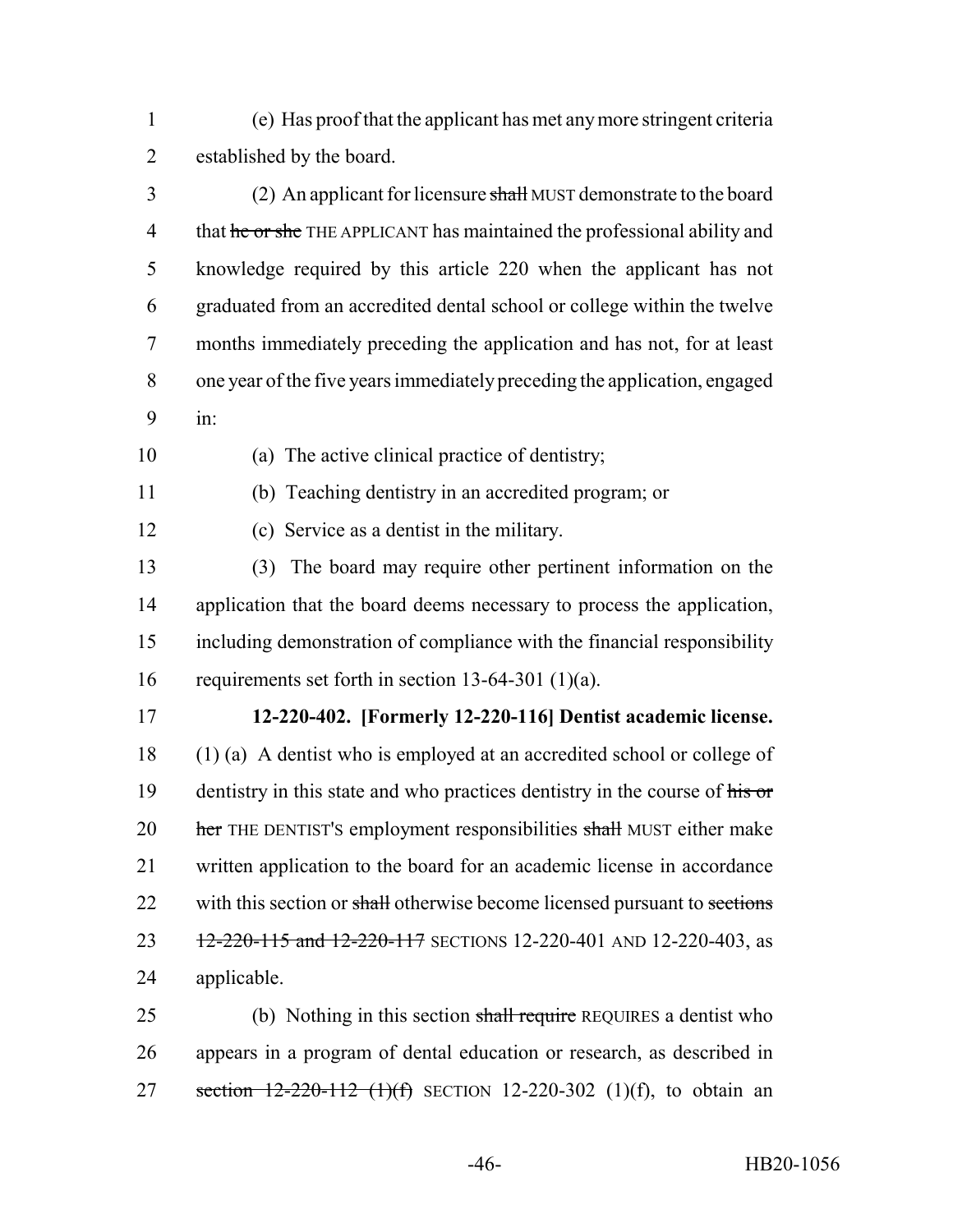(e) Has proof that the applicant has met any more stringent criteria established by the board.

(2) An applicant for licensure ~~shall~~ MUST demonstrate to the board that ~~he or she~~ THE APPLICANT has maintained the professional ability and knowledge required by this article 220 when the applicant has not graduated from an accredited dental school or college within the twelve months immediately preceding the application and has not, for at least one year of the five years immediately preceding the application, engaged in:

(a) The active clinical practice of dentistry;

(b) Teaching dentistry in an accredited program; or

(c) Service as a dentist in the military.

(3) The board may require other pertinent information on the application that the board deems necessary to process the application, including demonstration of compliance with the financial responsibility requirements set forth in section 13-64-301 (1)(a).

**12-220-402. [Formerly 12-220-116] Dentist academic license.** (1) (a) A dentist who is employed at an accredited school or college of dentistry in this state and who practices dentistry in the course of ~~his or her~~ THE DENTIST'S employment responsibilities ~~shall~~ MUST either make written application to the board for an academic license in accordance with this section or ~~shall~~ otherwise become licensed pursuant to ~~sections 12-220-115 and 12-220-117~~ SECTIONS 12-220-401 AND 12-220-403, as applicable.

(b) Nothing in this section ~~shall require~~ REQUIRES a dentist who appears in a program of dental education or research, as described in ~~section 12-220-112 (1)(f)~~ SECTION 12-220-302 (1)(f), to obtain an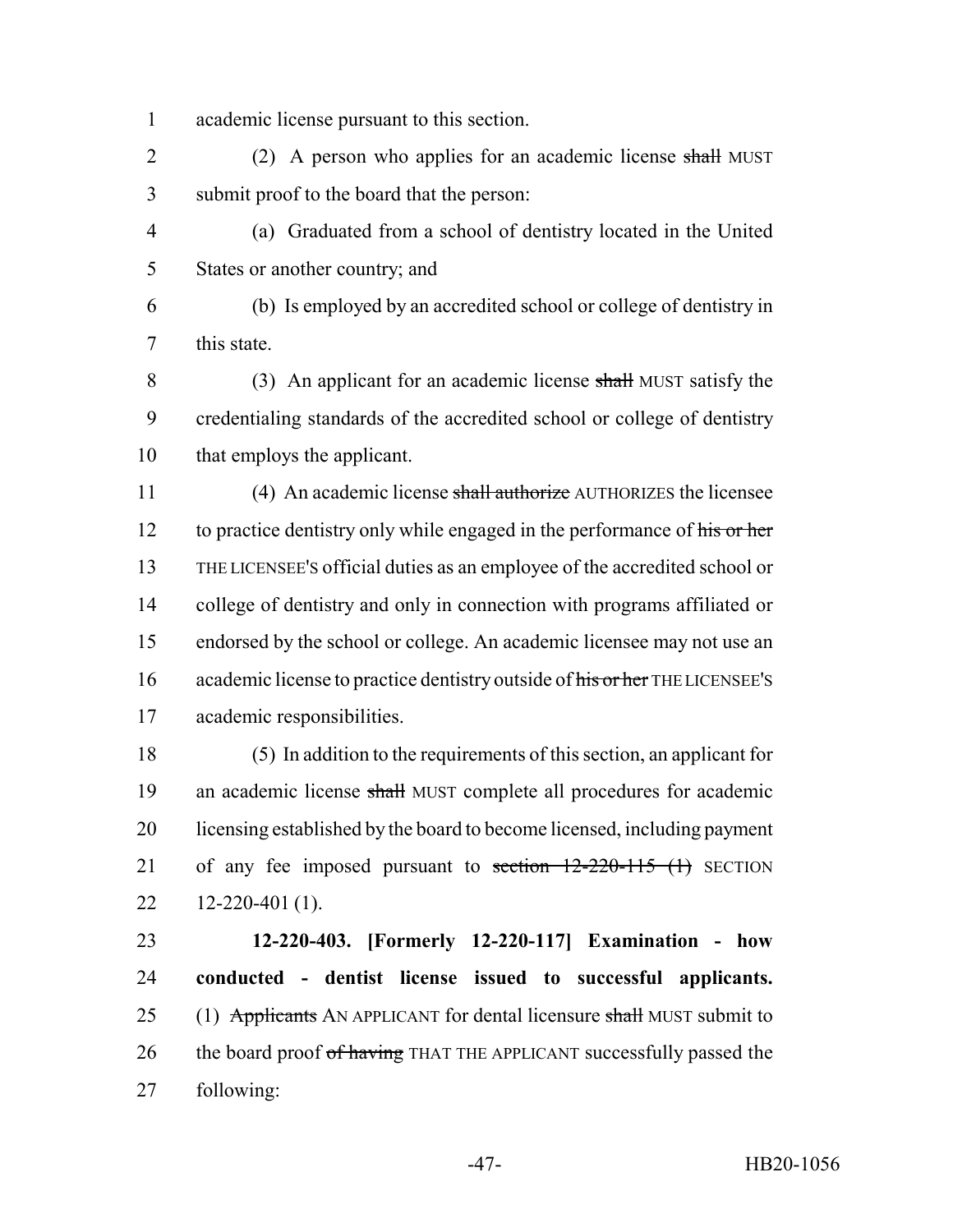academic license pursuant to this section.

(2) A person who applies for an academic license ~~shall~~ MUST submit proof to the board that the person:

(a) Graduated from a school of dentistry located in the United States or another country; and

(b) Is employed by an accredited school or college of dentistry in this state.

(3) An applicant for an academic license ~~shall~~ MUST satisfy the credentialing standards of the accredited school or college of dentistry that employs the applicant.

(4) An academic license ~~shall authorize~~ AUTHORIZES the licensee to practice dentistry only while engaged in the performance of ~~his or her~~ THE LICENSEE'S official duties as an employee of the accredited school or college of dentistry and only in connection with programs affiliated or endorsed by the school or college. An academic licensee may not use an academic license to practice dentistry outside of ~~his or her~~ THE LICENSEE'S academic responsibilities.

(5) In addition to the requirements of this section, an applicant for an academic license ~~shall~~ MUST complete all procedures for academic licensing established by the board to become licensed, including payment of any fee imposed pursuant to ~~section 12-220-115 (1)~~ SECTION 12-220-401 (1).

**12-220-403. [Formerly 12-220-117] Examination - how conducted - dentist license issued to successful applicants.** (1) ~~Applicants~~ AN APPLICANT for dental licensure ~~shall~~ MUST submit to the board proof ~~of having~~ THAT THE APPLICANT successfully passed the following: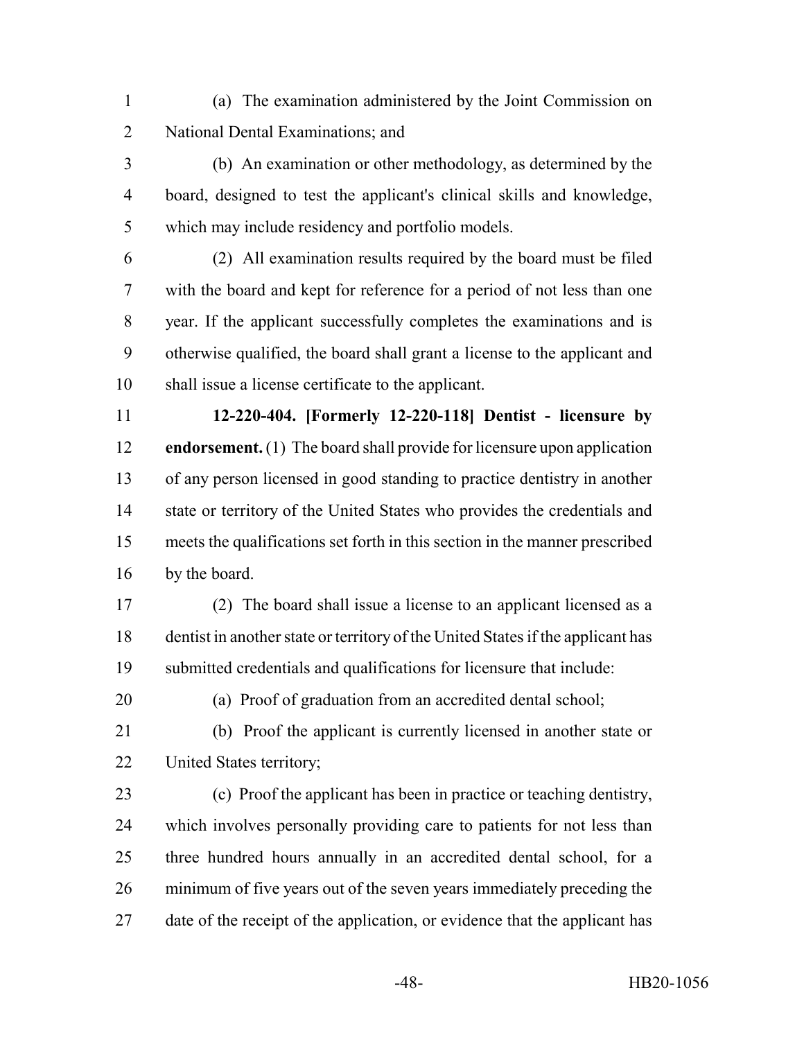(a) The examination administered by the Joint Commission on National Dental Examinations; and

(b) An examination or other methodology, as determined by the board, designed to test the applicant's clinical skills and knowledge, which may include residency and portfolio models.

(2) All examination results required by the board must be filed with the board and kept for reference for a period of not less than one year. If the applicant successfully completes the examinations and is otherwise qualified, the board shall grant a license to the applicant and shall issue a license certificate to the applicant.

**12-220-404. [Formerly 12-220-118] Dentist - licensure by endorsement.** (1) The board shall provide for licensure upon application of any person licensed in good standing to practice dentistry in another state or territory of the United States who provides the credentials and meets the qualifications set forth in this section in the manner prescribed by the board.

(2) The board shall issue a license to an applicant licensed as a dentist in another state or territory of the United States if the applicant has submitted credentials and qualifications for licensure that include:

(a) Proof of graduation from an accredited dental school;

(b) Proof the applicant is currently licensed in another state or United States territory;

(c) Proof the applicant has been in practice or teaching dentistry, which involves personally providing care to patients for not less than three hundred hours annually in an accredited dental school, for a minimum of five years out of the seven years immediately preceding the date of the receipt of the application, or evidence that the applicant has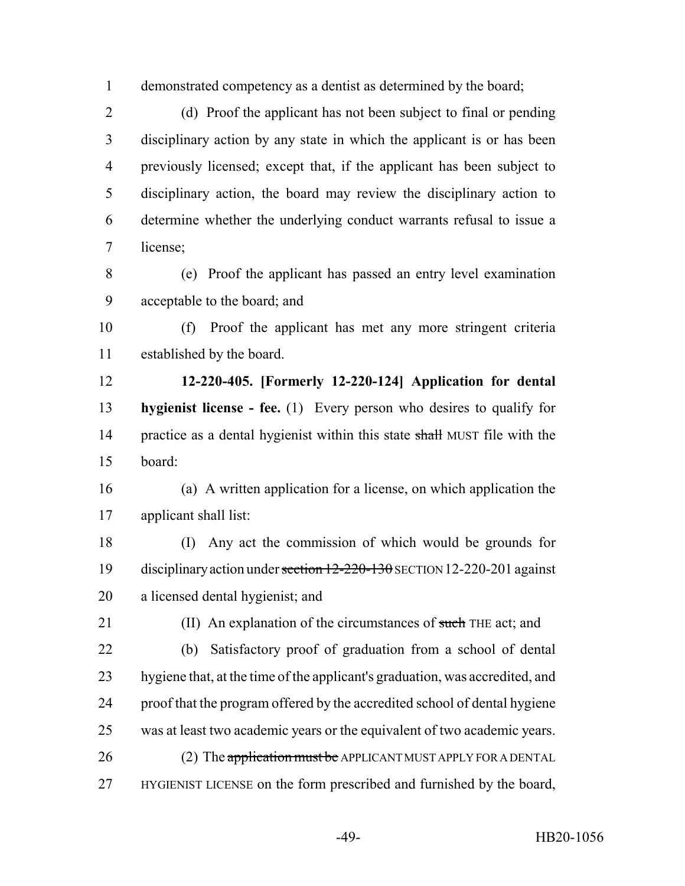demonstrated competency as a dentist as determined by the board;

(d) Proof the applicant has not been subject to final or pending disciplinary action by any state in which the applicant is or has been previously licensed; except that, if the applicant has been subject to disciplinary action, the board may review the disciplinary action to determine whether the underlying conduct warrants refusal to issue a license;

(e) Proof the applicant has passed an entry level examination acceptable to the board; and

(f) Proof the applicant has met any more stringent criteria established by the board.

**12-220-405. [Formerly 12-220-124] Application for dental hygienist license - fee.** (1) Every person who desires to qualify for practice as a dental hygienist within this state ~~shall~~ MUST file with the board:

(a) A written application for a license, on which application the applicant shall list:

(I) Any act the commission of which would be grounds for disciplinary action under ~~section 12-220-130~~ SECTION 12-220-201 against a licensed dental hygienist; and

(II) An explanation of the circumstances of ~~such~~ THE act; and

(b) Satisfactory proof of graduation from a school of dental hygiene that, at the time of the applicant's graduation, was accredited, and proof that the program offered by the accredited school of dental hygiene was at least two academic years or the equivalent of two academic years.

(2) The ~~application must be~~ APPLICANT MUST APPLY FOR A DENTAL HYGIENIST LICENSE on the form prescribed and furnished by the board,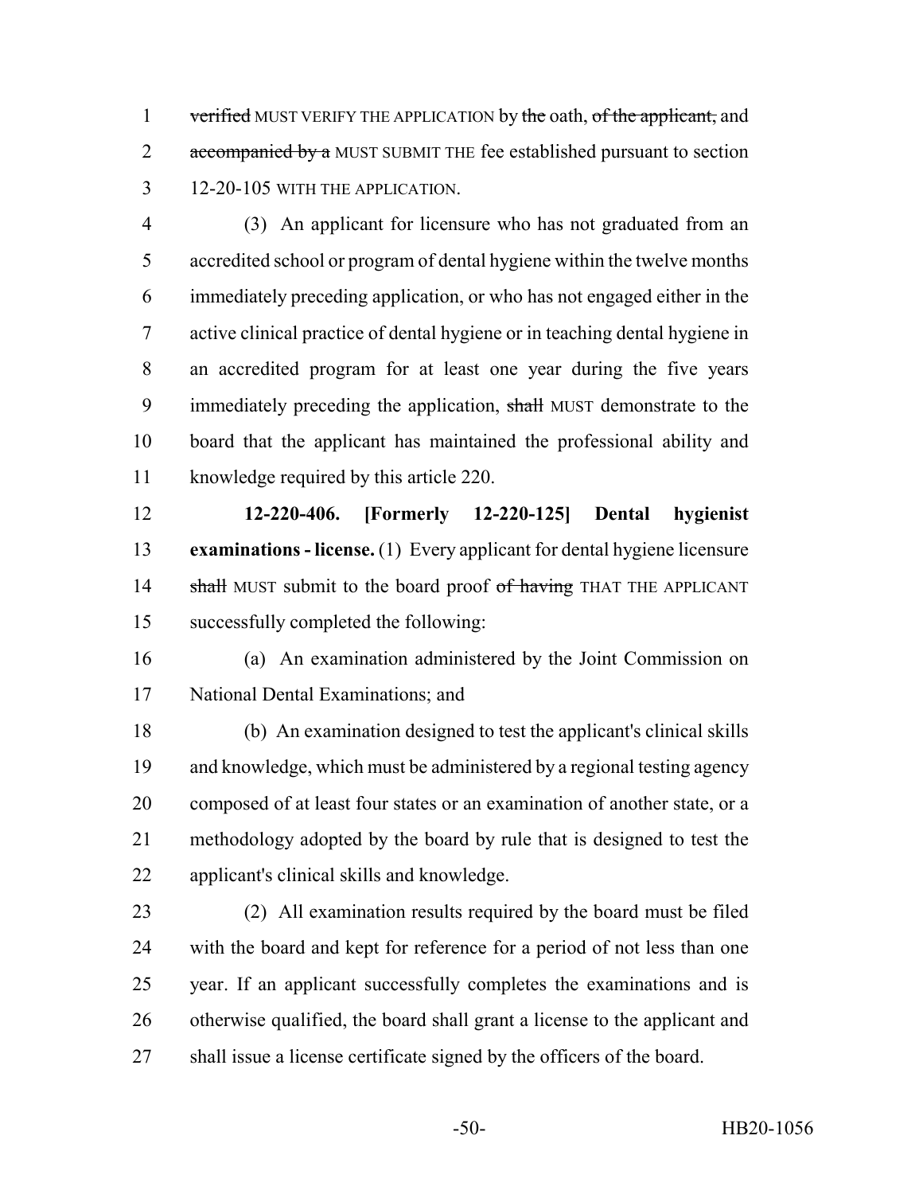verified MUST VERIFY THE APPLICATION by the oath, of the applicant, and accompanied by a MUST SUBMIT THE fee established pursuant to section 12-20-105 WITH THE APPLICATION.

(3) An applicant for licensure who has not graduated from an accredited school or program of dental hygiene within the twelve months immediately preceding application, or who has not engaged either in the active clinical practice of dental hygiene or in teaching dental hygiene in an accredited program for at least one year during the five years immediately preceding the application, shall MUST demonstrate to the board that the applicant has maintained the professional ability and knowledge required by this article 220.

**12-220-406. [Formerly 12-220-125] Dental hygienist examinations - license.** (1) Every applicant for dental hygiene licensure shall MUST submit to the board proof of having THAT THE APPLICANT successfully completed the following:

(a) An examination administered by the Joint Commission on National Dental Examinations; and

(b) An examination designed to test the applicant's clinical skills and knowledge, which must be administered by a regional testing agency composed of at least four states or an examination of another state, or a methodology adopted by the board by rule that is designed to test the applicant's clinical skills and knowledge.

(2) All examination results required by the board must be filed with the board and kept for reference for a period of not less than one year. If an applicant successfully completes the examinations and is otherwise qualified, the board shall grant a license to the applicant and shall issue a license certificate signed by the officers of the board.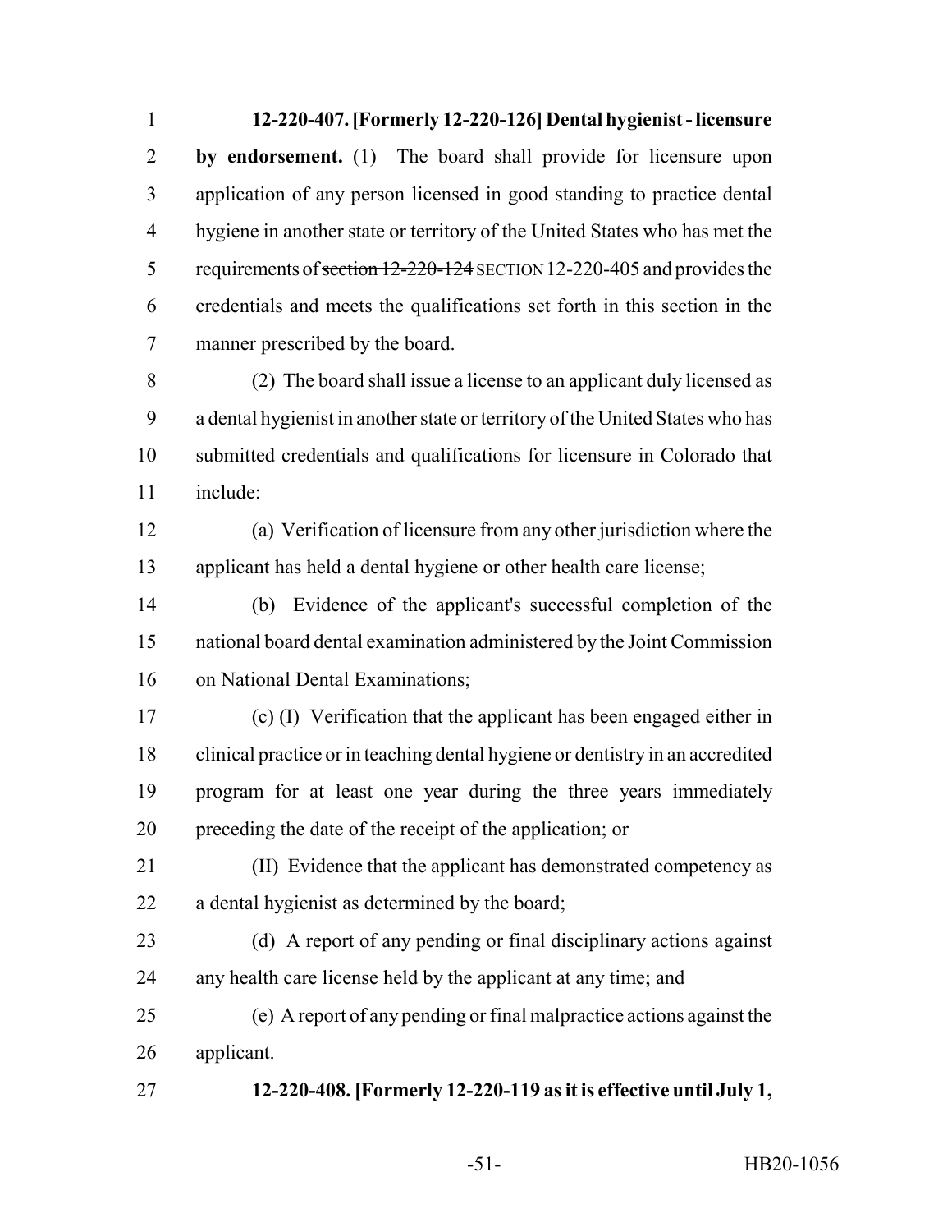**12-220-407. [Formerly 12-220-126] Dental hygienist - licensure by endorsement.** (1) The board shall provide for licensure upon application of any person licensed in good standing to practice dental hygiene in another state or territory of the United States who has met the requirements of ~~section 12-220-124~~ SECTION 12-220-405 and provides the credentials and meets the qualifications set forth in this section in the manner prescribed by the board.

(2) The board shall issue a license to an applicant duly licensed as a dental hygienist in another state or territory of the United States who has submitted credentials and qualifications for licensure in Colorado that include:

(a) Verification of licensure from any other jurisdiction where the applicant has held a dental hygiene or other health care license;

(b) Evidence of the applicant's successful completion of the national board dental examination administered by the Joint Commission on National Dental Examinations;

(c) (I) Verification that the applicant has been engaged either in clinical practice or in teaching dental hygiene or dentistry in an accredited program for at least one year during the three years immediately preceding the date of the receipt of the application; or

(II) Evidence that the applicant has demonstrated competency as a dental hygienist as determined by the board;

(d) A report of any pending or final disciplinary actions against any health care license held by the applicant at any time; and

(e) A report of any pending or final malpractice actions against the applicant.

**12-220-408. [Formerly 12-220-119 as it is effective until July 1,**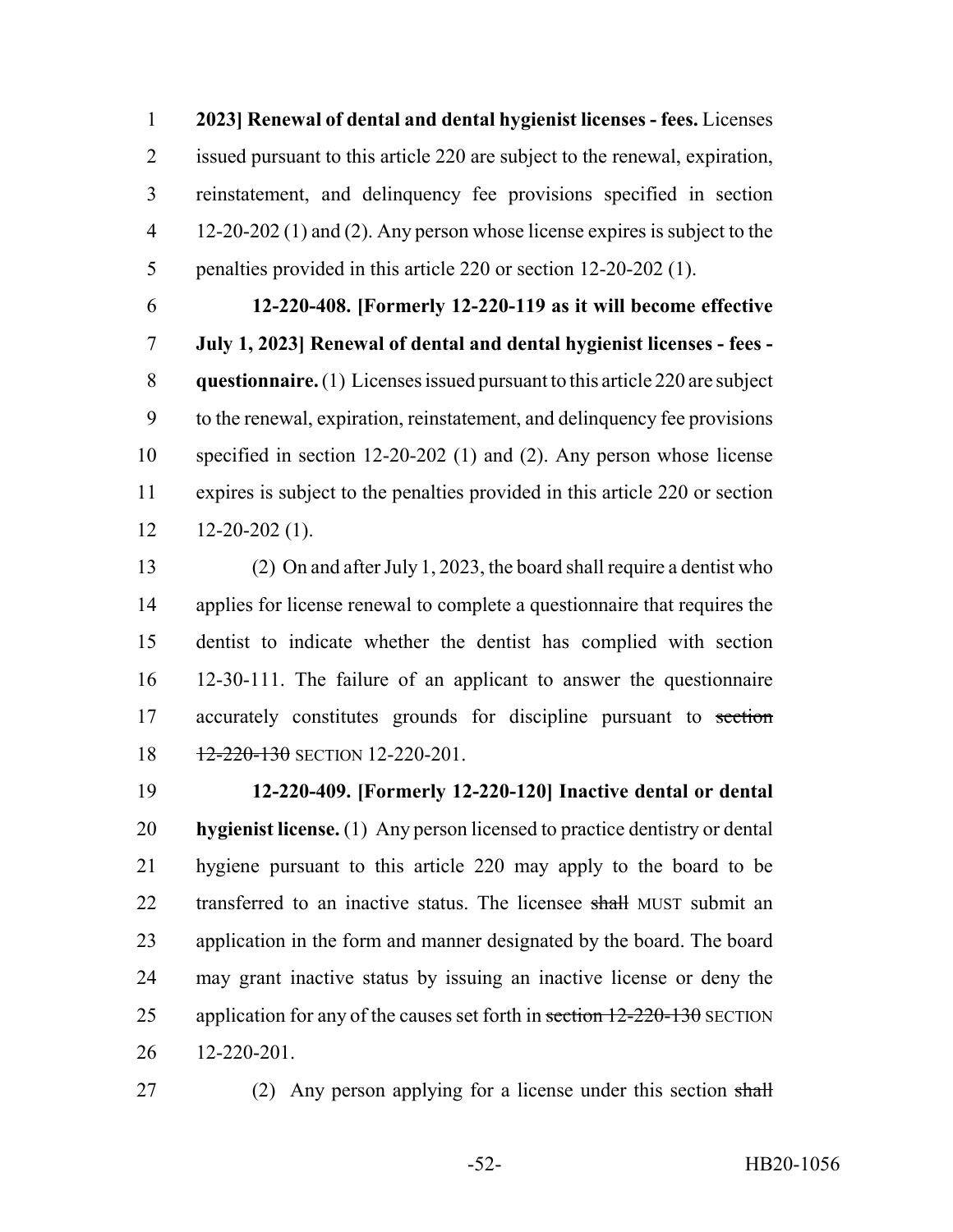**2023] Renewal of dental and dental hygienist licenses - fees.** Licenses issued pursuant to this article 220 are subject to the renewal, expiration, reinstatement, and delinquency fee provisions specified in section 12-20-202 (1) and (2). Any person whose license expires is subject to the penalties provided in this article 220 or section 12-20-202 (1).

**12-220-408. [Formerly 12-220-119 as it will become effective July 1, 2023] Renewal of dental and dental hygienist licenses - fees - questionnaire.** (1) Licenses issued pursuant to this article 220 are subject to the renewal, expiration, reinstatement, and delinquency fee provisions specified in section 12-20-202 (1) and (2). Any person whose license expires is subject to the penalties provided in this article 220 or section 12-20-202 (1).

(2) On and after July 1, 2023, the board shall require a dentist who applies for license renewal to complete a questionnaire that requires the dentist to indicate whether the dentist has complied with section 12-30-111. The failure of an applicant to answer the questionnaire accurately constitutes grounds for discipline pursuant to ~~section 12-220-130~~ SECTION 12-220-201.

**12-220-409. [Formerly 12-220-120] Inactive dental or dental hygienist license.** (1) Any person licensed to practice dentistry or dental hygiene pursuant to this article 220 may apply to the board to be transferred to an inactive status. The licensee ~~shall~~ MUST submit an application in the form and manner designated by the board. The board may grant inactive status by issuing an inactive license or deny the application for any of the causes set forth in ~~section 12-220-130~~ SECTION 12-220-201.

(2) Any person applying for a license under this section ~~shall~~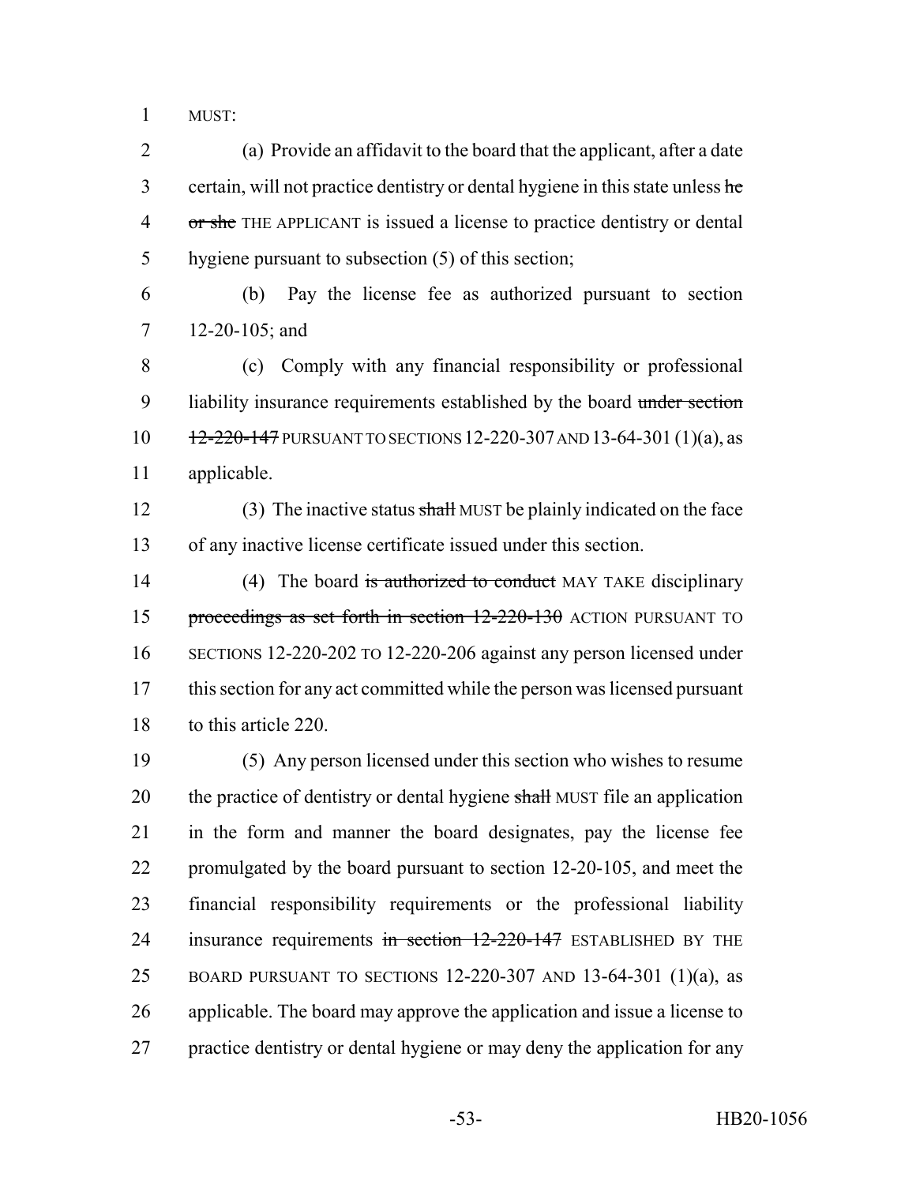MUST:

(a) Provide an affidavit to the board that the applicant, after a date certain, will not practice dentistry or dental hygiene in this state unless ~~he or she~~ THE APPLICANT is issued a license to practice dentistry or dental hygiene pursuant to subsection (5) of this section;

(b) Pay the license fee as authorized pursuant to section 12-20-105; and

(c) Comply with any financial responsibility or professional liability insurance requirements established by the board ~~under section 12-220-147~~ PURSUANT TO SECTIONS 12-220-307 AND 13-64-301 (1)(a), as applicable.

(3) The inactive status ~~shall~~ MUST be plainly indicated on the face of any inactive license certificate issued under this section.

(4) The board ~~is authorized to conduct~~ MAY TAKE disciplinary ~~proceedings as set forth in section 12-220-130~~ ACTION PURSUANT TO SECTIONS 12-220-202 TO 12-220-206 against any person licensed under this section for any act committed while the person was licensed pursuant to this article 220.

(5) Any person licensed under this section who wishes to resume the practice of dentistry or dental hygiene ~~shall~~ MUST file an application in the form and manner the board designates, pay the license fee promulgated by the board pursuant to section 12-20-105, and meet the financial responsibility requirements or the professional liability insurance requirements ~~in section 12-220-147~~ ESTABLISHED BY THE BOARD PURSUANT TO SECTIONS 12-220-307 AND 13-64-301 (1)(a), as applicable. The board may approve the application and issue a license to practice dentistry or dental hygiene or may deny the application for any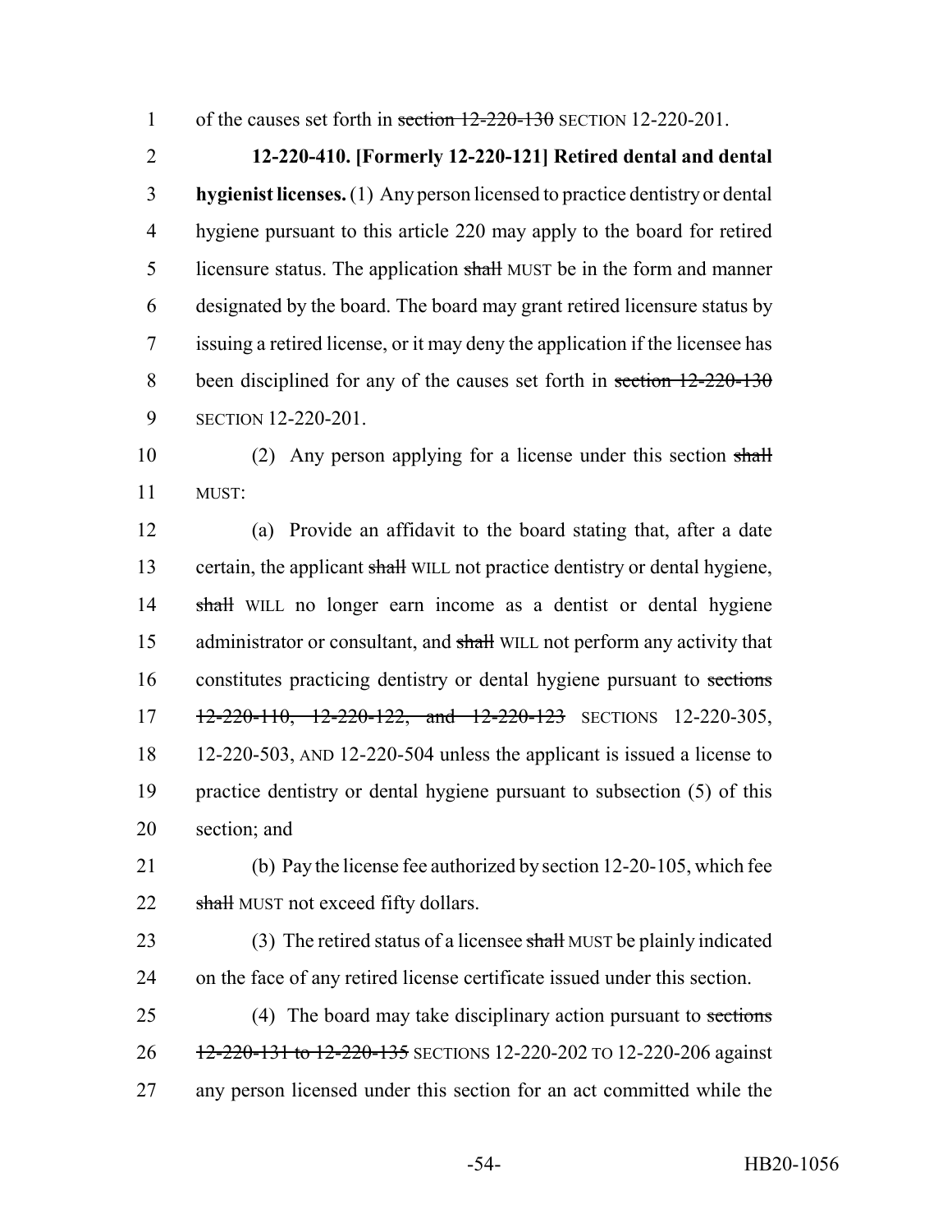of the causes set forth in ~~section 12-220-130~~ SECTION 12-220-201.

**12-220-410. [Formerly 12-220-121] Retired dental and dental hygienist licenses.** (1) Any person licensed to practice dentistry or dental hygiene pursuant to this article 220 may apply to the board for retired licensure status. The application ~~shall~~ MUST be in the form and manner designated by the board. The board may grant retired licensure status by issuing a retired license, or it may deny the application if the licensee has been disciplined for any of the causes set forth in ~~section 12-220-130~~ SECTION 12-220-201.

(2) Any person applying for a license under this section ~~shall~~ MUST:

(a) Provide an affidavit to the board stating that, after a date certain, the applicant ~~shall~~ WILL not practice dentistry or dental hygiene, ~~shall~~ WILL no longer earn income as a dentist or dental hygiene administrator or consultant, and ~~shall~~ WILL not perform any activity that constitutes practicing dentistry or dental hygiene pursuant to ~~sections 12-220-110, 12-220-122, and 12-220-123~~ SECTIONS 12-220-305, 12-220-503, AND 12-220-504 unless the applicant is issued a license to practice dentistry or dental hygiene pursuant to subsection (5) of this section; and

(b) Pay the license fee authorized by section 12-20-105, which fee ~~shall~~ MUST not exceed fifty dollars.

(3) The retired status of a licensee ~~shall~~ MUST be plainly indicated on the face of any retired license certificate issued under this section.

(4) The board may take disciplinary action pursuant to ~~sections 12-220-131 to 12-220-135~~ SECTIONS 12-220-202 TO 12-220-206 against any person licensed under this section for an act committed while the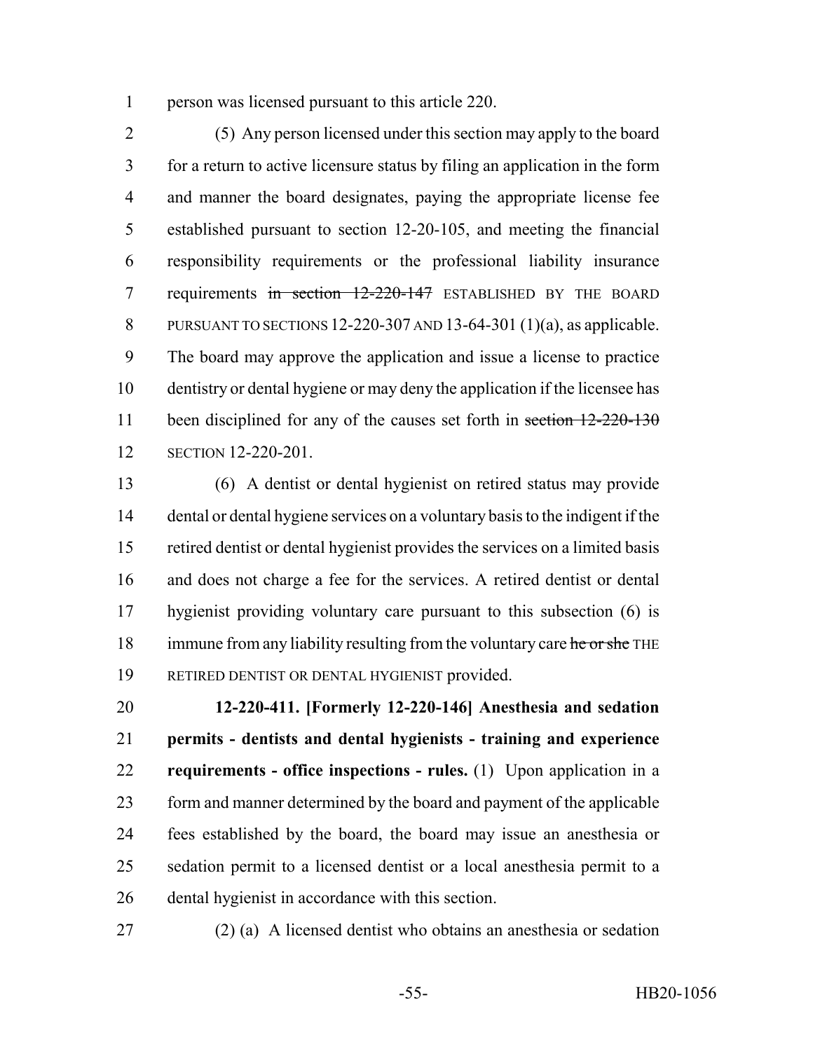person was licensed pursuant to this article 220.

(5) Any person licensed under this section may apply to the board for a return to active licensure status by filing an application in the form and manner the board designates, paying the appropriate license fee established pursuant to section 12-20-105, and meeting the financial responsibility requirements or the professional liability insurance requirements ~~in section 12-220-147~~ ESTABLISHED BY THE BOARD PURSUANT TO SECTIONS 12-220-307 AND 13-64-301 (1)(a), as applicable. The board may approve the application and issue a license to practice dentistry or dental hygiene or may deny the application if the licensee has been disciplined for any of the causes set forth in ~~section 12-220-130~~ SECTION 12-220-201.

(6) A dentist or dental hygienist on retired status may provide dental or dental hygiene services on a voluntary basis to the indigent if the retired dentist or dental hygienist provides the services on a limited basis and does not charge a fee for the services. A retired dentist or dental hygienist providing voluntary care pursuant to this subsection (6) is immune from any liability resulting from the voluntary care ~~he or she~~ THE RETIRED DENTIST OR DENTAL HYGIENIST provided.

**12-220-411. [Formerly 12-220-146] Anesthesia and sedation permits - dentists and dental hygienists - training and experience requirements - office inspections - rules.** (1) Upon application in a form and manner determined by the board and payment of the applicable fees established by the board, the board may issue an anesthesia or sedation permit to a licensed dentist or a local anesthesia permit to a dental hygienist in accordance with this section.

(2) (a) A licensed dentist who obtains an anesthesia or sedation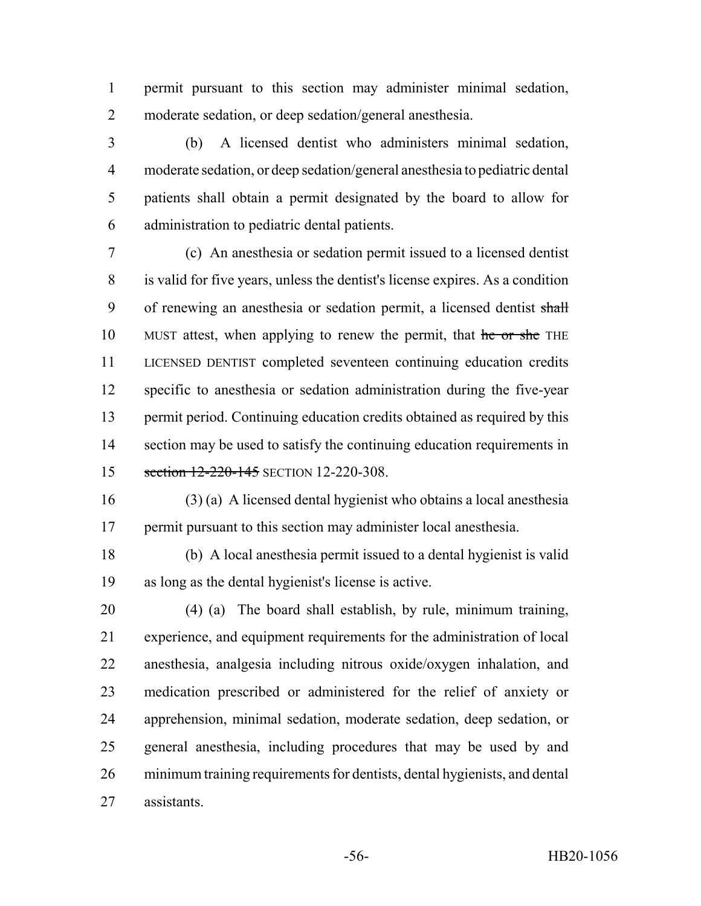permit pursuant to this section may administer minimal sedation, moderate sedation, or deep sedation/general anesthesia.

(b) A licensed dentist who administers minimal sedation, moderate sedation, or deep sedation/general anesthesia to pediatric dental patients shall obtain a permit designated by the board to allow for administration to pediatric dental patients.

(c) An anesthesia or sedation permit issued to a licensed dentist is valid for five years, unless the dentist's license expires. As a condition of renewing an anesthesia or sedation permit, a licensed dentist ~~shall~~ MUST attest, when applying to renew the permit, that ~~he or she~~ THE LICENSED DENTIST completed seventeen continuing education credits specific to anesthesia or sedation administration during the five-year permit period. Continuing education credits obtained as required by this section may be used to satisfy the continuing education requirements in ~~section 12-220-145~~ SECTION 12-220-308.

(3) (a) A licensed dental hygienist who obtains a local anesthesia permit pursuant to this section may administer local anesthesia.

(b) A local anesthesia permit issued to a dental hygienist is valid as long as the dental hygienist's license is active.

(4) (a) The board shall establish, by rule, minimum training, experience, and equipment requirements for the administration of local anesthesia, analgesia including nitrous oxide/oxygen inhalation, and medication prescribed or administered for the relief of anxiety or apprehension, minimal sedation, moderate sedation, deep sedation, or general anesthesia, including procedures that may be used by and minimum training requirements for dentists, dental hygienists, and dental assistants.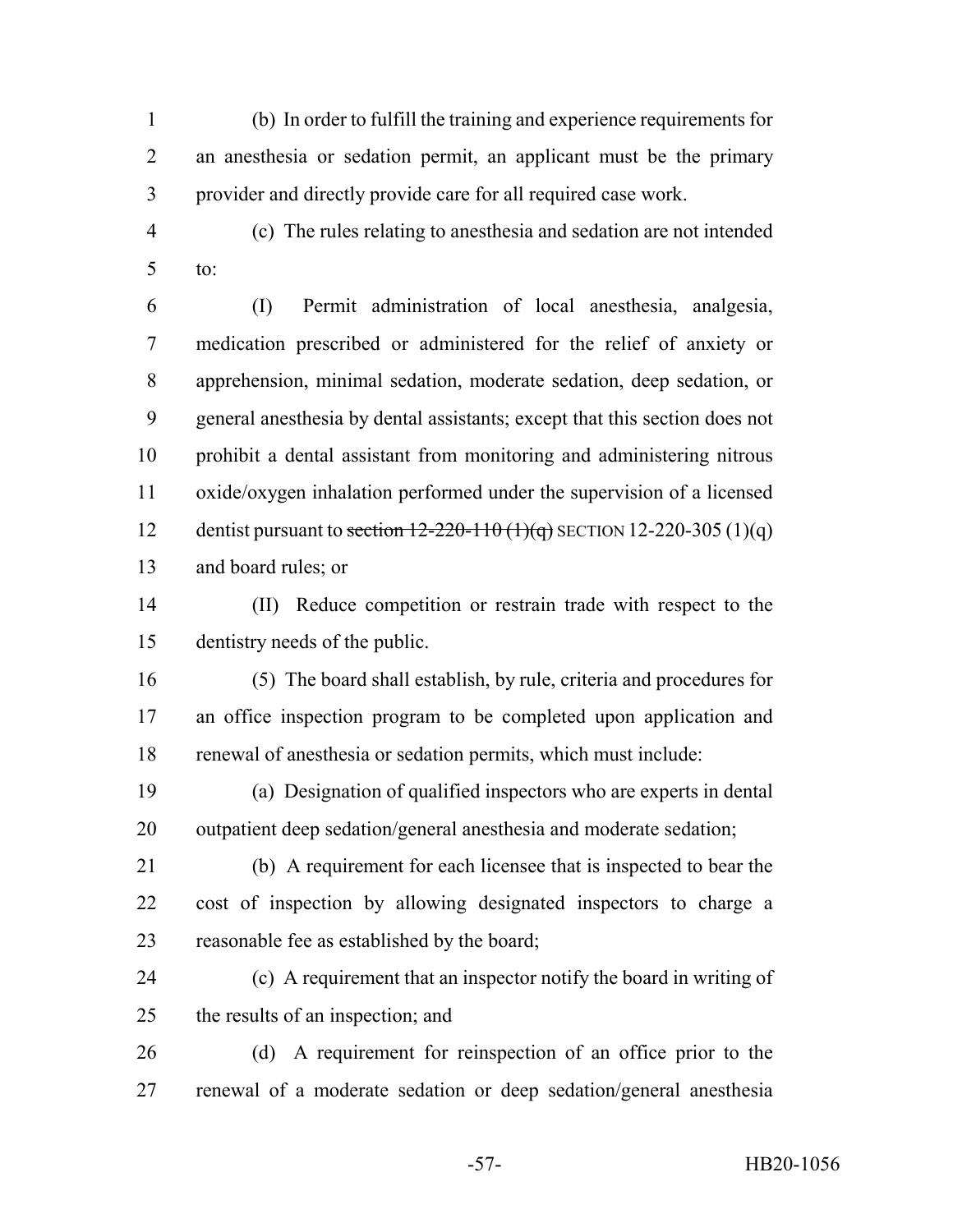(b) In order to fulfill the training and experience requirements for an anesthesia or sedation permit, an applicant must be the primary provider and directly provide care for all required case work.

(c) The rules relating to anesthesia and sedation are not intended to:

(I) Permit administration of local anesthesia, analgesia, medication prescribed or administered for the relief of anxiety or apprehension, minimal sedation, moderate sedation, deep sedation, or general anesthesia by dental assistants; except that this section does not prohibit a dental assistant from monitoring and administering nitrous oxide/oxygen inhalation performed under the supervision of a licensed dentist pursuant to ~~section 12-220-110 (1)(q)~~ SECTION 12-220-305 (1)(q) and board rules; or

(II) Reduce competition or restrain trade with respect to the dentistry needs of the public.

(5) The board shall establish, by rule, criteria and procedures for an office inspection program to be completed upon application and renewal of anesthesia or sedation permits, which must include:

(a) Designation of qualified inspectors who are experts in dental outpatient deep sedation/general anesthesia and moderate sedation;

(b) A requirement for each licensee that is inspected to bear the cost of inspection by allowing designated inspectors to charge a reasonable fee as established by the board;

(c) A requirement that an inspector notify the board in writing of the results of an inspection; and

(d) A requirement for reinspection of an office prior to the renewal of a moderate sedation or deep sedation/general anesthesia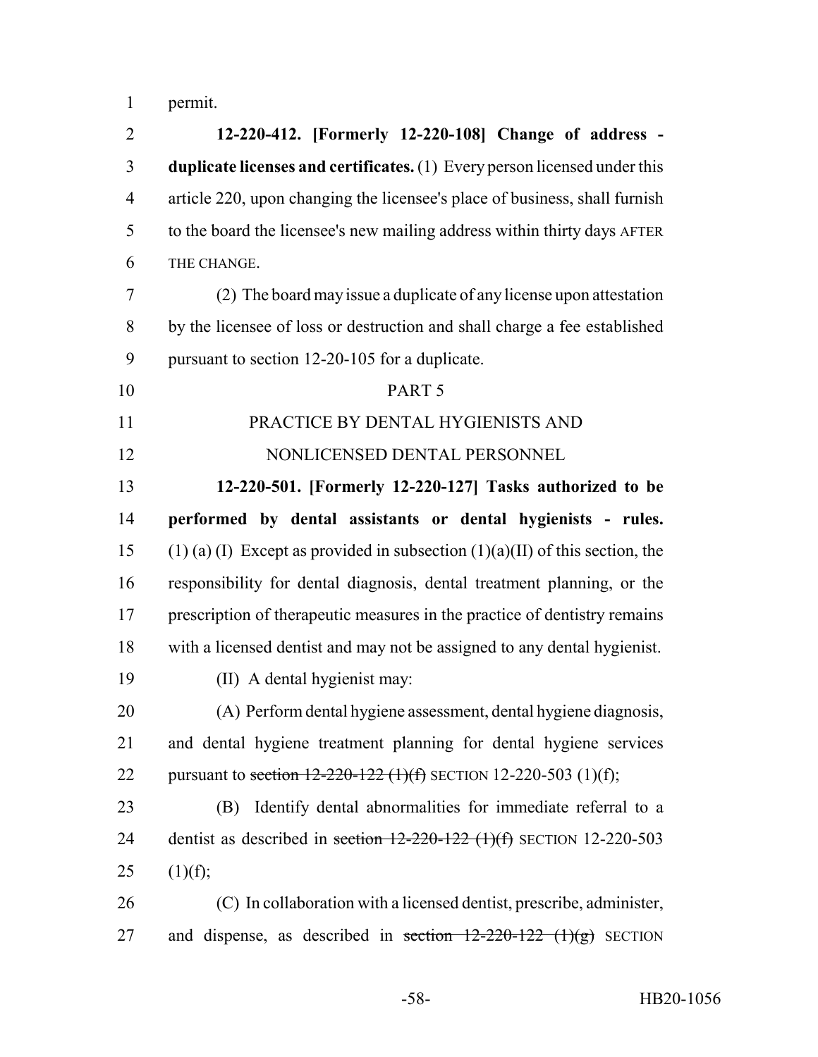permit.

**12-220-412. [Formerly 12-220-108] Change of address - duplicate licenses and certificates.** (1) Every person licensed under this article 220, upon changing the licensee's place of business, shall furnish to the board the licensee's new mailing address within thirty days AFTER THE CHANGE.

(2) The board may issue a duplicate of any license upon attestation by the licensee of loss or destruction and shall charge a fee established pursuant to section 12-20-105 for a duplicate.

PART 5

PRACTICE BY DENTAL HYGIENISTS AND NONLICENSED DENTAL PERSONNEL

**12-220-501. [Formerly 12-220-127] Tasks authorized to be performed by dental assistants or dental hygienists - rules.** (1) (a) (I) Except as provided in subsection (1)(a)(II) of this section, the responsibility for dental diagnosis, dental treatment planning, or the prescription of therapeutic measures in the practice of dentistry remains with a licensed dentist and may not be assigned to any dental hygienist.

(II) A dental hygienist may:

(A) Perform dental hygiene assessment, dental hygiene diagnosis, and dental hygiene treatment planning for dental hygiene services pursuant to ~~section 12-220-122 (1)(f)~~ SECTION 12-220-503 (1)(f);

(B) Identify dental abnormalities for immediate referral to a dentist as described in ~~section 12-220-122 (1)(f)~~ SECTION 12-220-503 (1)(f);

(C) In collaboration with a licensed dentist, prescribe, administer, and dispense, as described in ~~section 12-220-122 (1)(g)~~ SECTION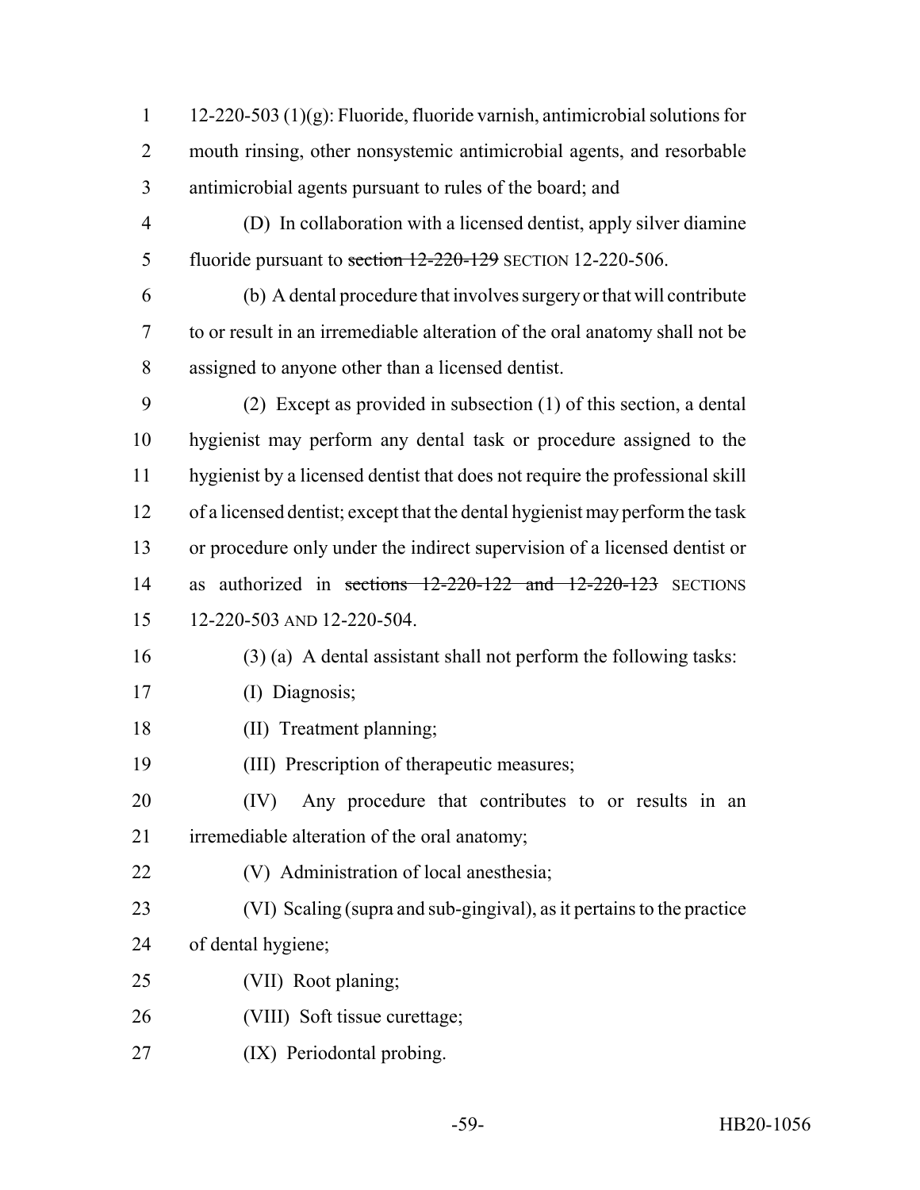12-220-503 (1)(g): Fluoride, fluoride varnish, antimicrobial solutions for mouth rinsing, other nonsystemic antimicrobial agents, and resorbable antimicrobial agents pursuant to rules of the board; and

(D) In collaboration with a licensed dentist, apply silver diamine fluoride pursuant to ~~section 12-220-129~~ SECTION 12-220-506.

(b) A dental procedure that involves surgery or that will contribute to or result in an irremediable alteration of the oral anatomy shall not be assigned to anyone other than a licensed dentist.

(2) Except as provided in subsection (1) of this section, a dental hygienist may perform any dental task or procedure assigned to the hygienist by a licensed dentist that does not require the professional skill of a licensed dentist; except that the dental hygienist may perform the task or procedure only under the indirect supervision of a licensed dentist or as authorized in ~~sections 12-220-122 and 12-220-123~~ SECTIONS 12-220-503 AND 12-220-504.

(3) (a) A dental assistant shall not perform the following tasks:

(I) Diagnosis;

(II) Treatment planning;

(III) Prescription of therapeutic measures;

(IV) Any procedure that contributes to or results in an irremediable alteration of the oral anatomy;

(V) Administration of local anesthesia;

(VI) Scaling (supra and sub-gingival), as it pertains to the practice of dental hygiene;

(VII) Root planing;

(VIII) Soft tissue curettage;

(IX) Periodontal probing.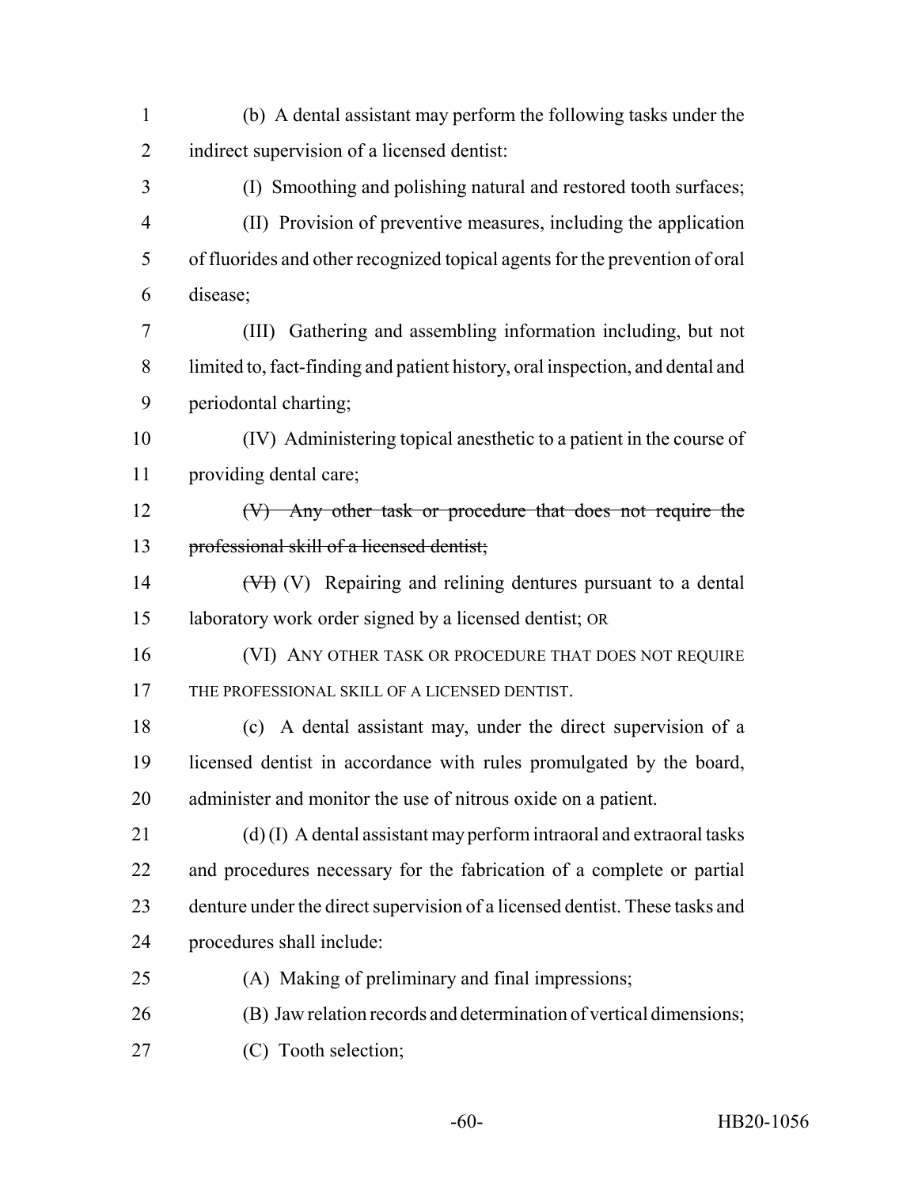(b) A dental assistant may perform the following tasks under the indirect supervision of a licensed dentist:

(I) Smoothing and polishing natural and restored tooth surfaces;

(II) Provision of preventive measures, including the application of fluorides and other recognized topical agents for the prevention of oral disease;

(III) Gathering and assembling information including, but not limited to, fact-finding and patient history, oral inspection, and dental and periodontal charting;

(IV) Administering topical anesthetic to a patient in the course of providing dental care;

~~(V) Any other task or procedure that does not require the professional skill of a licensed dentist;~~

~~(VI)~~ (V) Repairing and relining dentures pursuant to a dental laboratory work order signed by a licensed dentist; OR

(VI) ANY OTHER TASK OR PROCEDURE THAT DOES NOT REQUIRE THE PROFESSIONAL SKILL OF A LICENSED DENTIST.

(c) A dental assistant may, under the direct supervision of a licensed dentist in accordance with rules promulgated by the board, administer and monitor the use of nitrous oxide on a patient.

(d) (I) A dental assistant may perform intraoral and extraoral tasks and procedures necessary for the fabrication of a complete or partial denture under the direct supervision of a licensed dentist. These tasks and procedures shall include:

(A) Making of preliminary and final impressions;

(B) Jaw relation records and determination of vertical dimensions;

(C) Tooth selection;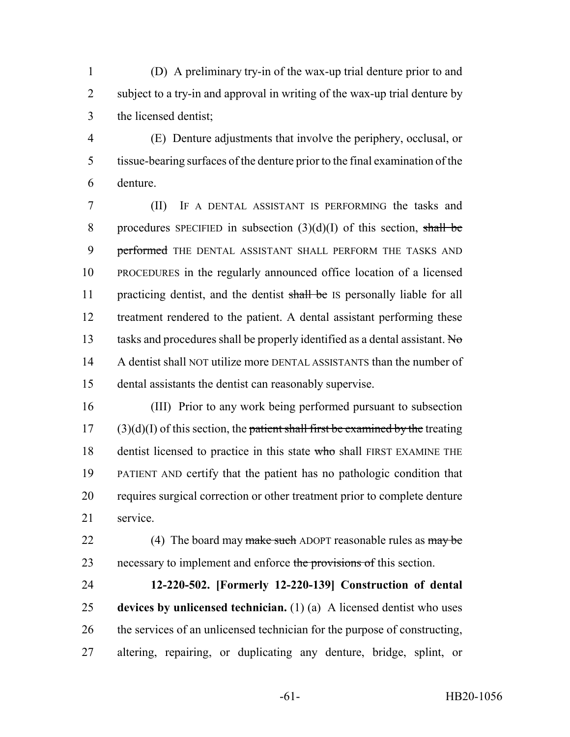(D) A preliminary try-in of the wax-up trial denture prior to and subject to a try-in and approval in writing of the wax-up trial denture by the licensed dentist;

(E) Denture adjustments that involve the periphery, occlusal, or tissue-bearing surfaces of the denture prior to the final examination of the denture.

(II) IF A DENTAL ASSISTANT IS PERFORMING the tasks and procedures SPECIFIED in subsection (3)(d)(I) of this section, ~~shall be performed~~ THE DENTAL ASSISTANT SHALL PERFORM THE TASKS AND PROCEDURES in the regularly announced office location of a licensed practicing dentist, and the dentist ~~shall be~~ IS personally liable for all treatment rendered to the patient. A dental assistant performing these tasks and procedures shall be properly identified as a dental assistant. ~~No~~ A dentist shall NOT utilize more DENTAL ASSISTANTS than the number of dental assistants the dentist can reasonably supervise.

(III) Prior to any work being performed pursuant to subsection (3)(d)(I) of this section, the ~~patient shall first be examined by the~~ treating dentist licensed to practice in this state ~~who~~ shall FIRST EXAMINE THE PATIENT AND certify that the patient has no pathologic condition that requires surgical correction or other treatment prior to complete denture service.

(4) The board may ~~make such~~ ADOPT reasonable rules as ~~may be~~ necessary to implement and enforce ~~the provisions of~~ this section.

**12-220-502. [Formerly 12-220-139] Construction of dental devices by unlicensed technician.** (1) (a) A licensed dentist who uses the services of an unlicensed technician for the purpose of constructing, altering, repairing, or duplicating any denture, bridge, splint, or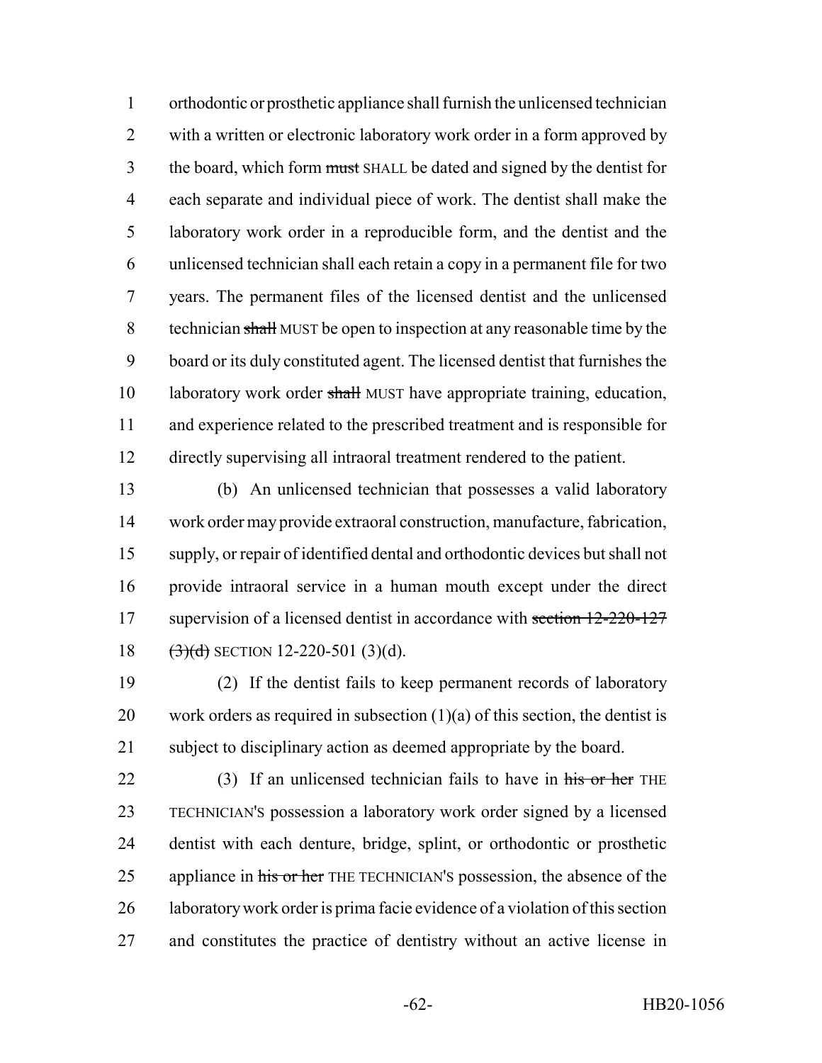orthodontic or prosthetic appliance shall furnish the unlicensed technician with a written or electronic laboratory work order in a form approved by the board, which form ~~must~~ SHALL be dated and signed by the dentist for each separate and individual piece of work. The dentist shall make the laboratory work order in a reproducible form, and the dentist and the unlicensed technician shall each retain a copy in a permanent file for two years. The permanent files of the licensed dentist and the unlicensed technician ~~shall~~ MUST be open to inspection at any reasonable time by the board or its duly constituted agent. The licensed dentist that furnishes the laboratory work order ~~shall~~ MUST have appropriate training, education, and experience related to the prescribed treatment and is responsible for directly supervising all intraoral treatment rendered to the patient.

(b) An unlicensed technician that possesses a valid laboratory work order may provide extraoral construction, manufacture, fabrication, supply, or repair of identified dental and orthodontic devices but shall not provide intraoral service in a human mouth except under the direct supervision of a licensed dentist in accordance with ~~section 12-220-127 (3)(d)~~ SECTION 12-220-501 (3)(d).

(2) If the dentist fails to keep permanent records of laboratory work orders as required in subsection (1)(a) of this section, the dentist is subject to disciplinary action as deemed appropriate by the board.

(3) If an unlicensed technician fails to have in ~~his or her~~ THE TECHNICIAN'S possession a laboratory work order signed by a licensed dentist with each denture, bridge, splint, or orthodontic or prosthetic appliance in ~~his or her~~ THE TECHNICIAN'S possession, the absence of the laboratory work order is prima facie evidence of a violation of this section and constitutes the practice of dentistry without an active license in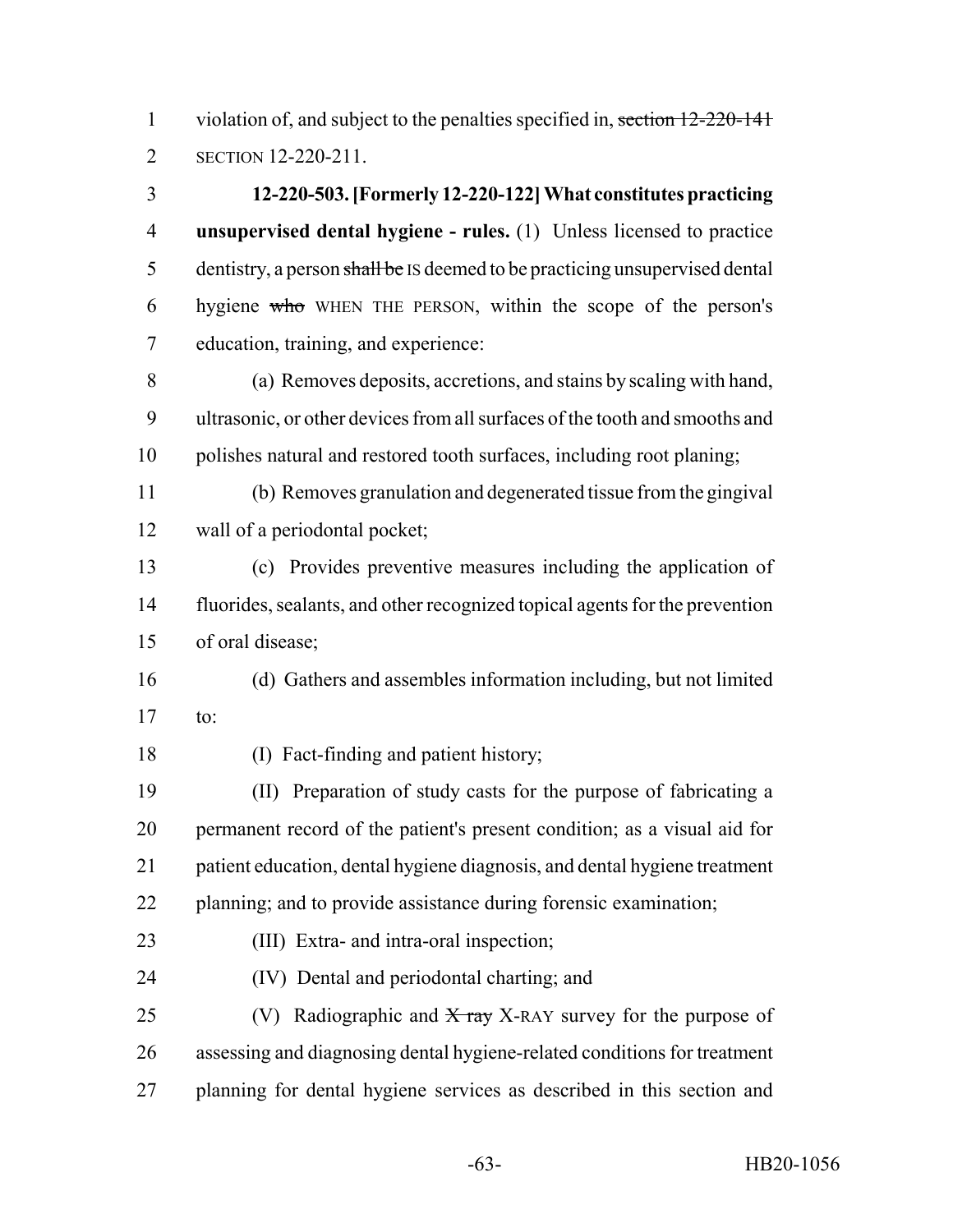violation of, and subject to the penalties specified in, ~~section 12-220-141~~ SECTION 12-220-211.

**12-220-503. [Formerly 12-220-122] What constitutes practicing unsupervised dental hygiene - rules.** (1) Unless licensed to practice dentistry, a person ~~shall be~~ IS deemed to be practicing unsupervised dental hygiene ~~who~~ WHEN THE PERSON, within the scope of the person's education, training, and experience:

(a) Removes deposits, accretions, and stains by scaling with hand, ultrasonic, or other devices from all surfaces of the tooth and smooths and polishes natural and restored tooth surfaces, including root planing;

(b) Removes granulation and degenerated tissue from the gingival wall of a periodontal pocket;

(c) Provides preventive measures including the application of fluorides, sealants, and other recognized topical agents for the prevention of oral disease;

(d) Gathers and assembles information including, but not limited to:

(I) Fact-finding and patient history;

(II) Preparation of study casts for the purpose of fabricating a permanent record of the patient's present condition; as a visual aid for patient education, dental hygiene diagnosis, and dental hygiene treatment planning; and to provide assistance during forensic examination;

(III) Extra- and intra-oral inspection;

(IV) Dental and periodontal charting; and

(V) Radiographic and ~~X ray~~ X-RAY survey for the purpose of assessing and diagnosing dental hygiene-related conditions for treatment planning for dental hygiene services as described in this section and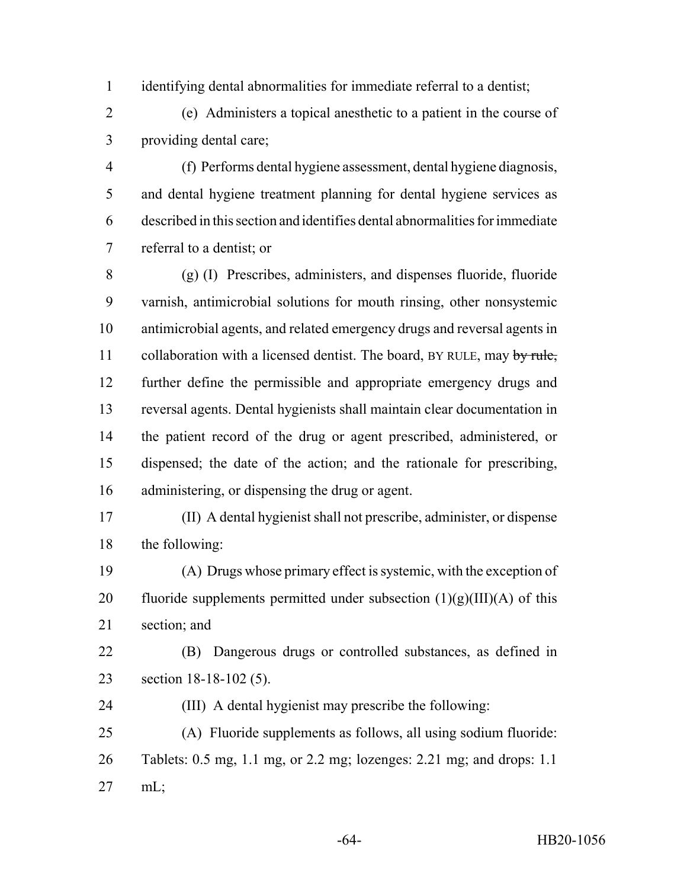identifying dental abnormalities for immediate referral to a dentist;

(e) Administers a topical anesthetic to a patient in the course of providing dental care;

(f) Performs dental hygiene assessment, dental hygiene diagnosis, and dental hygiene treatment planning for dental hygiene services as described in this section and identifies dental abnormalities for immediate referral to a dentist; or

(g) (I) Prescribes, administers, and dispenses fluoride, fluoride varnish, antimicrobial solutions for mouth rinsing, other nonsystemic antimicrobial agents, and related emergency drugs and reversal agents in collaboration with a licensed dentist. The board, BY RULE, may ~~by rule,~~ further define the permissible and appropriate emergency drugs and reversal agents. Dental hygienists shall maintain clear documentation in the patient record of the drug or agent prescribed, administered, or dispensed; the date of the action; and the rationale for prescribing, administering, or dispensing the drug or agent.

(II) A dental hygienist shall not prescribe, administer, or dispense the following:

(A) Drugs whose primary effect is systemic, with the exception of fluoride supplements permitted under subsection (1)(g)(III)(A) of this section; and

(B) Dangerous drugs or controlled substances, as defined in section 18-18-102 (5).

(III) A dental hygienist may prescribe the following:

(A) Fluoride supplements as follows, all using sodium fluoride: Tablets: 0.5 mg, 1.1 mg, or 2.2 mg; lozenges: 2.21 mg; and drops: 1.1 mL;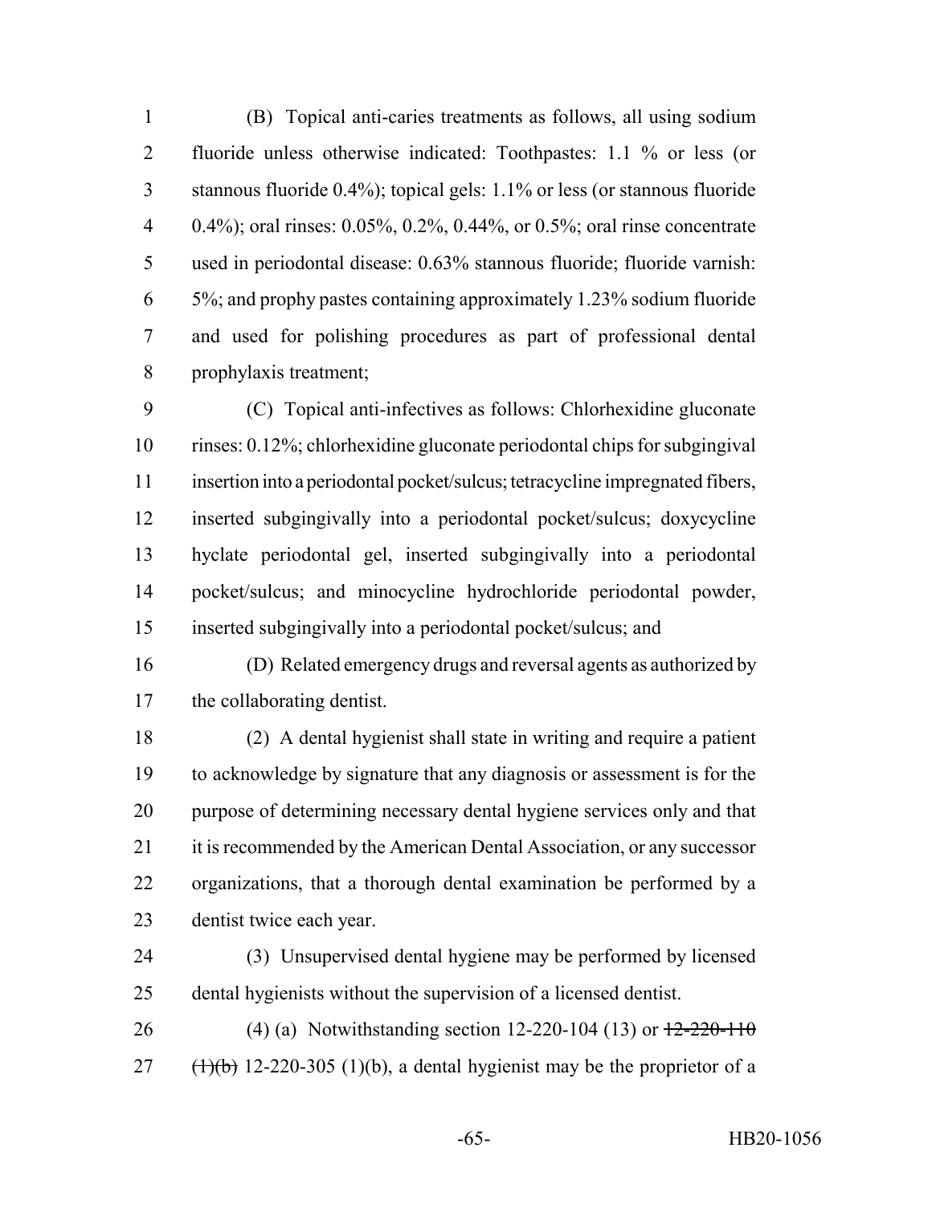(B) Topical anti-caries treatments as follows, all using sodium fluoride unless otherwise indicated: Toothpastes: 1.1 % or less (or stannous fluoride 0.4%); topical gels: 1.1% or less (or stannous fluoride 0.4%); oral rinses: 0.05%, 0.2%, 0.44%, or 0.5%; oral rinse concentrate used in periodontal disease: 0.63% stannous fluoride; fluoride varnish: 5%; and prophy pastes containing approximately 1.23% sodium fluoride and used for polishing procedures as part of professional dental prophylaxis treatment;

(C) Topical anti-infectives as follows: Chlorhexidine gluconate rinses: 0.12%; chlorhexidine gluconate periodontal chips for subgingival insertion into a periodontal pocket/sulcus; tetracycline impregnated fibers, inserted subgingivally into a periodontal pocket/sulcus; doxycycline hyclate periodontal gel, inserted subgingivally into a periodontal pocket/sulcus; and minocycline hydrochloride periodontal powder, inserted subgingivally into a periodontal pocket/sulcus; and

(D) Related emergency drugs and reversal agents as authorized by the collaborating dentist.

(2) A dental hygienist shall state in writing and require a patient to acknowledge by signature that any diagnosis or assessment is for the purpose of determining necessary dental hygiene services only and that it is recommended by the American Dental Association, or any successor organizations, that a thorough dental examination be performed by a dentist twice each year.

(3) Unsupervised dental hygiene may be performed by licensed dental hygienists without the supervision of a licensed dentist.

(4) (a) Notwithstanding section 12-220-104 (13) or ~~12-220-110 (1)(b)~~ 12-220-305 (1)(b), a dental hygienist may be the proprietor of a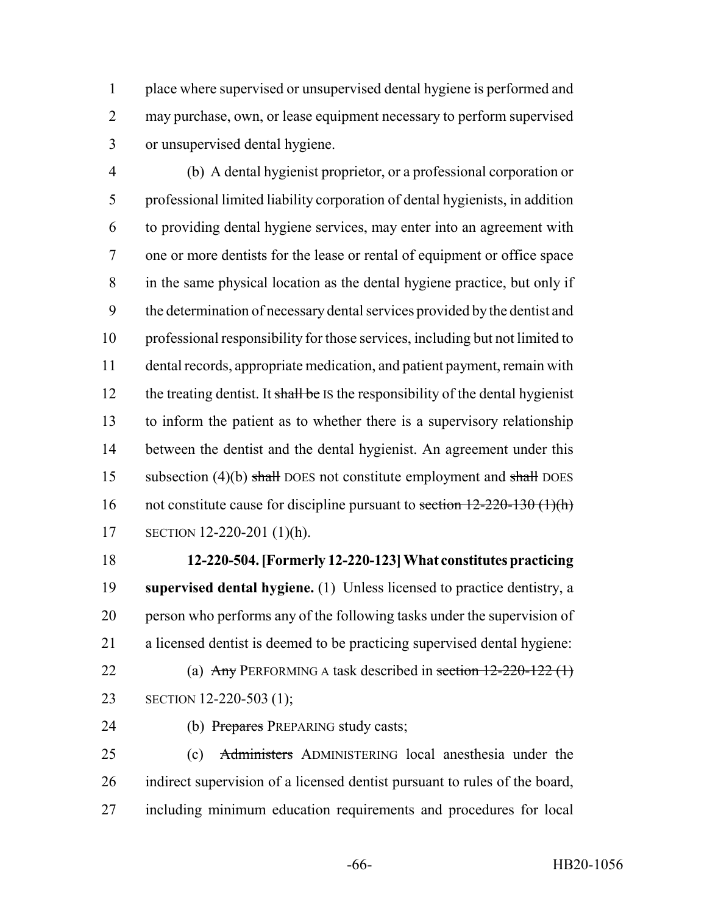place where supervised or unsupervised dental hygiene is performed and may purchase, own, or lease equipment necessary to perform supervised or unsupervised dental hygiene.

(b) A dental hygienist proprietor, or a professional corporation or professional limited liability corporation of dental hygienists, in addition to providing dental hygiene services, may enter into an agreement with one or more dentists for the lease or rental of equipment or office space in the same physical location as the dental hygiene practice, but only if the determination of necessary dental services provided by the dentist and professional responsibility for those services, including but not limited to dental records, appropriate medication, and patient payment, remain with the treating dentist. It ~~shall be~~ IS the responsibility of the dental hygienist to inform the patient as to whether there is a supervisory relationship between the dentist and the dental hygienist. An agreement under this subsection (4)(b) ~~shall~~ DOES not constitute employment and ~~shall~~ DOES not constitute cause for discipline pursuant to ~~section 12-220-130 (1)(h)~~ SECTION 12-220-201 (1)(h).

**12-220-504. [Formerly 12-220-123] What constitutes practicing supervised dental hygiene.** (1) Unless licensed to practice dentistry, a person who performs any of the following tasks under the supervision of a licensed dentist is deemed to be practicing supervised dental hygiene:

(a) ~~Any~~ PERFORMING A task described in ~~section 12-220-122 (1)~~ SECTION 12-220-503 (1);

(b) ~~Prepares~~ PREPARING study casts;

(c) ~~Administers~~ ADMINISTERING local anesthesia under the indirect supervision of a licensed dentist pursuant to rules of the board, including minimum education requirements and procedures for local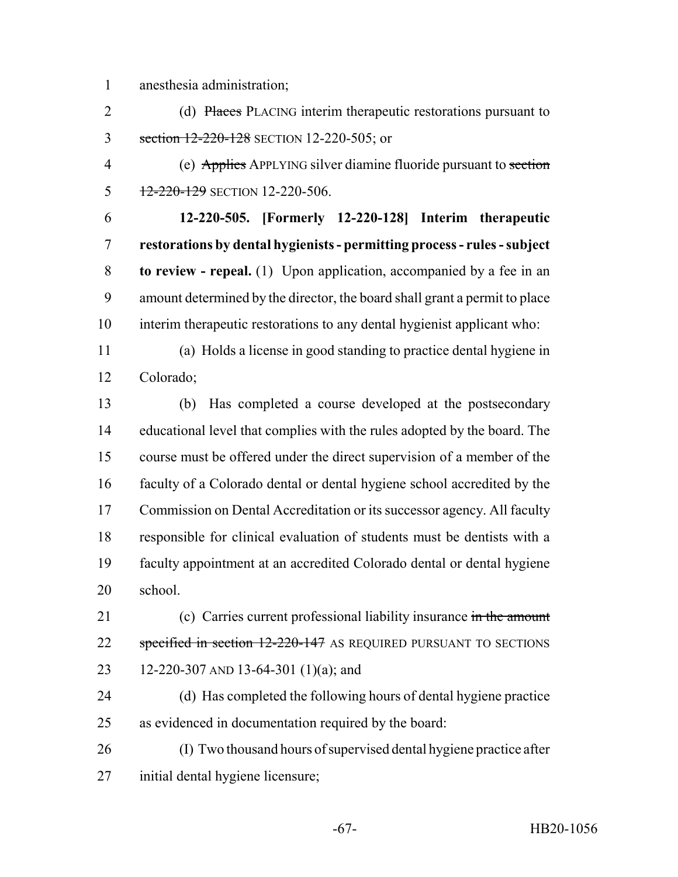anesthesia administration;

(d) ~~Places~~ PLACING interim therapeutic restorations pursuant to ~~section 12-220-128~~ SECTION 12-220-505; or

(e) ~~Applies~~ APPLYING silver diamine fluoride pursuant to ~~section 12-220-129~~ SECTION 12-220-506.

**12-220-505. [Formerly 12-220-128] Interim therapeutic restorations by dental hygienists - permitting process - rules - subject to review - repeal.** (1) Upon application, accompanied by a fee in an amount determined by the director, the board shall grant a permit to place interim therapeutic restorations to any dental hygienist applicant who:

(a) Holds a license in good standing to practice dental hygiene in Colorado;

(b) Has completed a course developed at the postsecondary educational level that complies with the rules adopted by the board. The course must be offered under the direct supervision of a member of the faculty of a Colorado dental or dental hygiene school accredited by the Commission on Dental Accreditation or its successor agency. All faculty responsible for clinical evaluation of students must be dentists with a faculty appointment at an accredited Colorado dental or dental hygiene school.

(c) Carries current professional liability insurance ~~in the amount specified in section 12-220-147~~ AS REQUIRED PURSUANT TO SECTIONS 12-220-307 AND 13-64-301 (1)(a); and

(d) Has completed the following hours of dental hygiene practice as evidenced in documentation required by the board:

(I) Two thousand hours of supervised dental hygiene practice after initial dental hygiene licensure;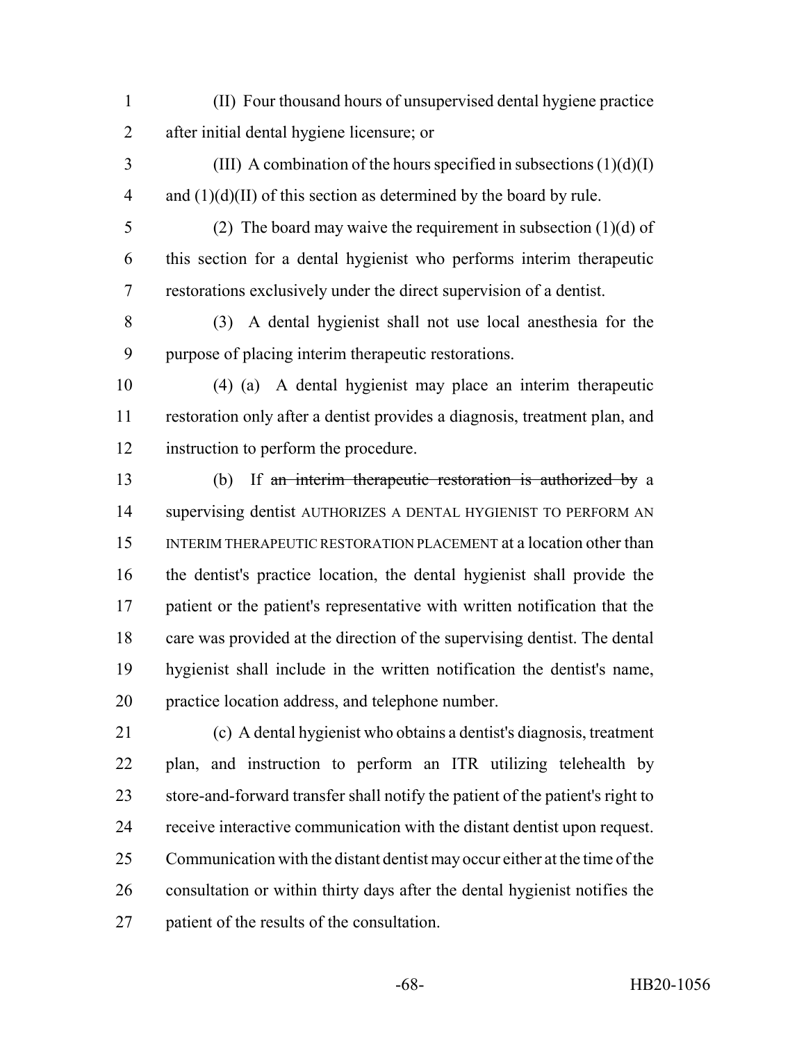(II) Four thousand hours of unsupervised dental hygiene practice after initial dental hygiene licensure; or

(III) A combination of the hours specified in subsections (1)(d)(I) and (1)(d)(II) of this section as determined by the board by rule.

(2) The board may waive the requirement in subsection (1)(d) of this section for a dental hygienist who performs interim therapeutic restorations exclusively under the direct supervision of a dentist.

(3) A dental hygienist shall not use local anesthesia for the purpose of placing interim therapeutic restorations.

(4) (a) A dental hygienist may place an interim therapeutic restoration only after a dentist provides a diagnosis, treatment plan, and instruction to perform the procedure.

(b) If ~~an interim therapeutic restoration is authorized by~~ a supervising dentist AUTHORIZES A DENTAL HYGIENIST TO PERFORM AN INTERIM THERAPEUTIC RESTORATION PLACEMENT at a location other than the dentist's practice location, the dental hygienist shall provide the patient or the patient's representative with written notification that the care was provided at the direction of the supervising dentist. The dental hygienist shall include in the written notification the dentist's name, practice location address, and telephone number.

(c) A dental hygienist who obtains a dentist's diagnosis, treatment plan, and instruction to perform an ITR utilizing telehealth by store-and-forward transfer shall notify the patient of the patient's right to receive interactive communication with the distant dentist upon request. Communication with the distant dentist may occur either at the time of the consultation or within thirty days after the dental hygienist notifies the patient of the results of the consultation.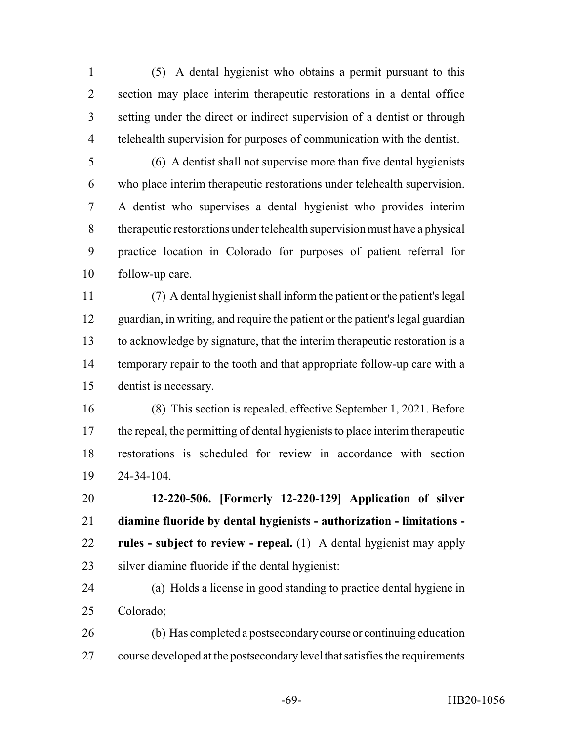(5) A dental hygienist who obtains a permit pursuant to this section may place interim therapeutic restorations in a dental office setting under the direct or indirect supervision of a dentist or through telehealth supervision for purposes of communication with the dentist.

(6) A dentist shall not supervise more than five dental hygienists who place interim therapeutic restorations under telehealth supervision. A dentist who supervises a dental hygienist who provides interim therapeutic restorations under telehealth supervision must have a physical practice location in Colorado for purposes of patient referral for follow-up care.

(7) A dental hygienist shall inform the patient or the patient's legal guardian, in writing, and require the patient or the patient's legal guardian to acknowledge by signature, that the interim therapeutic restoration is a temporary repair to the tooth and that appropriate follow-up care with a dentist is necessary.

(8) This section is repealed, effective September 1, 2021. Before the repeal, the permitting of dental hygienists to place interim therapeutic restorations is scheduled for review in accordance with section 24-34-104.

**12-220-506. [Formerly 12-220-129] Application of silver diamine fluoride by dental hygienists - authorization - limitations - rules - subject to review - repeal.** (1) A dental hygienist may apply silver diamine fluoride if the dental hygienist:

(a) Holds a license in good standing to practice dental hygiene in Colorado;

(b) Has completed a postsecondary course or continuing education course developed at the postsecondary level that satisfies the requirements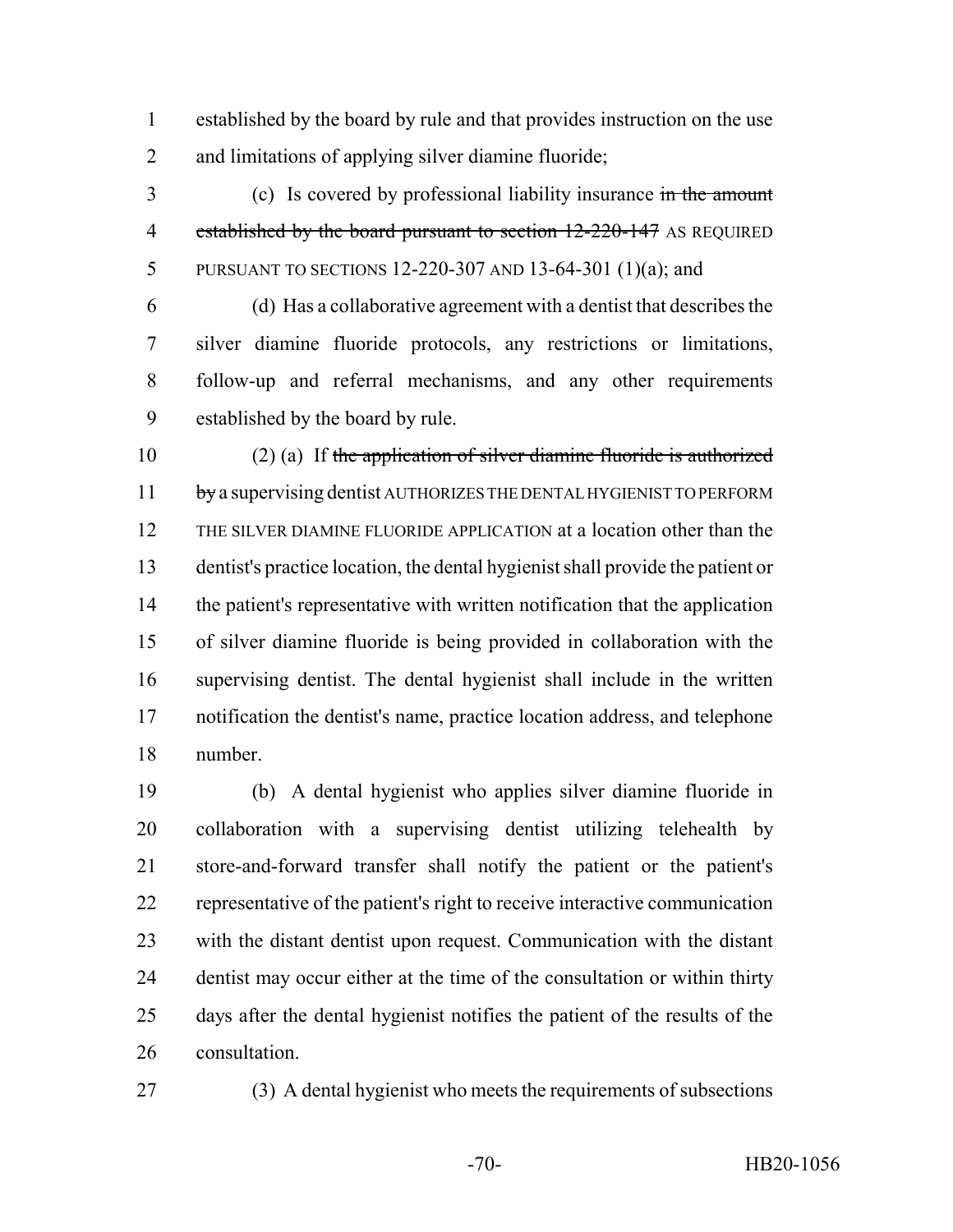established by the board by rule and that provides instruction on the use and limitations of applying silver diamine fluoride;

(c) Is covered by professional liability insurance ~~in the amount established by the board pursuant to section 12-220-147~~ AS REQUIRED PURSUANT TO SECTIONS 12-220-307 AND 13-64-301 (1)(a); and

(d) Has a collaborative agreement with a dentist that describes the silver diamine fluoride protocols, any restrictions or limitations, follow-up and referral mechanisms, and any other requirements established by the board by rule.

(2) (a) If ~~the application of silver diamine fluoride is authorized by~~ a supervising dentist AUTHORIZES THE DENTAL HYGIENIST TO PERFORM THE SILVER DIAMINE FLUORIDE APPLICATION at a location other than the dentist's practice location, the dental hygienist shall provide the patient or the patient's representative with written notification that the application of silver diamine fluoride is being provided in collaboration with the supervising dentist. The dental hygienist shall include in the written notification the dentist's name, practice location address, and telephone number.

(b) A dental hygienist who applies silver diamine fluoride in collaboration with a supervising dentist utilizing telehealth by store-and-forward transfer shall notify the patient or the patient's representative of the patient's right to receive interactive communication with the distant dentist upon request. Communication with the distant dentist may occur either at the time of the consultation or within thirty days after the dental hygienist notifies the patient of the results of the consultation.

(3) A dental hygienist who meets the requirements of subsections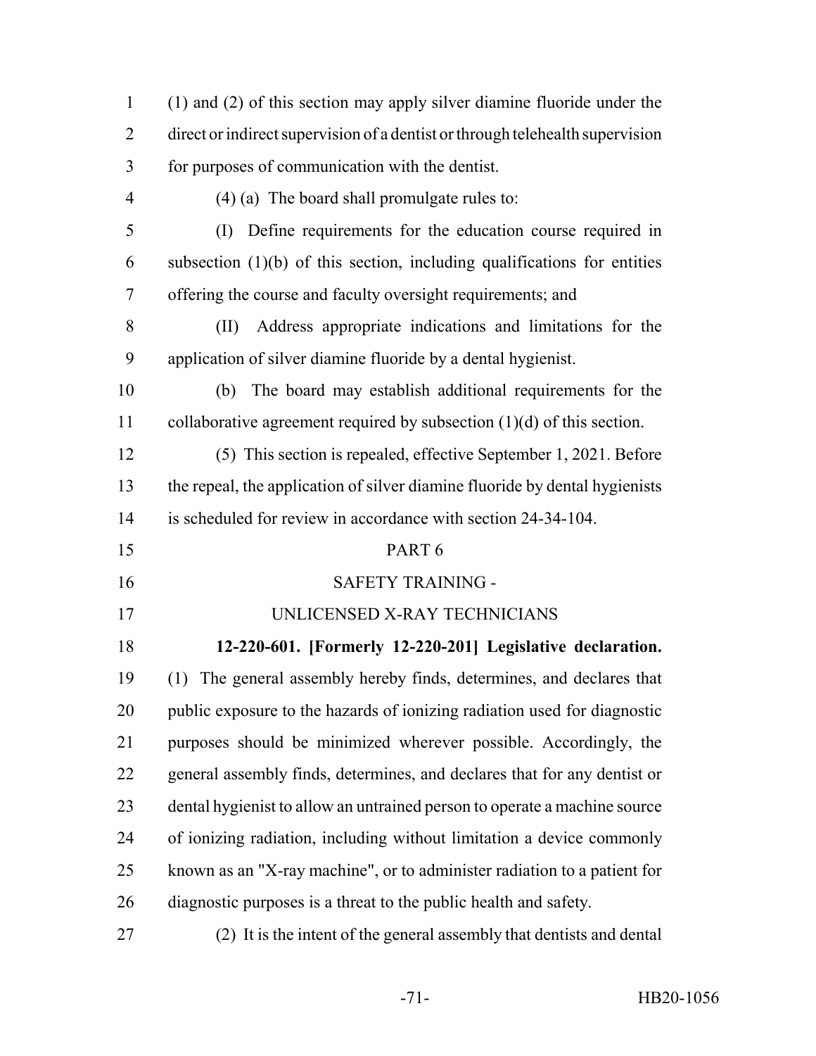(1) and (2) of this section may apply silver diamine fluoride under the direct or indirect supervision of a dentist or through telehealth supervision for purposes of communication with the dentist.

(4) (a) The board shall promulgate rules to:

(I) Define requirements for the education course required in subsection (1)(b) of this section, including qualifications for entities offering the course and faculty oversight requirements; and

(II) Address appropriate indications and limitations for the application of silver diamine fluoride by a dental hygienist.

(b) The board may establish additional requirements for the collaborative agreement required by subsection (1)(d) of this section.

(5) This section is repealed, effective September 1, 2021. Before the repeal, the application of silver diamine fluoride by dental hygienists is scheduled for review in accordance with section 24-34-104.

PART 6

SAFETY TRAINING -

UNLICENSED X-RAY TECHNICIANS

**12-220-601. [Formerly 12-220-201] Legislative declaration.** (1) The general assembly hereby finds, determines, and declares that public exposure to the hazards of ionizing radiation used for diagnostic purposes should be minimized wherever possible. Accordingly, the general assembly finds, determines, and declares that for any dentist or dental hygienist to allow an untrained person to operate a machine source of ionizing radiation, including without limitation a device commonly known as an "X-ray machine", or to administer radiation to a patient for diagnostic purposes is a threat to the public health and safety.

(2) It is the intent of the general assembly that dentists and dental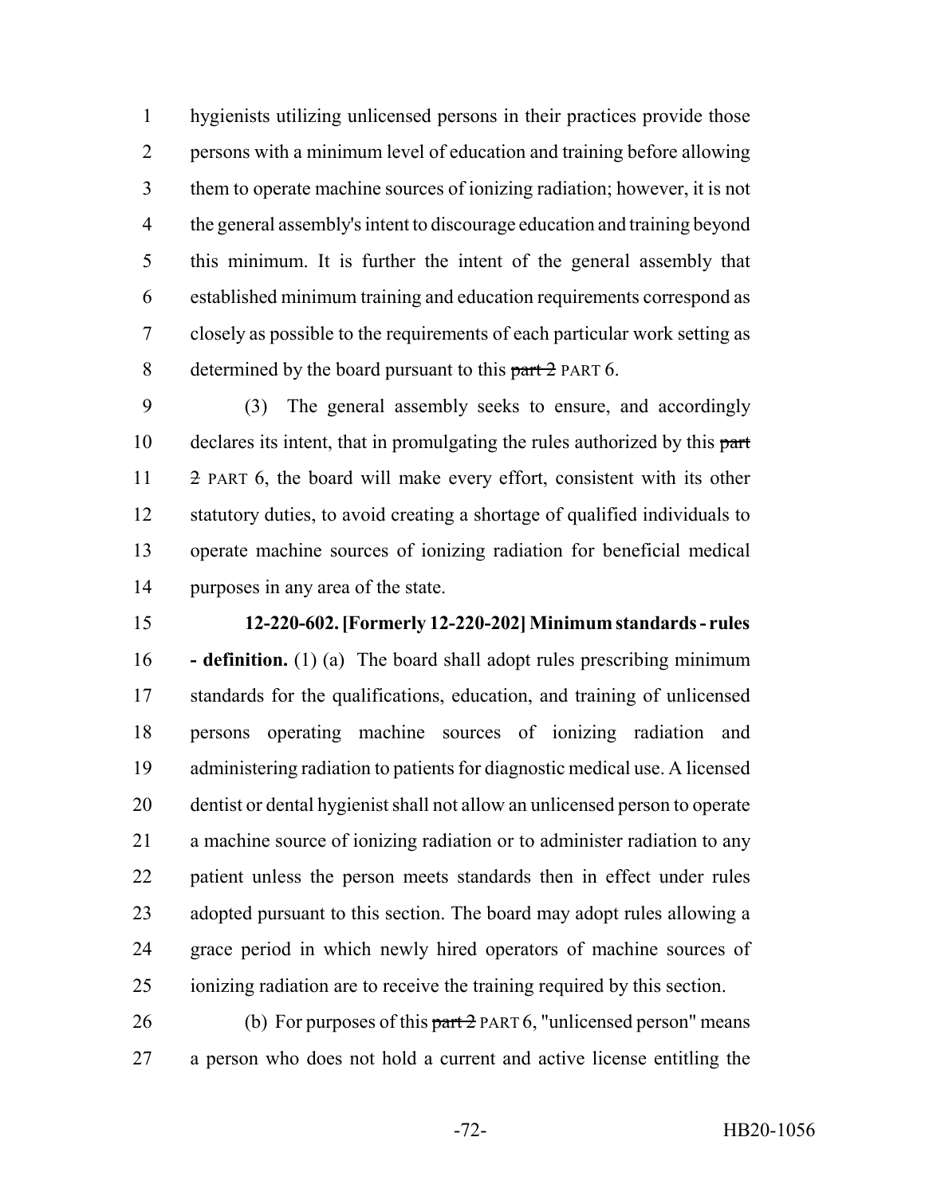hygienists utilizing unlicensed persons in their practices provide those persons with a minimum level of education and training before allowing them to operate machine sources of ionizing radiation; however, it is not the general assembly's intent to discourage education and training beyond this minimum. It is further the intent of the general assembly that established minimum training and education requirements correspond as closely as possible to the requirements of each particular work setting as determined by the board pursuant to this ~~part 2~~ PART 6.

(3) The general assembly seeks to ensure, and accordingly declares its intent, that in promulgating the rules authorized by this ~~part 2~~ PART 6, the board will make every effort, consistent with its other statutory duties, to avoid creating a shortage of qualified individuals to operate machine sources of ionizing radiation for beneficial medical purposes in any area of the state.

**12-220-602. [Formerly 12-220-202] Minimum standards - rules - definition.** (1) (a) The board shall adopt rules prescribing minimum standards for the qualifications, education, and training of unlicensed persons operating machine sources of ionizing radiation and administering radiation to patients for diagnostic medical use. A licensed dentist or dental hygienist shall not allow an unlicensed person to operate a machine source of ionizing radiation or to administer radiation to any patient unless the person meets standards then in effect under rules adopted pursuant to this section. The board may adopt rules allowing a grace period in which newly hired operators of machine sources of ionizing radiation are to receive the training required by this section.

(b) For purposes of this ~~part 2~~ PART 6, "unlicensed person" means a person who does not hold a current and active license entitling the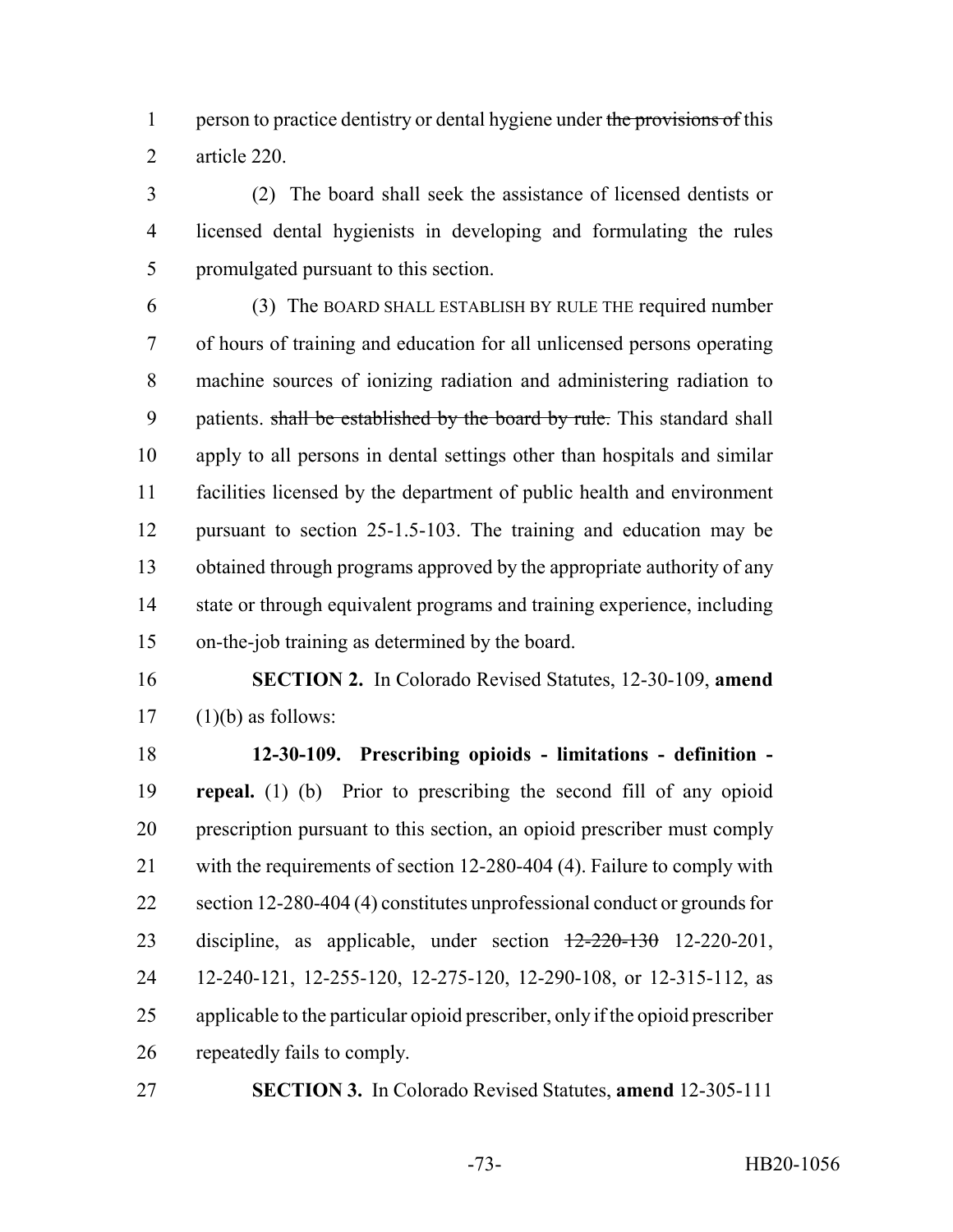person to practice dentistry or dental hygiene under ~~the provisions of~~ this article 220.

(2) The board shall seek the assistance of licensed dentists or licensed dental hygienists in developing and formulating the rules promulgated pursuant to this section.

(3) The BOARD SHALL ESTABLISH BY RULE THE required number of hours of training and education for all unlicensed persons operating machine sources of ionizing radiation and administering radiation to patients. ~~shall be established by the board by rule.~~ This standard shall apply to all persons in dental settings other than hospitals and similar facilities licensed by the department of public health and environment pursuant to section 25-1.5-103. The training and education may be obtained through programs approved by the appropriate authority of any state or through equivalent programs and training experience, including on-the-job training as determined by the board.

**SECTION 2.** In Colorado Revised Statutes, 12-30-109, **amend** (1)(b) as follows:

**12-30-109. Prescribing opioids - limitations - definition - repeal.** (1) (b) Prior to prescribing the second fill of any opioid prescription pursuant to this section, an opioid prescriber must comply with the requirements of section 12-280-404 (4). Failure to comply with section 12-280-404 (4) constitutes unprofessional conduct or grounds for discipline, as applicable, under section ~~12-220-130~~ 12-220-201, 12-240-121, 12-255-120, 12-275-120, 12-290-108, or 12-315-112, as applicable to the particular opioid prescriber, only if the opioid prescriber repeatedly fails to comply.

**SECTION 3.** In Colorado Revised Statutes, **amend** 12-305-111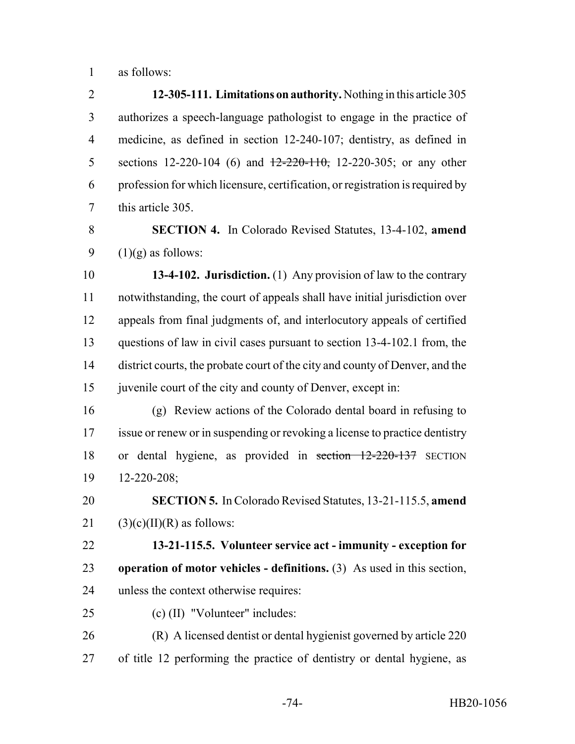as follows:

**12-305-111. Limitations on authority.** Nothing in this article 305 authorizes a speech-language pathologist to engage in the practice of medicine, as defined in section 12-240-107; dentistry, as defined in sections 12-220-104 (6) and ~~12-220-110,~~ 12-220-305; or any other profession for which licensure, certification, or registration is required by this article 305.

**SECTION 4.** In Colorado Revised Statutes, 13-4-102, **amend** (1)(g) as follows:

**13-4-102. Jurisdiction.** (1) Any provision of law to the contrary notwithstanding, the court of appeals shall have initial jurisdiction over appeals from final judgments of, and interlocutory appeals of certified questions of law in civil cases pursuant to section 13-4-102.1 from, the district courts, the probate court of the city and county of Denver, and the juvenile court of the city and county of Denver, except in:

(g) Review actions of the Colorado dental board in refusing to issue or renew or in suspending or revoking a license to practice dentistry or dental hygiene, as provided in ~~section 12-220-137~~ SECTION 12-220-208;

**SECTION 5.** In Colorado Revised Statutes, 13-21-115.5, **amend** (3)(c)(II)(R) as follows:

**13-21-115.5. Volunteer service act - immunity - exception for operation of motor vehicles - definitions.** (3) As used in this section, unless the context otherwise requires:

(c) (II) "Volunteer" includes:

(R) A licensed dentist or dental hygienist governed by article 220 of title 12 performing the practice of dentistry or dental hygiene, as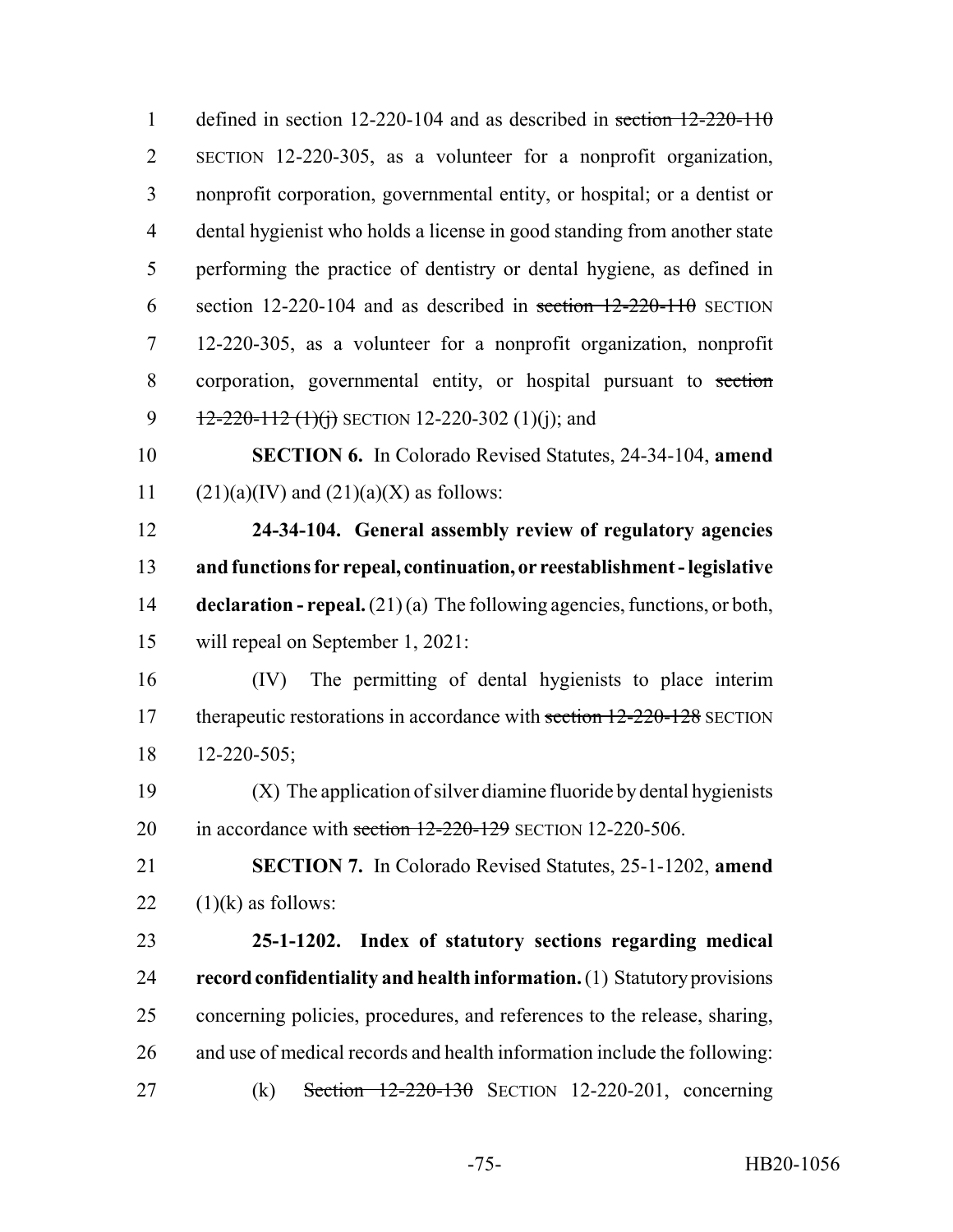defined in section 12-220-104 and as described in ~~section 12-220-110~~ SECTION 12-220-305, as a volunteer for a nonprofit organization, nonprofit corporation, governmental entity, or hospital; or a dentist or dental hygienist who holds a license in good standing from another state performing the practice of dentistry or dental hygiene, as defined in section 12-220-104 and as described in ~~section 12-220-110~~ SECTION 12-220-305, as a volunteer for a nonprofit organization, nonprofit corporation, governmental entity, or hospital pursuant to ~~section 12-220-112 (1)(j)~~ SECTION 12-220-302 (1)(j); and

**SECTION 6.** In Colorado Revised Statutes, 24-34-104, **amend** (21)(a)(IV) and (21)(a)(X) as follows:

**24-34-104. General assembly review of regulatory agencies and functions for repeal, continuation, or reestablishment - legislative declaration - repeal.** (21) (a) The following agencies, functions, or both, will repeal on September 1, 2021:

(IV) The permitting of dental hygienists to place interim therapeutic restorations in accordance with ~~section 12-220-128~~ SECTION 12-220-505;

(X) The application of silver diamine fluoride by dental hygienists in accordance with ~~section 12-220-129~~ SECTION 12-220-506.

**SECTION 7.** In Colorado Revised Statutes, 25-1-1202, **amend** (1)(k) as follows:

**25-1-1202. Index of statutory sections regarding medical record confidentiality and health information.** (1) Statutory provisions concerning policies, procedures, and references to the release, sharing, and use of medical records and health information include the following:

(k) ~~Section 12-220-130~~ SECTION 12-220-201, concerning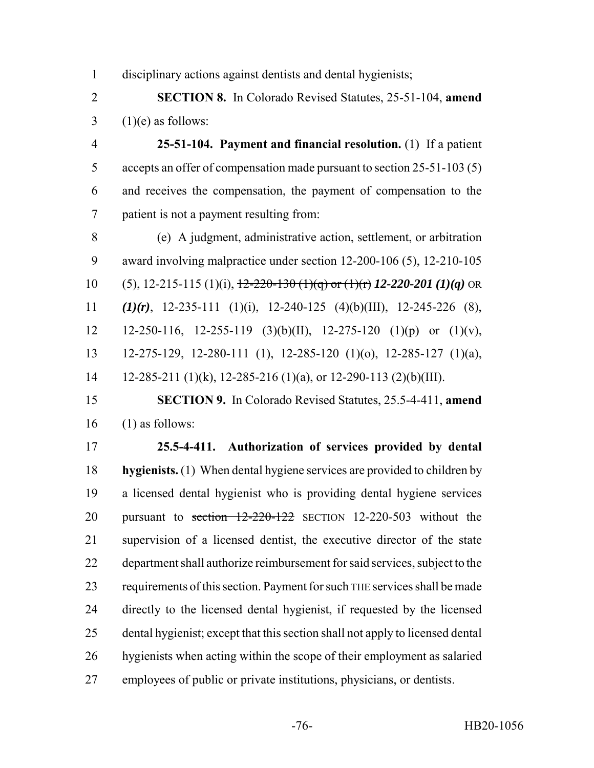disciplinary actions against dentists and dental hygienists;

**SECTION 8.** In Colorado Revised Statutes, 25-51-104, **amend** (1)(e) as follows:

**25-51-104. Payment and financial resolution.** (1) If a patient accepts an offer of compensation made pursuant to section 25-51-103 (5) and receives the compensation, the payment of compensation to the patient is not a payment resulting from:

(e) A judgment, administrative action, settlement, or arbitration award involving malpractice under section 12-200-106 (5), 12-210-105 (5), 12-215-115 (1)(i), ~~12-220-130 (1)(q) or (1)(r)~~ ***12-220-201 (1)(q)*** OR ***(1)(r)***, 12-235-111 (1)(i), 12-240-125 (4)(b)(III), 12-245-226 (8), 12-250-116, 12-255-119 (3)(b)(II), 12-275-120 (1)(p) or (1)(v), 12-275-129, 12-280-111 (1), 12-285-120 (1)(o), 12-285-127 (1)(a), 12-285-211 (1)(k), 12-285-216 (1)(a), or 12-290-113 (2)(b)(III).

**SECTION 9.** In Colorado Revised Statutes, 25.5-4-411, **amend** (1) as follows:

**25.5-4-411. Authorization of services provided by dental hygienists.** (1) When dental hygiene services are provided to children by a licensed dental hygienist who is providing dental hygiene services pursuant to ~~section 12-220-122~~ SECTION 12-220-503 without the supervision of a licensed dentist, the executive director of the state department shall authorize reimbursement for said services, subject to the requirements of this section. Payment for ~~such~~ THE services shall be made directly to the licensed dental hygienist, if requested by the licensed dental hygienist; except that this section shall not apply to licensed dental hygienists when acting within the scope of their employment as salaried employees of public or private institutions, physicians, or dentists.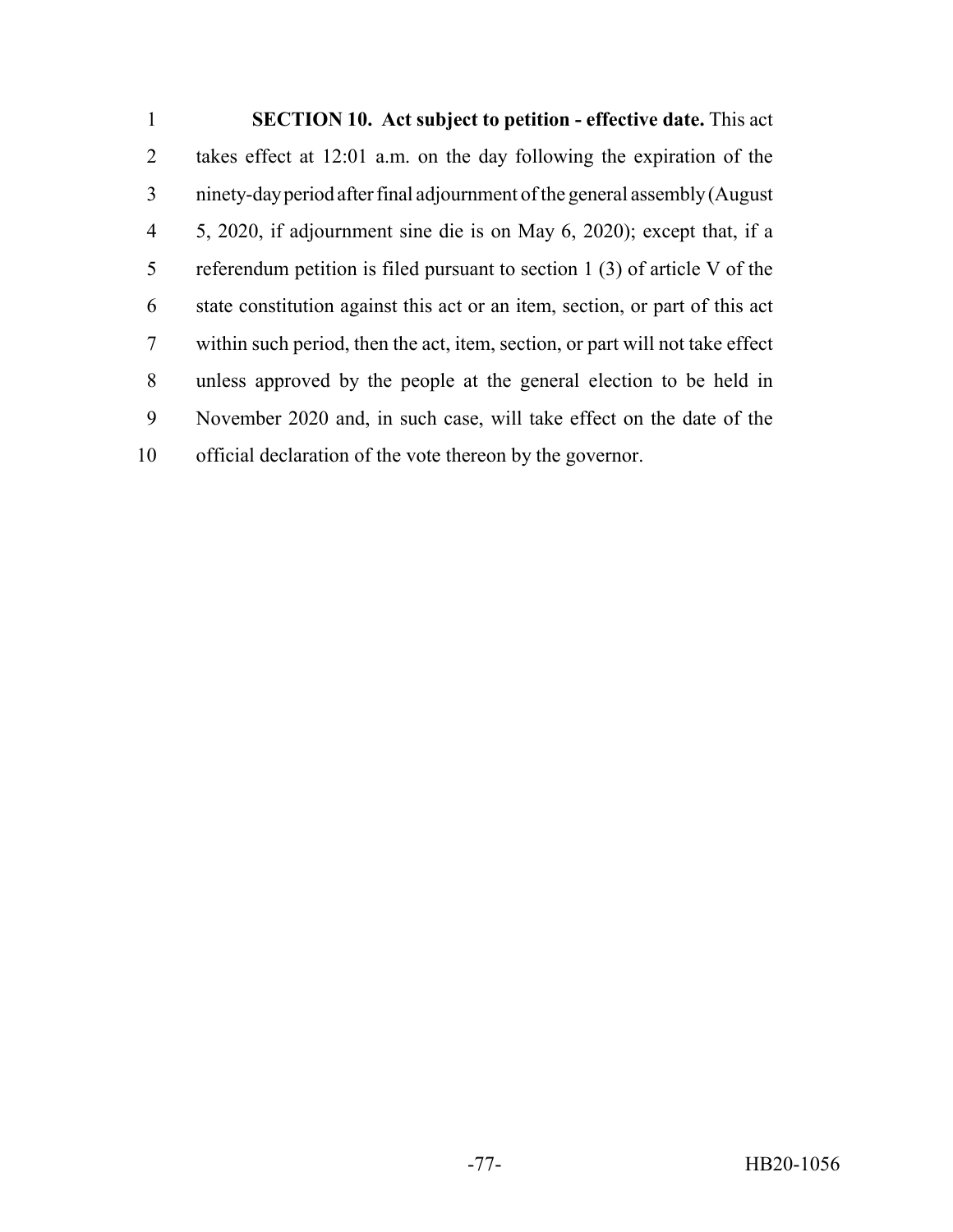**SECTION 10. Act subject to petition - effective date.** This act takes effect at 12:01 a.m. on the day following the expiration of the ninety-day period after final adjournment of the general assembly (August 5, 2020, if adjournment sine die is on May 6, 2020); except that, if a referendum petition is filed pursuant to section 1 (3) of article V of the state constitution against this act or an item, section, or part of this act within such period, then the act, item, section, or part will not take effect unless approved by the people at the general election to be held in November 2020 and, in such case, will take effect on the date of the official declaration of the vote thereon by the governor.